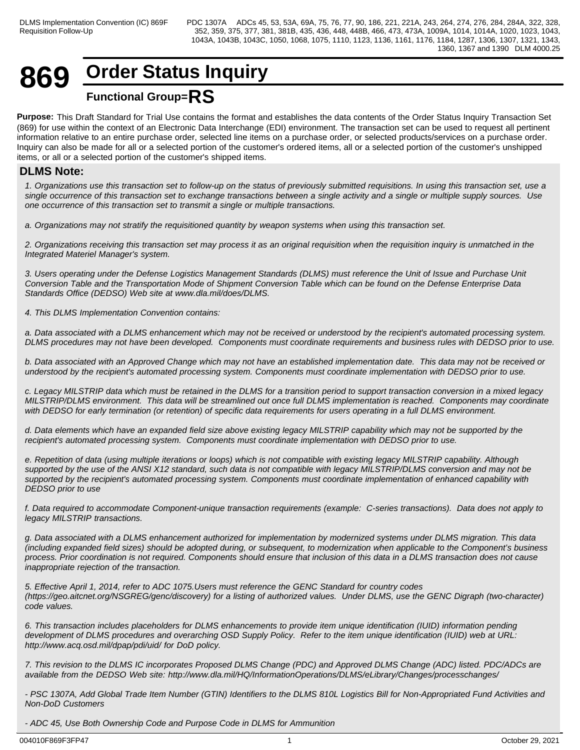# 869 Order Status Inquiry

## Functional Group=RS

**Purpose:** This Draft Standard for Trial Use contains the format and establishes the data contents of the Order Status Inquiry Transaction Set (869) for use within the context of an Electronic Data Interchange (EDI) environment. The transaction set can be used to request all pertinent information relative to an entire purchase order, selected line items on a purchase order, or selected products/services on a purchase order. Inquiry can also be made for all or a selected portion of the customer's ordered items, all or a selected portion of the customer's unshipped items, or all or a selected portion of the customer's shipped items.

### DLMS Note:

*1. Organizations use this transaction set to follow-up on the status of previously submitted requisitions. In using this transaction set, use a single occurrence of this transaction set to exchange transactions between a single activity and a single or multiple supply sources. Use one occurrence of this transaction set to transmit a single or multiple transactions.*

*a. Organizations may not stratify the requisitioned quantity by weapon systems when using this transaction set.*

*2. Organizations receiving this transaction set may process it as an original requisition when the requisition inquiry is unmatched in the Integrated Materiel Manager's system.*

*3. Users operating under the Defense Logistics Management Standards (DLMS) must reference the Unit of Issue and Purchase Unit Conversion Table and the Transportation Mode of Shipment Conversion Table which can be found on the Defense Enterprise Data Standards Office (DEDSO) Web site at www.dla.mil/does/DLMS.*

*4. This DLMS Implementation Convention contains:*

*a. Data associated with a DLMS enhancement which may not be received or understood by the recipient's automated processing system. DLMS procedures may not have been developed. Components must coordinate requirements and business rules with DEDSO prior to use.*

*b. Data associated with an Approved Change which may not have an established implementation date. This data may not be received or understood by the recipient's automated processing system. Components must coordinate implementation with DEDSO prior to use.*

*c. Legacy MILSTRIP data which must be retained in the DLMS for a transition period to support transaction conversion in a mixed legacy MILSTRIP/DLMS environment. This data will be streamlined out once full DLMS implementation is reached. Components may coordinate with DEDSO for early termination (or retention) of specific data requirements for users operating in a full DLMS environment.*

*d. Data elements which have an expanded field size above existing legacy MILSTRIP capability which may not be supported by the recipient's automated processing system. Components must coordinate implementation with DEDSO prior to use.*

*e. Repetition of data (using multiple iterations or loops) which is not compatible with existing legacy MILSTRIP capability. Although supported by the use of the ANSI X12 standard, such data is not compatible with legacy MILSTRIP/DLMS conversion and may not be supported by the recipient's automated processing system. Components must coordinate implementation of enhanced capability with DEDSO prior to use*

*f. Data required to accommodate Component-unique transaction requirements (example: C-series transactions). Data does not apply to legacy MILSTRIP transactions.*

*g. Data associated with a DLMS enhancement authorized for implementation by modernized systems under DLMS migration. This data (including expanded field sizes) should be adopted during, or subsequent, to modernization when applicable to the Component's business process. Prior coordination is not required. Components should ensure that inclusion of this data in a DLMS transaction does not cause inappropriate rejection of the transaction.*

*5. Effective April 1, 2014, refer to ADC 1075.Users must reference the GENC Standard for country codes (https://geo.aitcnet.org/NSGREG/genc/discovery) for a listing of authorized values. Under DLMS, use the GENC Digraph (two-character) code values.*

*6. This transaction includes placeholders for DLMS enhancements to provide item unique identification (IUID) information pending development of DLMS procedures and overarching OSD Supply Policy. Refer to the item unique identification (IUID) web at URL: http://www.acq.osd.mil/dpap/pdi/uid/ for DoD policy.*

*7. This revision to the DLMS IC incorporates Proposed DLMS Change (PDC) and Approved DLMS Change (ADC) listed. PDC/ADCs are available from the DEDSO Web site: http://www.dla.mil/HQ/InformationOperations/DLMS/eLibrary/Changes/processchanges/*

*- PSC 1307A, Add Global Trade Item Number (GTIN) Identifiers to the DLMS 810L Logistics Bill for Non-Appropriated Fund Activities and Non-DoD Customers*

*- ADC 45, Use Both Ownership Code and Purpose Code in DLMS for Ammunition*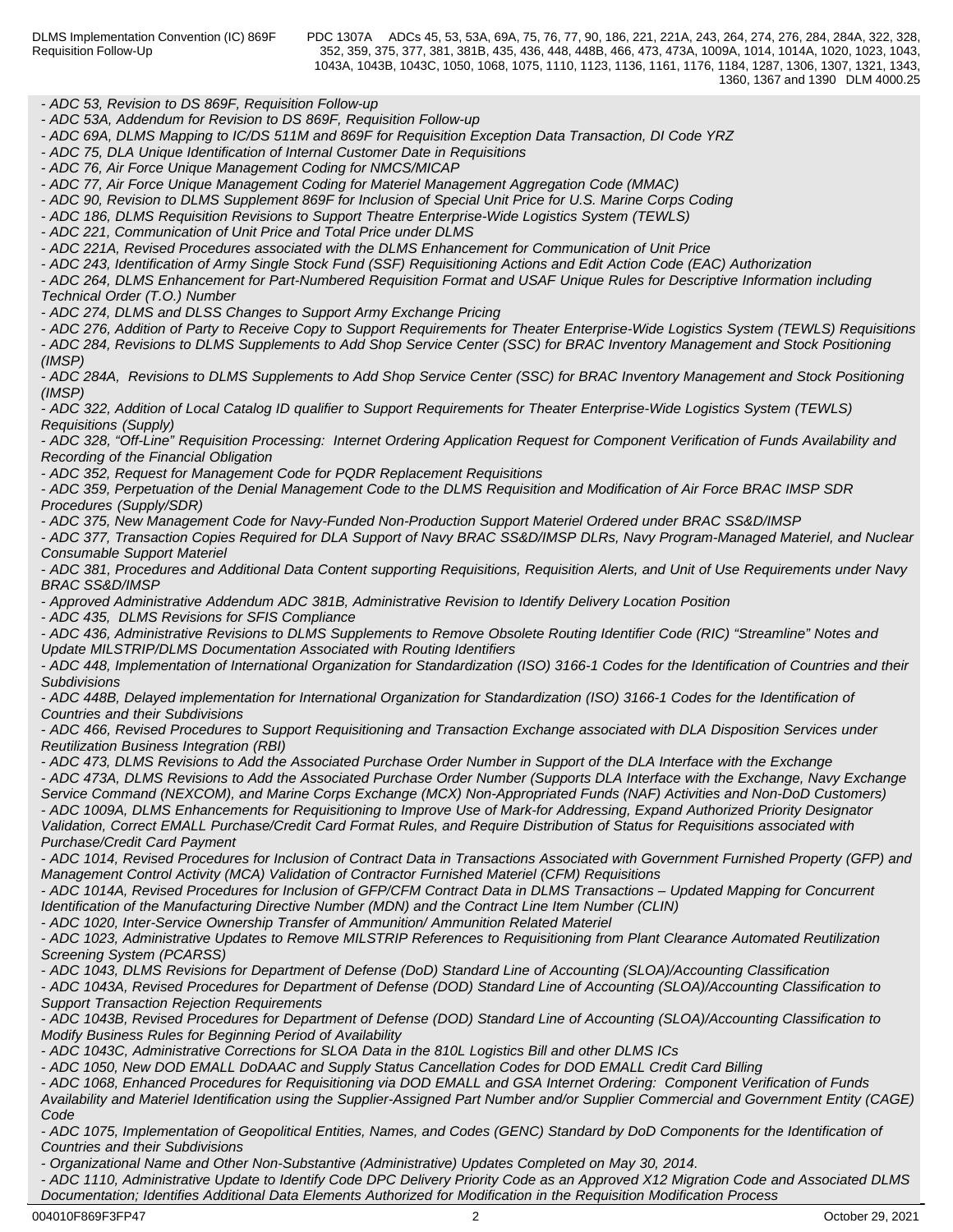*- ADC 53, Revision to DS 869F, Requisition Follow-up*
*- ADC 53A, Addendum for Revision to DS 869F, Requisition Follow-up*
*- ADC 69A, DLMS Mapping to IC/DS 511M and 869F for Requisition Exception Data Transaction, DI Code YRZ*
*- ADC 75, DLA Unique Identification of Internal Customer Date in Requisitions*
*- ADC 76, Air Force Unique Management Coding for NMCS/MICAP*
*- ADC 77, Air Force Unique Management Coding for Materiel Management Aggregation Code (MMAC)*
*- ADC 90, Revision to DLMS Supplement 869F for Inclusion of Special Unit Price for U.S. Marine Corps Coding*
*- ADC 186, DLMS Requisition Revisions to Support Theatre Enterprise-Wide Logistics System (TEWLS)*
*- ADC 221, Communication of Unit Price and Total Price under DLMS*
*- ADC 221A, Revised Procedures associated with the DLMS Enhancement for Communication of Unit Price*
*- ADC 243, Identification of Army Single Stock Fund (SSF) Requisitioning Actions and Edit Action Code (EAC) Authorization*
*- ADC 264, DLMS Enhancement for Part-Numbered Requisition Format and USAF Unique Rules for Descriptive Information including Technical Order (T.O.) Number*
*- ADC 274, DLMS and DLSS Changes to Support Army Exchange Pricing*
*- ADC 276, Addition of Party to Receive Copy to Support Requirements for Theater Enterprise-Wide Logistics System (TEWLS) Requisitions*
*- ADC 284, Revisions to DLMS Supplements to Add Shop Service Center (SSC) for BRAC Inventory Management and Stock Positioning (IMSP)*
*- ADC 284A, Revisions to DLMS Supplements to Add Shop Service Center (SSC) for BRAC Inventory Management and Stock Positioning (IMSP)*
*- ADC 322, Addition of Local Catalog ID qualifier to Support Requirements for Theater Enterprise-Wide Logistics System (TEWLS) Requisitions (Supply)*
*- ADC 328, "Off-Line" Requisition Processing: Internet Ordering Application Request for Component Verification of Funds Availability and Recording of the Financial Obligation*
*- ADC 352, Request for Management Code for PQDR Replacement Requisitions*
*- ADC 359, Perpetuation of the Denial Management Code to the DLMS Requisition and Modification of Air Force BRAC IMSP SDR Procedures (Supply/SDR)*
*- ADC 375, New Management Code for Navy-Funded Non-Production Support Materiel Ordered under BRAC SS&D/IMSP*
*- ADC 377, Transaction Copies Required for DLA Support of Navy BRAC SS&D/IMSP DLRs, Navy Program-Managed Materiel, and Nuclear Consumable Support Materiel*
*- ADC 381, Procedures and Additional Data Content supporting Requisitions, Requisition Alerts, and Unit of Use Requirements under Navy BRAC SS&D/IMSP*
*- Approved Administrative Addendum ADC 381B, Administrative Revision to Identify Delivery Location Position*
*- ADC 435, DLMS Revisions for SFIS Compliance*
*- ADC 436, Administrative Revisions to DLMS Supplements to Remove Obsolete Routing Identifier Code (RIC) "Streamline" Notes and Update MILSTRIP/DLMS Documentation Associated with Routing Identifiers*
*- ADC 448, Implementation of International Organization for Standardization (ISO) 3166-1 Codes for the Identification of Countries and their Subdivisions*
*- ADC 448B, Delayed implementation for International Organization for Standardization (ISO) 3166-1 Codes for the Identification of Countries and their Subdivisions*
*- ADC 466, Revised Procedures to Support Requisitioning and Transaction Exchange associated with DLA Disposition Services under Reutilization Business Integration (RBI)*
*- ADC 473, DLMS Revisions to Add the Associated Purchase Order Number in Support of the DLA Interface with the Exchange*
*- ADC 473A, DLMS Revisions to Add the Associated Purchase Order Number (Supports DLA Interface with the Exchange, Navy Exchange Service Command (NEXCOM), and Marine Corps Exchange (MCX) Non-Appropriated Funds (NAF) Activities and Non-DoD Customers)*
*- ADC 1009A, DLMS Enhancements for Requisitioning to Improve Use of Mark-for Addressing, Expand Authorized Priority Designator Validation, Correct EMALL Purchase/Credit Card Format Rules, and Require Distribution of Status for Requisitions associated with Purchase/Credit Card Payment*
*- ADC 1014, Revised Procedures for Inclusion of Contract Data in Transactions Associated with Government Furnished Property (GFP) and Management Control Activity (MCA) Validation of Contractor Furnished Materiel (CFM) Requisitions*
*- ADC 1014A, Revised Procedures for Inclusion of GFP/CFM Contract Data in DLMS Transactions – Updated Mapping for Concurrent Identification of the Manufacturing Directive Number (MDN) and the Contract Line Item Number (CLIN)*
*- ADC 1020, Inter-Service Ownership Transfer of Ammunition/ Ammunition Related Materiel*
*- ADC 1023, Administrative Updates to Remove MILSTRIP References to Requisitioning from Plant Clearance Automated Reutilization Screening System (PCARSS)*
*- ADC 1043, DLMS Revisions for Department of Defense (DoD) Standard Line of Accounting (SLOA)/Accounting Classification*
*- ADC 1043A, Revised Procedures for Department of Defense (DOD) Standard Line of Accounting (SLOA)/Accounting Classification to Support Transaction Rejection Requirements*
*- ADC 1043B, Revised Procedures for Department of Defense (DOD) Standard Line of Accounting (SLOA)/Accounting Classification to Modify Business Rules for Beginning Period of Availability*
*- ADC 1043C, Administrative Corrections for SLOA Data in the 810L Logistics Bill and other DLMS ICs*
*- ADC 1050, New DOD EMALL DoDAAC and Supply Status Cancellation Codes for DOD EMALL Credit Card Billing*
*- ADC 1068, Enhanced Procedures for Requisitioning via DOD EMALL and GSA Internet Ordering: Component Verification of Funds Availability and Materiel Identification using the Supplier-Assigned Part Number and/or Supplier Commercial and Government Entity (CAGE) Code*
*- ADC 1075, Implementation of Geopolitical Entities, Names, and Codes (GENC) Standard by DoD Components for the Identification of Countries and their Subdivisions*
*- Organizational Name and Other Non-Substantive (Administrative) Updates Completed on May 30, 2014.*
*- ADC 1110, Administrative Update to Identify Code DPC Delivery Priority Code as an Approved X12 Migration Code and Associated DLMS Documentation; Identifies Additional Data Elements Authorized for Modification in the Requisition Modification Process*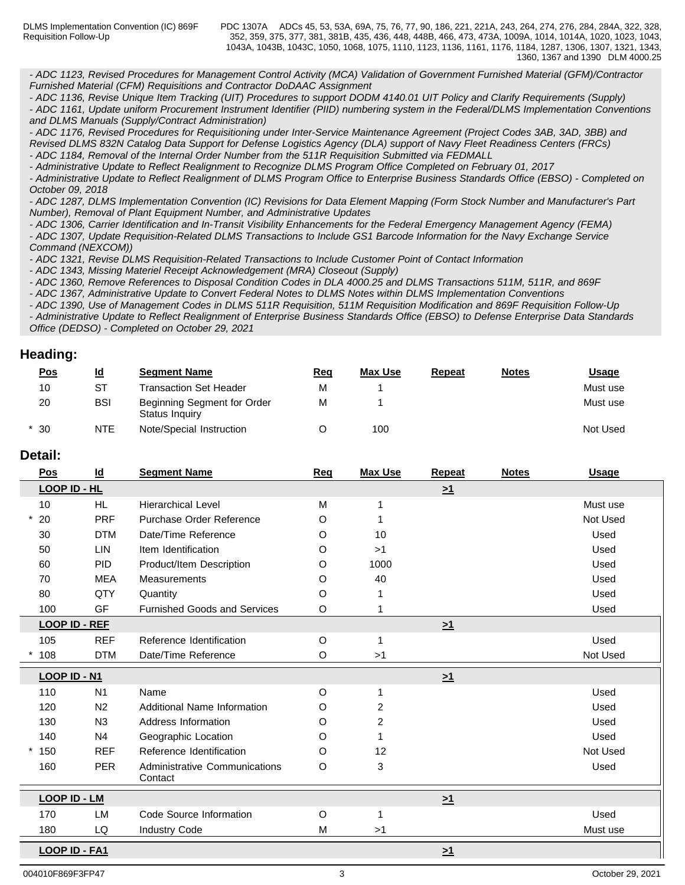*- ADC 1123, Revised Procedures for Management Control Activity (MCA) Validation of Government Furnished Material (GFM)/Contractor Furnished Material (CFM) Requisitions and Contractor DoDAAC Assignment*
*- ADC 1136, Revise Unique Item Tracking (UIT) Procedures to support DODM 4140.01 UIT Policy and Clarify Requirements (Supply)*
*- ADC 1161, Update uniform Procurement Instrument Identifier (PIID) numbering system in the Federal/DLMS Implementation Conventions and DLMS Manuals (Supply/Contract Administration)*
*- ADC 1176, Revised Procedures for Requisitioning under Inter-Service Maintenance Agreement (Project Codes 3AB, 3AD, 3BB) and Revised DLMS 832N Catalog Data Support for Defense Logistics Agency (DLA) support of Navy Fleet Readiness Centers (FRCs)*
*- ADC 1184, Removal of the Internal Order Number from the 511R Requisition Submitted via FEDMALL*
*- Administrative Update to Reflect Realignment to Recognize DLMS Program Office Completed on February 01, 2017*
*- Administrative Update to Reflect Realignment of DLMS Program Office to Enterprise Business Standards Office (EBSO) - Completed on October 09, 2018*
*- ADC 1287, DLMS Implementation Convention (IC) Revisions for Data Element Mapping (Form Stock Number and Manufacturer's Part Number), Removal of Plant Equipment Number, and Administrative Updates*
*- ADC 1306, Carrier Identification and In-Transit Visibility Enhancements for the Federal Emergency Management Agency (FEMA)*
*- ADC 1307, Update Requisition-Related DLMS Transactions to Include GS1 Barcode Information for the Navy Exchange Service Command (NEXCOM))*
*- ADC 1321, Revise DLMS Requisition-Related Transactions to Include Customer Point of Contact Information*
*- ADC 1343, Missing Materiel Receipt Acknowledgement (MRA) Closeout (Supply)*
*- ADC 1360, Remove References to Disposal Condition Codes in DLA 4000.25 and DLMS Transactions 511M, 511R, and 869F*
*- ADC 1367, Administrative Update to Convert Federal Notes to DLMS Notes within DLMS Implementation Conventions*
*- ADC 1390, Use of Management Codes in DLMS 511R Requisition, 511M Requisition Modification and 869F Requisition Follow-Up*
*- Administrative Update to Reflect Realignment of Enterprise Business Standards Office (EBSO) to Defense Enterprise Data Standards Office (DEDSO) - Completed on October 29, 2021*

## Heading:

| Pos | Id | Segment Name | Req | Max Use | Repeat | Notes | Usage |
|---|---|---|---|---|---|---|---|
| 10 | ST | Transaction Set Header | M | 1 | | | Must use |
| 20 | BSI | Beginning Segment for Order Status Inquiry | M | 1 | | | Must use |
| * 30 | NTE | Note/Special Instruction | O | 100 | | | Not Used |

## Detail:

| Pos | Id | Segment Name | Req | Max Use | Repeat | Notes | Usage |
|---|---|---|---|---|---|---|---|
| **LOOP ID - HL** | | | | | >1 | | |
| 10 | HL | Hierarchical Level | M | 1 | | | Must use |
| * 20 | PRF | Purchase Order Reference | O | 1 | | | Not Used |
| 30 | DTM | Date/Time Reference | O | 10 | | | Used |
| 50 | LIN | Item Identification | O | >1 | | | Used |
| 60 | PID | Product/Item Description | O | 1000 | | | Used |
| 70 | MEA | Measurements | O | 40 | | | Used |
| 80 | QTY | Quantity | O | 1 | | | Used |
| 100 | GF | Furnished Goods and Services | O | 1 | | | Used |
| **LOOP ID - REF** | | | | | >1 | | |
| 105 | REF | Reference Identification | O | 1 | | | Used |
| * 108 | DTM | Date/Time Reference | O | >1 | | | Not Used |
| **LOOP ID - N1** | | | | | >1 | | |
| 110 | N1 | Name | O | 1 | | | Used |
| 120 | N2 | Additional Name Information | O | 2 | | | Used |
| 130 | N3 | Address Information | O | 2 | | | Used |
| 140 | N4 | Geographic Location | O | 1 | | | Used |
| * 150 | REF | Reference Identification | O | 12 | | | Not Used |
| 160 | PER | Administrative Communications Contact | O | 3 | | | Used |
| **LOOP ID - LM** | | | | | >1 | | |
| 170 | LM | Code Source Information | O | 1 | | | Used |
| 180 | LQ | Industry Code | M | >1 | | | Must use |
| **LOOP ID - FA1** | | | | | >1 | | |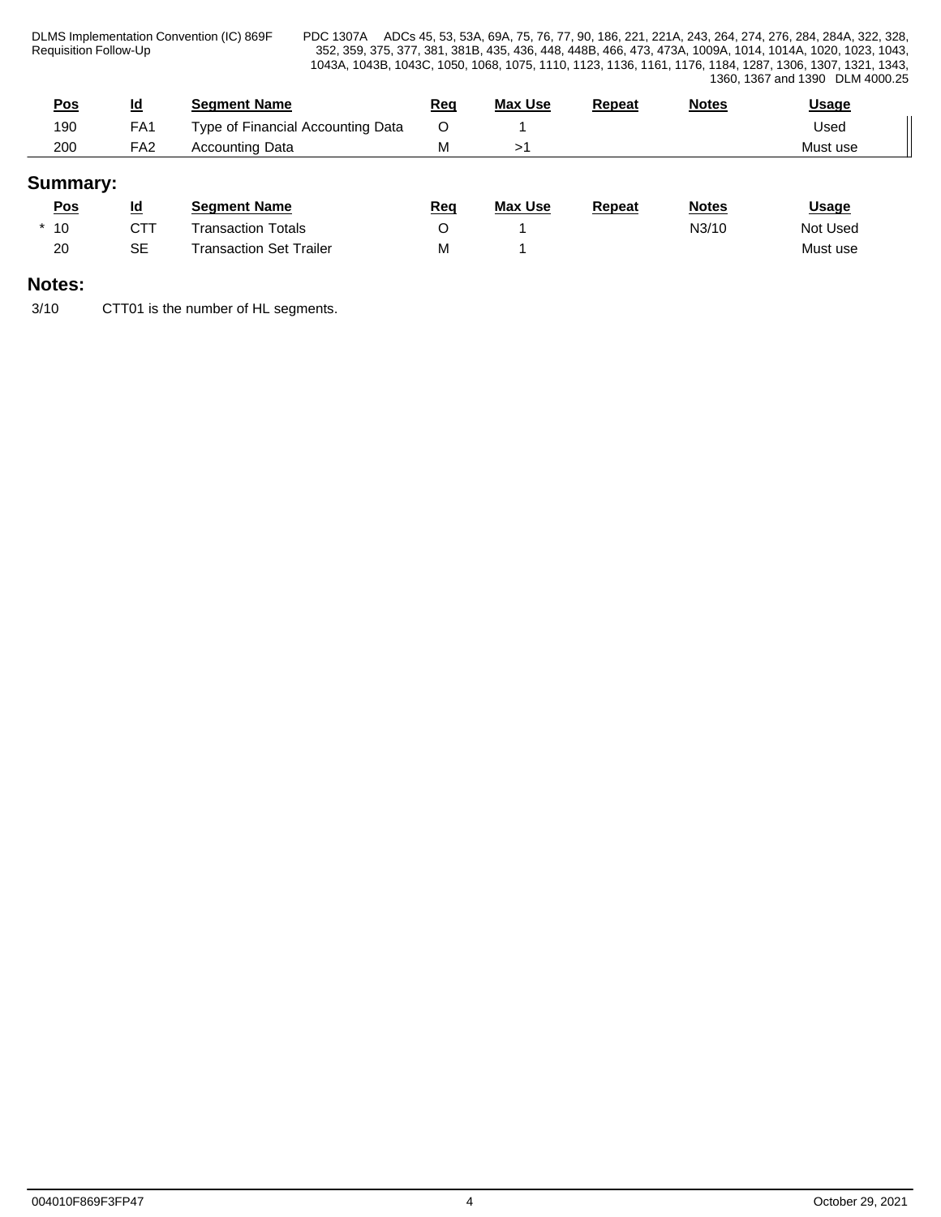| Pos | Id | Segment Name | Req | Max Use | Repeat | Notes | Usage |
|---|---|---|---|---|---|---|---|
| 190 | FA1 | Type of Financial Accounting Data | O | 1 | | | Used |
| 200 | FA2 | Accounting Data | M | >1 | | | Must use |

## Summary:

| Pos | Id | Segment Name | Req | Max Use | Repeat | Notes | Usage |
|---|---|---|---|---|---|---|---|
| * 10 | CTT | Transaction Totals | O | 1 | | N3/10 | Not Used |
| 20 | SE | Transaction Set Trailer | M | 1 | | | Must use |

## Notes:

3/10 CTT01 is the number of HL segments.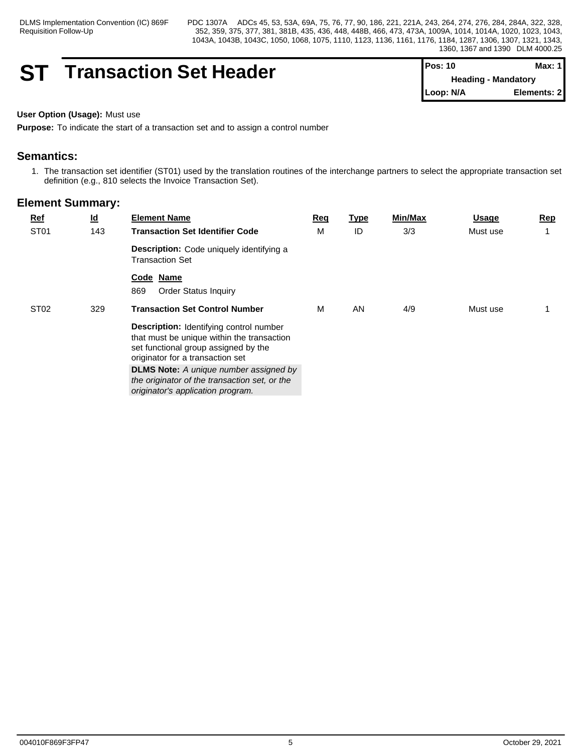# ST Transaction Set Header

| Pos: 10 | Max: 1 |
|---|---|
| Heading - Mandatory | |
| Loop: N/A | Elements: 2 |

**User Option (Usage):** Must use

**Purpose:** To indicate the start of a transaction set and to assign a control number

## Semantics:

1. The transaction set identifier (ST01) used by the translation routines of the interchange partners to select the appropriate transaction set definition (e.g., 810 selects the Invoice Transaction Set).

## Element Summary:

| Ref | Id | Element Name | Req | Type | Min/Max | Usage | Rep |
|---|---|---|---|---|---|---|---|
| ST01 | 143 | **Transaction Set Identifier Code**<br>**Description:** Code uniquely identifying a Transaction Set<br>**Code Name**<br>869 Order Status Inquiry | M | ID | 3/3 | Must use | 1 |
| ST02 | 329 | **Transaction Set Control Number**<br>**Description:** Identifying control number that must be unique within the transaction set functional group assigned by the originator for a transaction set<br>**DLMS Note:** *A unique number assigned by the originator of the transaction set, or the originator's application program.* | M | AN | 4/9 | Must use | 1 |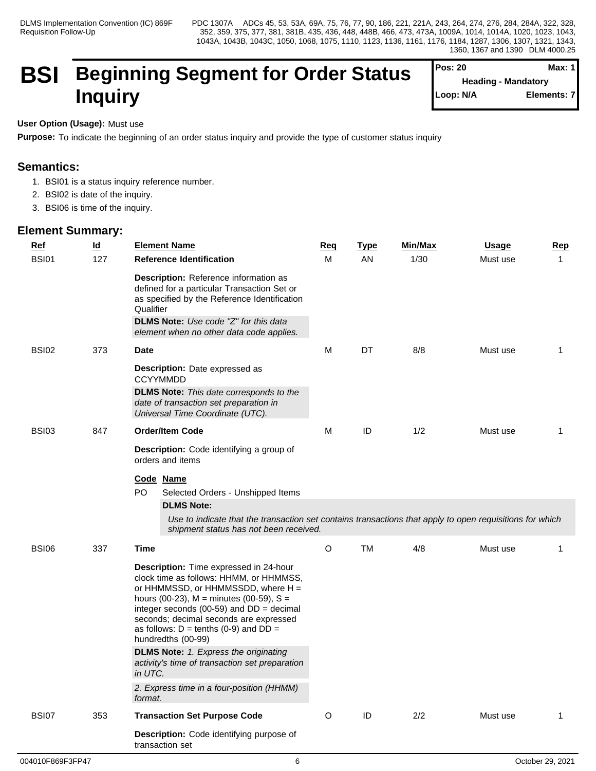# BSI Beginning Segment for Order Status Inquiry

**Pos: 20** **Max: 1**
**Heading - Mandatory**
**Loop: N/A** **Elements: 7**

**User Option (Usage):** Must use

**Purpose:** To indicate the beginning of an order status inquiry and provide the type of customer status inquiry

## Semantics:

1. BSI01 is a status inquiry reference number.
2. BSI02 is date of the inquiry.
3. BSI06 is time of the inquiry.

## Element Summary:

| Ref | Id | Element Name | Req | Type | Min/Max | Usage | Rep |
|---|---|---|---|---|---|---|---|
| BSI01 | 127 | **Reference Identification** | M | AN | 1/30 | Must use | 1 |
| | | **Description:** Reference information as defined for a particular Transaction Set or as specified by the Reference Identification Qualifier | | | | | |
| | | **DLMS Note:** *Use code "Z" for this data element when no other data code applies.* | | | | | |
| BSI02 | 373 | **Date** | M | DT | 8/8 | Must use | 1 |
| | | **Description:** Date expressed as CCYYMMDD | | | | | |
| | | **DLMS Note:** *This date corresponds to the date of transaction set preparation in Universal Time Coordinate (UTC).* | | | | | |
| BSI03 | 847 | **Order/Item Code** | M | ID | 1/2 | Must use | 1 |
| | | **Description:** Code identifying a group of orders and items | | | | | |
| | | **Code** **Name**<br>PO Selected Orders - Unshipped Items<br>**DLMS Note:**<br>*Use to indicate that the transaction set contains transactions that apply to open requisitions for which shipment status has not been received.* | | | | | |
| BSI06 | 337 | **Time** | O | TM | 4/8 | Must use | 1 |
| | | **Description:** Time expressed in 24-hour clock time as follows: HHMM, or HHMMSS, or HHMMSSD, or HHMMSSDD, where H = hours (00-23), M = minutes (00-59), S = integer seconds (00-59) and DD = decimal seconds; decimal seconds are expressed as follows: D = tenths (0-9) and DD = hundredths (00-99) | | | | | |
| | | **DLMS Note:** *1. Express the originating activity's time of transaction set preparation in UTC.* | | | | | |
| | | *2. Express time in a four-position (HHMM) format.* | | | | | |
| BSI07 | 353 | **Transaction Set Purpose Code** | O | ID | 2/2 | Must use | 1 |
| | | **Description:** Code identifying purpose of transaction set | | | | | |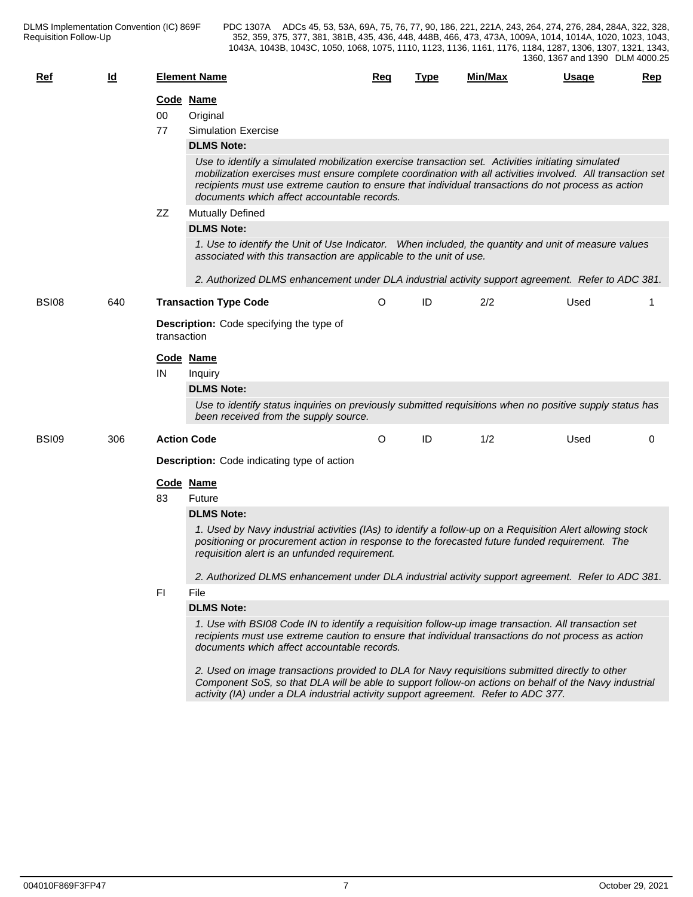| Ref | Id | Element Name | Req | Type | Min/Max | Usage | Rep |
|---|---|---|---|---|---|---|---|

**Code Name**

00 Original

77 Simulation Exercise

**DLMS Note:**

*Use to identify a simulated mobilization exercise transaction set. Activities initiating simulated mobilization exercises must ensure complete coordination with all activities involved. All transaction set recipients must use extreme caution to ensure that individual transactions do not process as action documents which affect accountable records.*

ZZ Mutually Defined

**DLMS Note:**

*1. Use to identify the Unit of Use Indicator. When included, the quantity and unit of measure values associated with this transaction are applicable to the unit of use.*

*2. Authorized DLMS enhancement under DLA industrial activity support agreement. Refer to ADC 381.*

| Ref | Id | Element Name | Req | Type | Min/Max | Usage | Rep |
|---|---|---|---|---|---|---|---|
| BSI08 | 640 | **Transaction Type Code** | O | ID | 2/2 | Used | 1 |

**Description:** Code specifying the type of transaction

**Code Name**

IN Inquiry

**DLMS Note:**

*Use to identify status inquiries on previously submitted requisitions when no positive supply status has been received from the supply source.*

| Ref | Id | Element Name | Req | Type | Min/Max | Usage | Rep |
|---|---|---|---|---|---|---|---|
| BSI09 | 306 | **Action Code** | O | ID | 1/2 | Used | 0 |

**Description:** Code indicating type of action

**Code Name**

83 Future

**DLMS Note:**

*1. Used by Navy industrial activities (IAs) to identify a follow-up on a Requisition Alert allowing stock positioning or procurement action in response to the forecasted future funded requirement. The requisition alert is an unfunded requirement.*

*2. Authorized DLMS enhancement under DLA industrial activity support agreement. Refer to ADC 381.*

FI File

**DLMS Note:**

*1. Use with BSI08 Code IN to identify a requisition follow-up image transaction. All transaction set recipients must use extreme caution to ensure that individual transactions do not process as action documents which affect accountable records.*

*2. Used on image transactions provided to DLA for Navy requisitions submitted directly to other Component SoS, so that DLA will be able to support follow-on actions on behalf of the Navy industrial activity (IA) under a DLA industrial activity support agreement. Refer to ADC 377.*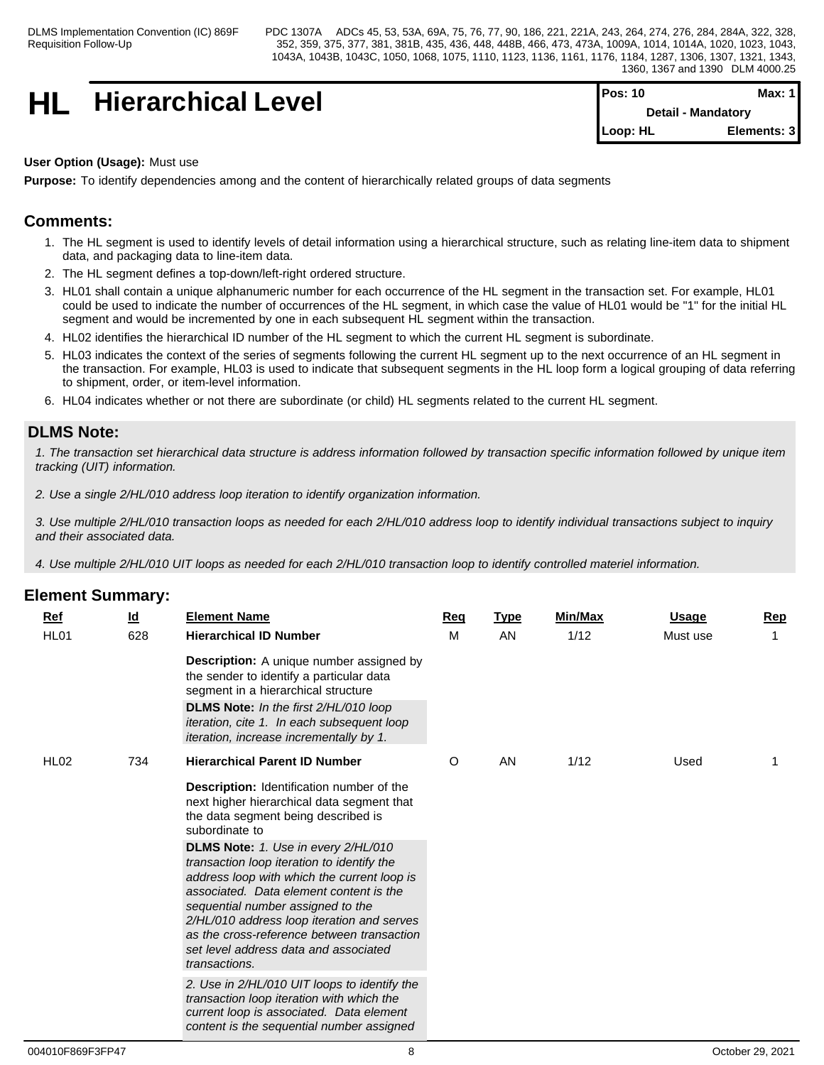# HL Hierarchical Level

| Pos: 10 | Max: 1 |
|---|---|
| Detail - Mandatory | |
| Loop: HL | Elements: 3 |

**User Option (Usage):** Must use

**Purpose:** To identify dependencies among and the content of hierarchically related groups of data segments

## Comments:

1. The HL segment is used to identify levels of detail information using a hierarchical structure, such as relating line-item data to shipment data, and packaging data to line-item data.
2. The HL segment defines a top-down/left-right ordered structure.
3. HL01 shall contain a unique alphanumeric number for each occurrence of the HL segment in the transaction set. For example, HL01 could be used to indicate the number of occurrences of the HL segment, in which case the value of HL01 would be "1" for the initial HL segment and would be incremented by one in each subsequent HL segment within the transaction.
4. HL02 identifies the hierarchical ID number of the HL segment to which the current HL segment is subordinate.
5. HL03 indicates the context of the series of segments following the current HL segment up to the next occurrence of an HL segment in the transaction. For example, HL03 is used to indicate that subsequent segments in the HL loop form a logical grouping of data referring to shipment, order, or item-level information.
6. HL04 indicates whether or not there are subordinate (or child) HL segments related to the current HL segment.

## DLMS Note:

*1. The transaction set hierarchical data structure is address information followed by transaction specific information followed by unique item tracking (UIT) information.*

*2. Use a single 2/HL/010 address loop iteration to identify organization information.*

*3. Use multiple 2/HL/010 transaction loops as needed for each 2/HL/010 address loop to identify individual transactions subject to inquiry and their associated data.*

*4. Use multiple 2/HL/010 UIT loops as needed for each 2/HL/010 transaction loop to identify controlled materiel information.*

## Element Summary:

| Ref | Id | Element Name | Req | Type | Min/Max | Usage | Rep |
|---|---|---|---|---|---|---|---|
| HL01 | 628 | **Hierarchical ID Number**<br>**Description:** A unique number assigned by the sender to identify a particular data segment in a hierarchical structure<br>**DLMS Note:** *In the first 2/HL/010 loop iteration, cite 1. In each subsequent loop iteration, increase incrementally by 1.* | M | AN | 1/12 | Must use | 1 |
| HL02 | 734 | **Hierarchical Parent ID Number**<br>**Description:** Identification number of the next higher hierarchical data segment that the data segment being described is subordinate to<br>**DLMS Note:** *1. Use in every 2/HL/010 transaction loop iteration to identify the address loop with which the current loop is associated. Data element content is the sequential number assigned to the 2/HL/010 address loop iteration and serves as the cross-reference between transaction set level address data and associated transactions.*<br>*2. Use in 2/HL/010 UIT loops to identify the transaction loop iteration with which the current loop is associated. Data element content is the sequential number assigned* | O | AN | 1/12 | Used | 1 |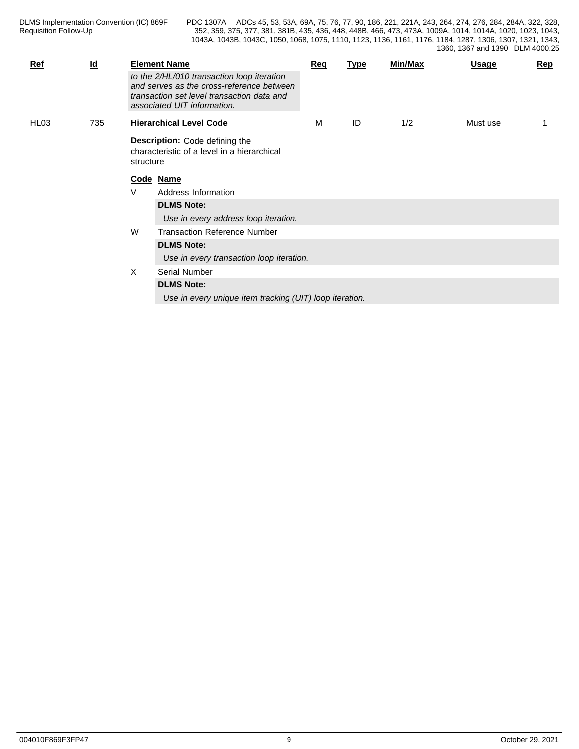| Ref | Id | Element Name | Req | Type | Min/Max | Usage | Rep |
|---|---|---|---|---|---|---|---|
| | | *to the 2/HL/010 transaction loop iteration and serves as the cross-reference between transaction set level transaction data and associated UIT information.* | | | | | |
| HL03 | 735 | **Hierarchical Level Code** | M | ID | 1/2 | Must use | 1 |

**Description:** Code defining the characteristic of a level in a hierarchical structure

| Code | Name |
|---|---|
| V | Address Information |
| | **DLMS Note:** |
| | *Use in every address loop iteration.* |
| W | Transaction Reference Number |
| | **DLMS Note:** |
| | *Use in every transaction loop iteration.* |
| X | Serial Number |
| | **DLMS Note:** |
| | *Use in every unique item tracking (UIT) loop iteration.* |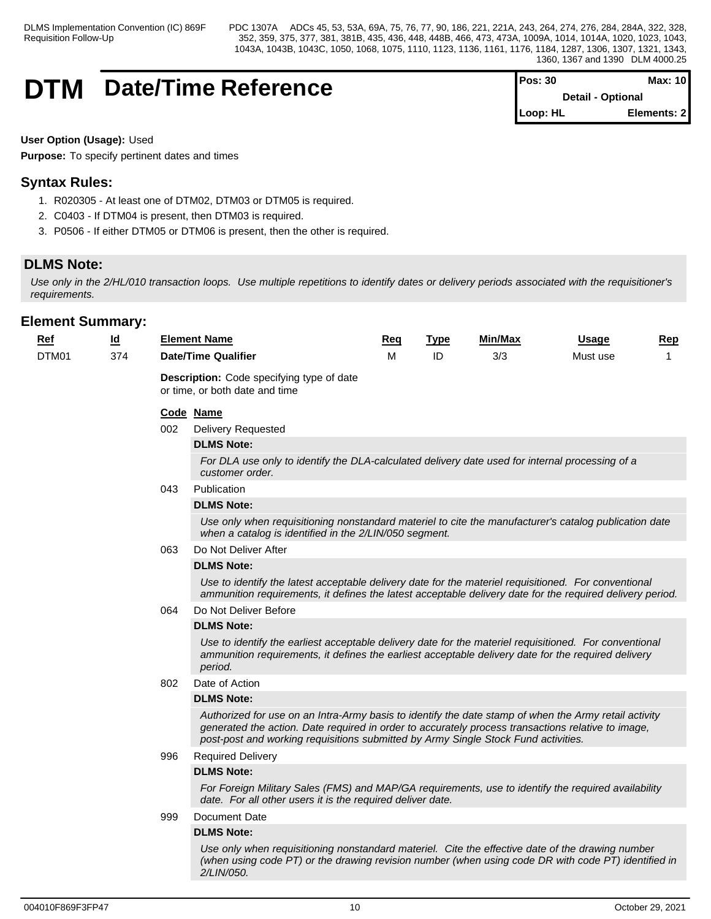# DTM Date/Time Reference

| Pos: 30 | Max: 10 |
|---|---|
| Detail - Optional | |
| Loop: HL | Elements: 2 |

**User Option (Usage):** Used

**Purpose:** To specify pertinent dates and times

## Syntax Rules:

1. R020305 - At least one of DTM02, DTM03 or DTM05 is required.
2. C0403 - If DTM04 is present, then DTM03 is required.
3. P0506 - If either DTM05 or DTM06 is present, then the other is required.

## DLMS Note:

*Use only in the 2/HL/010 transaction loops. Use multiple repetitions to identify dates or delivery periods associated with the requisitioner's requirements.*

## Element Summary:

| Ref | Id | Element Name | Req | Type | Min/Max | Usage | Rep |
|---|---|---|---|---|---|---|---|
| DTM01 | 374 | **Date/Time Qualifier** | M | ID | 3/3 | Must use | 1 |

**Description:** Code specifying type of date or time, or both date and time

**Code Name**

002 Delivery Requested

**DLMS Note:**

*For DLA use only to identify the DLA-calculated delivery date used for internal processing of a customer order.*

043 Publication

**DLMS Note:**

*Use only when requisitioning nonstandard materiel to cite the manufacturer's catalog publication date when a catalog is identified in the 2/LIN/050 segment.*

063 Do Not Deliver After

**DLMS Note:**

*Use to identify the latest acceptable delivery date for the materiel requisitioned. For conventional ammunition requirements, it defines the latest acceptable delivery date for the required delivery period.*

064 Do Not Deliver Before

**DLMS Note:**

*Use to identify the earliest acceptable delivery date for the materiel requisitioned. For conventional ammunition requirements, it defines the earliest acceptable delivery date for the required delivery period.*

802 Date of Action

**DLMS Note:**

*Authorized for use on an Intra-Army basis to identify the date stamp of when the Army retail activity generated the action. Date required in order to accurately process transactions relative to image, post-post and working requisitions submitted by Army Single Stock Fund activities.*

996 Required Delivery

**DLMS Note:**

*For Foreign Military Sales (FMS) and MAP/GA requirements, use to identify the required availability date. For all other users it is the required deliver date.*

999 Document Date

**DLMS Note:**

*Use only when requisitioning nonstandard materiel. Cite the effective date of the drawing number (when using code PT) or the drawing revision number (when using code DR with code PT) identified in 2/LIN/050.*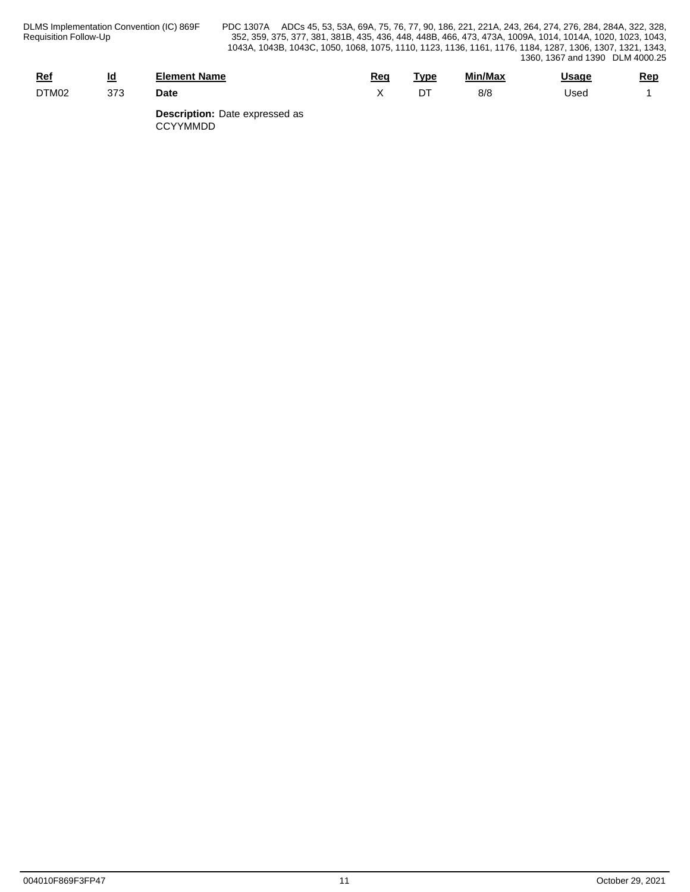| Ref | Id | Element Name | Req | Type | Min/Max | Usage | Rep |
|---|---|---|---|---|---|---|---|
| DTM02 | 373 | **Date** | X | DT | 8/8 | Used | 1 |
| | | **Description:** Date expressed as CCYYMMDD | | | | | |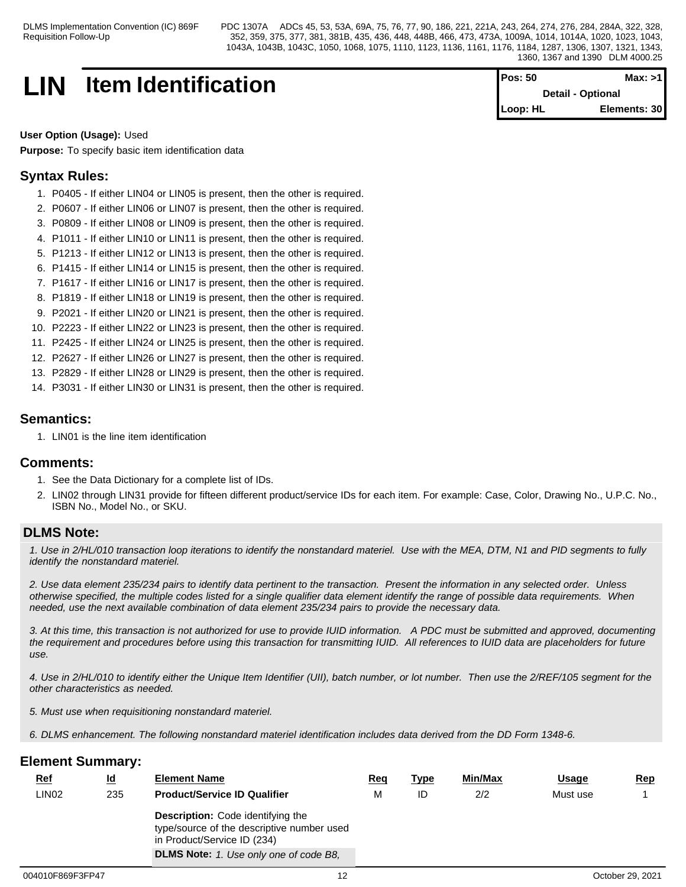# LIN Item Identification

| Pos: 50 | Max: >1 |
|---|---|
| Detail - Optional | |
| Loop: HL | Elements: 30 |

**User Option (Usage):** Used

**Purpose:** To specify basic item identification data

## Syntax Rules:

1. P0405 - If either LIN04 or LIN05 is present, then the other is required.
2. P0607 - If either LIN06 or LIN07 is present, then the other is required.
3. P0809 - If either LIN08 or LIN09 is present, then the other is required.
4. P1011 - If either LIN10 or LIN11 is present, then the other is required.
5. P1213 - If either LIN12 or LIN13 is present, then the other is required.
6. P1415 - If either LIN14 or LIN15 is present, then the other is required.
7. P1617 - If either LIN16 or LIN17 is present, then the other is required.
8. P1819 - If either LIN18 or LIN19 is present, then the other is required.
9. P2021 - If either LIN20 or LIN21 is present, then the other is required.
10. P2223 - If either LIN22 or LIN23 is present, then the other is required.
11. P2425 - If either LIN24 or LIN25 is present, then the other is required.
12. P2627 - If either LIN26 or LIN27 is present, then the other is required.
13. P2829 - If either LIN28 or LIN29 is present, then the other is required.
14. P3031 - If either LIN30 or LIN31 is present, then the other is required.

## Semantics:

1. LIN01 is the line item identification

## Comments:

1. See the Data Dictionary for a complete list of IDs.
2. LIN02 through LIN31 provide for fifteen different product/service IDs for each item. For example: Case, Color, Drawing No., U.P.C. No., ISBN No., Model No., or SKU.

## DLMS Note:

*1. Use in 2/HL/010 transaction loop iterations to identify the nonstandard materiel. Use with the MEA, DTM, N1 and PID segments to fully identify the nonstandard materiel.*

*2. Use data element 235/234 pairs to identify data pertinent to the transaction. Present the information in any selected order. Unless otherwise specified, the multiple codes listed for a single qualifier data element identify the range of possible data requirements. When needed, use the next available combination of data element 235/234 pairs to provide the necessary data.*

*3. At this time, this transaction is not authorized for use to provide IUID information. A PDC must be submitted and approved, documenting the requirement and procedures before using this transaction for transmitting IUID. All references to IUID data are placeholders for future use.*

*4. Use in 2/HL/010 to identify either the Unique Item Identifier (UII), batch number, or lot number. Then use the 2/REF/105 segment for the other characteristics as needed.*

*5. Must use when requisitioning nonstandard materiel.*

*6. DLMS enhancement. The following nonstandard materiel identification includes data derived from the DD Form 1348-6.*

## Element Summary:

| Ref | Id | Element Name | Req | Type | Min/Max | Usage | Rep |
|---|---|---|---|---|---|---|---|
| LIN02 | 235 | **Product/Service ID Qualifier** | M | ID | 2/2 | Must use | 1 |
| | | **Description:** Code identifying the type/source of the descriptive number used in Product/Service ID (234) | | | | | |
| | | **DLMS Note:** *1. Use only one of code B8,* | | | | | |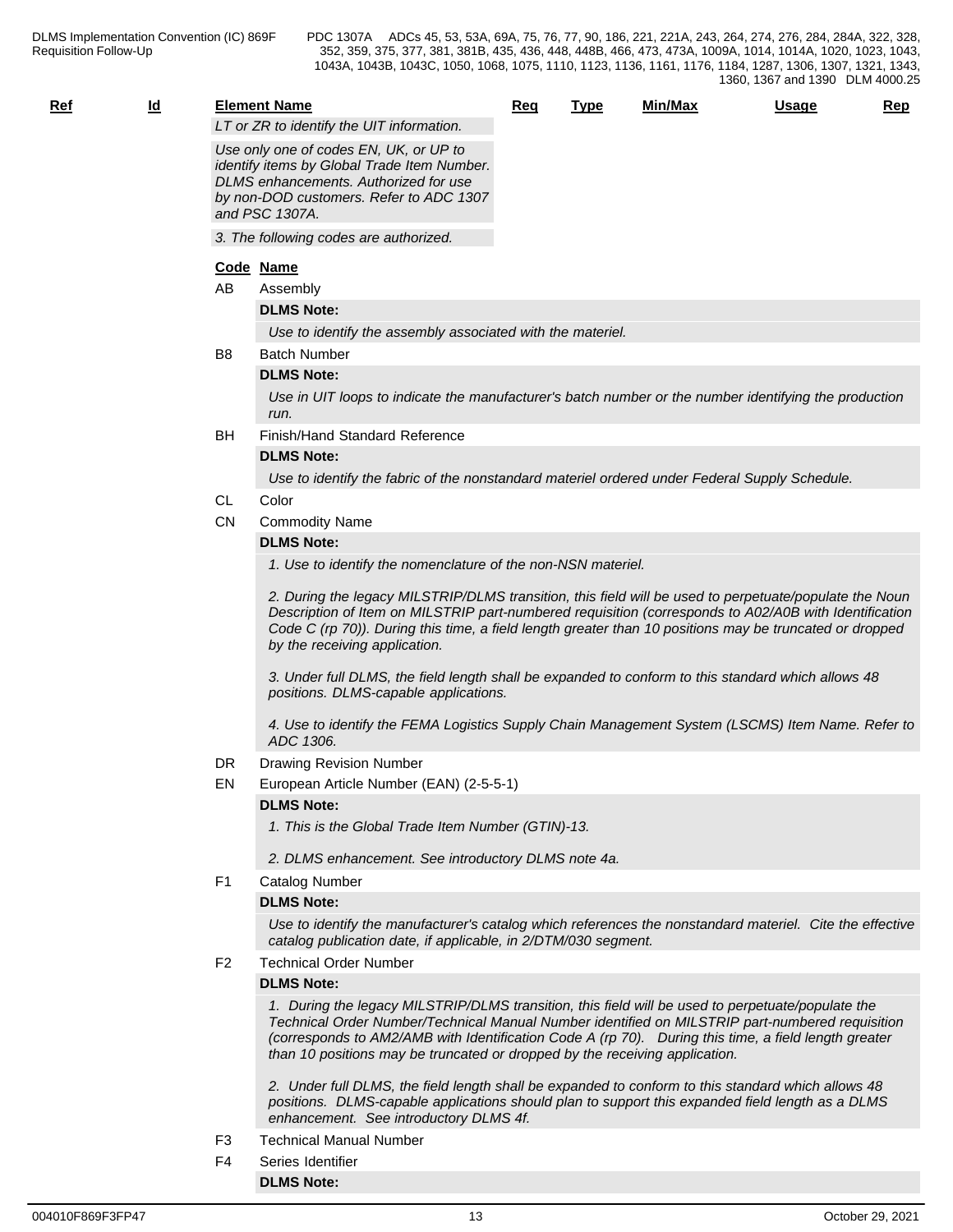| Ref | Id | Element Name | Req | Type | Min/Max | Usage | Rep |
|---|---|---|---|---|---|---|---|

*LT or ZR to identify the UIT information.*

*Use only one of codes EN, UK, or UP to identify items by Global Trade Item Number. DLMS enhancements. Authorized for use by non-DOD customers. Refer to ADC 1307 and PSC 1307A.*

*3. The following codes are authorized.*

**Code Name**

AB Assembly

**DLMS Note:**

*Use to identify the assembly associated with the materiel.*

B8 Batch Number

**DLMS Note:**

*Use in UIT loops to indicate the manufacturer's batch number or the number identifying the production run.*

BH Finish/Hand Standard Reference

**DLMS Note:**

*Use to identify the fabric of the nonstandard materiel ordered under Federal Supply Schedule.*

CL Color

CN Commodity Name

**DLMS Note:**

*1. Use to identify the nomenclature of the non-NSN materiel.*

*2. During the legacy MILSTRIP/DLMS transition, this field will be used to perpetuate/populate the Noun Description of Item on MILSTRIP part-numbered requisition (corresponds to A02/A0B with Identification Code C (rp 70)). During this time, a field length greater than 10 positions may be truncated or dropped by the receiving application.*

*3. Under full DLMS, the field length shall be expanded to conform to this standard which allows 48 positions. DLMS-capable applications.*

*4. Use to identify the FEMA Logistics Supply Chain Management System (LSCMS) Item Name. Refer to ADC 1306.*

DR Drawing Revision Number

EN European Article Number (EAN) (2-5-5-1)

**DLMS Note:**

*1. This is the Global Trade Item Number (GTIN)-13.*

*2. DLMS enhancement. See introductory DLMS note 4a.*

F1 Catalog Number

**DLMS Note:**

*Use to identify the manufacturer's catalog which references the nonstandard materiel. Cite the effective catalog publication date, if applicable, in 2/DTM/030 segment.*

F2 Technical Order Number

**DLMS Note:**

*1. During the legacy MILSTRIP/DLMS transition, this field will be used to perpetuate/populate the Technical Order Number/Technical Manual Number identified on MILSTRIP part-numbered requisition (corresponds to AM2/AMB with Identification Code A (rp 70). During this time, a field length greater than 10 positions may be truncated or dropped by the receiving application.*

*2. Under full DLMS, the field length shall be expanded to conform to this standard which allows 48 positions. DLMS-capable applications should plan to support this expanded field length as a DLMS enhancement. See introductory DLMS 4f.*

F3 Technical Manual Number

F4 Series Identifier

**DLMS Note:**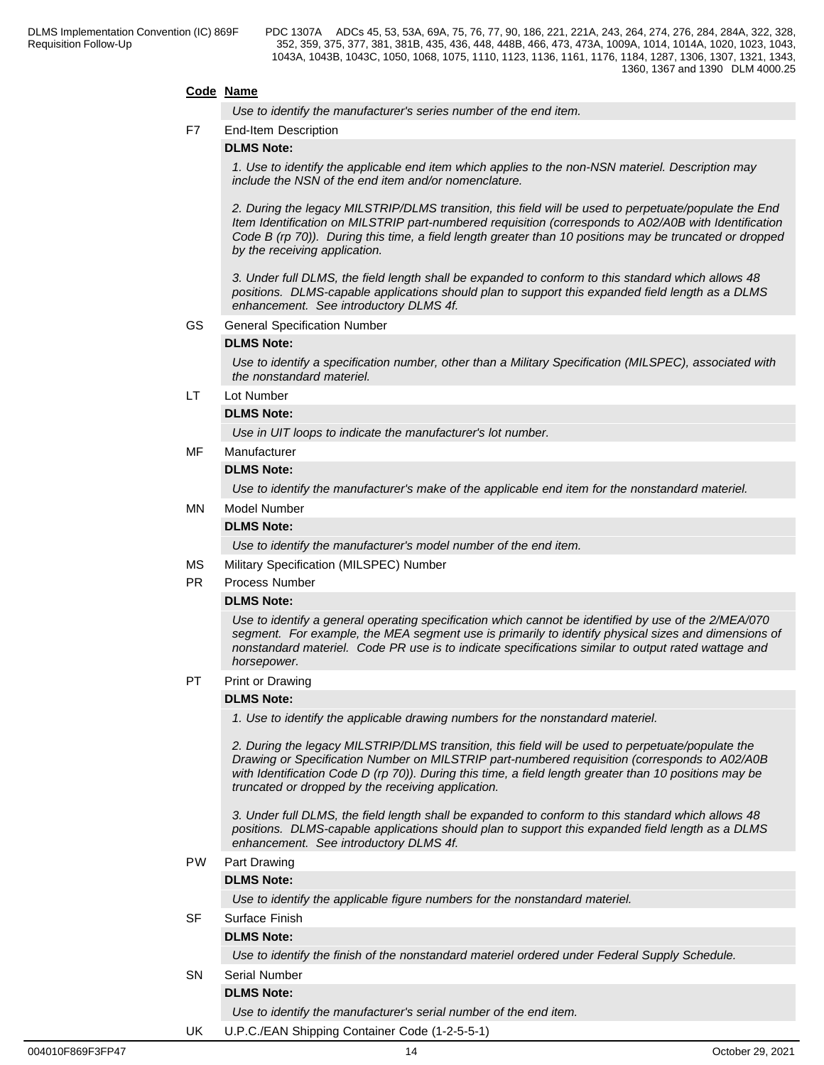**Code Name**

*Use to identify the manufacturer's series number of the end item.*

F7 End-Item Description

**DLMS Note:**

*1. Use to identify the applicable end item which applies to the non-NSN materiel. Description may include the NSN of the end item and/or nomenclature.*

*2. During the legacy MILSTRIP/DLMS transition, this field will be used to perpetuate/populate the End Item Identification on MILSTRIP part-numbered requisition (corresponds to A02/A0B with Identification Code B (rp 70)). During this time, a field length greater than 10 positions may be truncated or dropped by the receiving application.*

*3. Under full DLMS, the field length shall be expanded to conform to this standard which allows 48 positions. DLMS-capable applications should plan to support this expanded field length as a DLMS enhancement. See introductory DLMS 4f.*

GS General Specification Number

**DLMS Note:**

*Use to identify a specification number, other than a Military Specification (MILSPEC), associated with the nonstandard materiel.*

LT Lot Number

**DLMS Note:**

*Use in UIT loops to indicate the manufacturer's lot number.*

MF Manufacturer

**DLMS Note:**

*Use to identify the manufacturer's make of the applicable end item for the nonstandard materiel.*

MN Model Number

**DLMS Note:**

*Use to identify the manufacturer's model number of the end item.*

MS Military Specification (MILSPEC) Number

PR Process Number

**DLMS Note:**

*Use to identify a general operating specification which cannot be identified by use of the 2/MEA/070 segment. For example, the MEA segment use is primarily to identify physical sizes and dimensions of nonstandard materiel. Code PR use is to indicate specifications similar to output rated wattage and horsepower.*

PT Print or Drawing

**DLMS Note:**

*1. Use to identify the applicable drawing numbers for the nonstandard materiel.*

*2. During the legacy MILSTRIP/DLMS transition, this field will be used to perpetuate/populate the Drawing or Specification Number on MILSTRIP part-numbered requisition (corresponds to A02/A0B with Identification Code D (rp 70)). During this time, a field length greater than 10 positions may be truncated or dropped by the receiving application.*

*3. Under full DLMS, the field length shall be expanded to conform to this standard which allows 48 positions. DLMS-capable applications should plan to support this expanded field length as a DLMS enhancement. See introductory DLMS 4f.*

PW Part Drawing

**DLMS Note:**

*Use to identify the applicable figure numbers for the nonstandard materiel.*

SF Surface Finish

**DLMS Note:**

*Use to identify the finish of the nonstandard materiel ordered under Federal Supply Schedule.*

SN Serial Number

**DLMS Note:**

*Use to identify the manufacturer's serial number of the end item.*

UK U.P.C./EAN Shipping Container Code (1-2-5-5-1)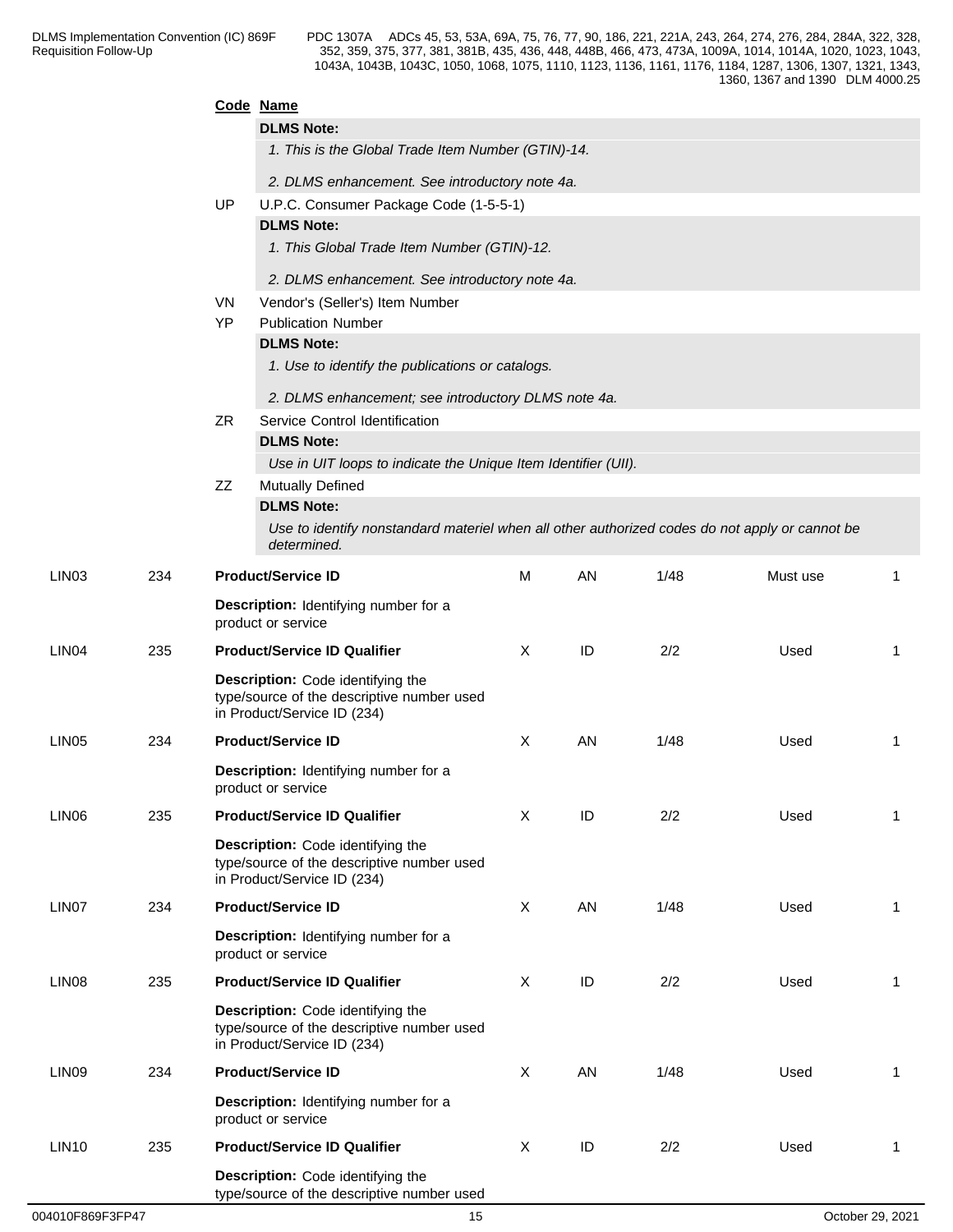| Code | Name |
|---|---|
| | **DLMS Note:** |
| | *1. This is the Global Trade Item Number (GTIN)-14.* |
| | *2. DLMS enhancement. See introductory note 4a.* |
| UP | U.P.C. Consumer Package Code (1-5-5-1) |
| | **DLMS Note:** |
| | *1. This Global Trade Item Number (GTIN)-12.* |
| | *2. DLMS enhancement. See introductory note 4a.* |
| VN | Vendor's (Seller's) Item Number |
| YP | Publication Number |
| | **DLMS Note:** |
| | *1. Use to identify the publications or catalogs.* |
| | *2. DLMS enhancement; see introductory DLMS note 4a.* |
| ZR | Service Control Identification |
| | **DLMS Note:** |
| | *Use in UIT loops to indicate the Unique Item Identifier (UII).* |
| ZZ | Mutually Defined |
| | **DLMS Note:** |
| | *Use to identify nonstandard materiel when all other authorized codes do not apply or cannot be determined.* |

| Ref | Element | Name | Req | Type | Min/Max | Usage | Repeat |
|---|---|---|---|---|---|---|---|
| LIN03 | 234 | **Product/Service ID**<br>**Description:** Identifying number for a product or service | M | AN | 1/48 | Must use | 1 |
| LIN04 | 235 | **Product/Service ID Qualifier**<br>**Description:** Code identifying the type/source of the descriptive number used in Product/Service ID (234) | X | ID | 2/2 | Used | 1 |
| LIN05 | 234 | **Product/Service ID**<br>**Description:** Identifying number for a product or service | X | AN | 1/48 | Used | 1 |
| LIN06 | 235 | **Product/Service ID Qualifier**<br>**Description:** Code identifying the type/source of the descriptive number used in Product/Service ID (234) | X | ID | 2/2 | Used | 1 |
| LIN07 | 234 | **Product/Service ID**<br>**Description:** Identifying number for a product or service | X | AN | 1/48 | Used | 1 |
| LIN08 | 235 | **Product/Service ID Qualifier**<br>**Description:** Code identifying the type/source of the descriptive number used in Product/Service ID (234) | X | ID | 2/2 | Used | 1 |
| LIN09 | 234 | **Product/Service ID**<br>**Description:** Identifying number for a product or service | X | AN | 1/48 | Used | 1 |
| LIN10 | 235 | **Product/Service ID Qualifier**<br>**Description:** Code identifying the type/source of the descriptive number used | X | ID | 2/2 | Used | 1 |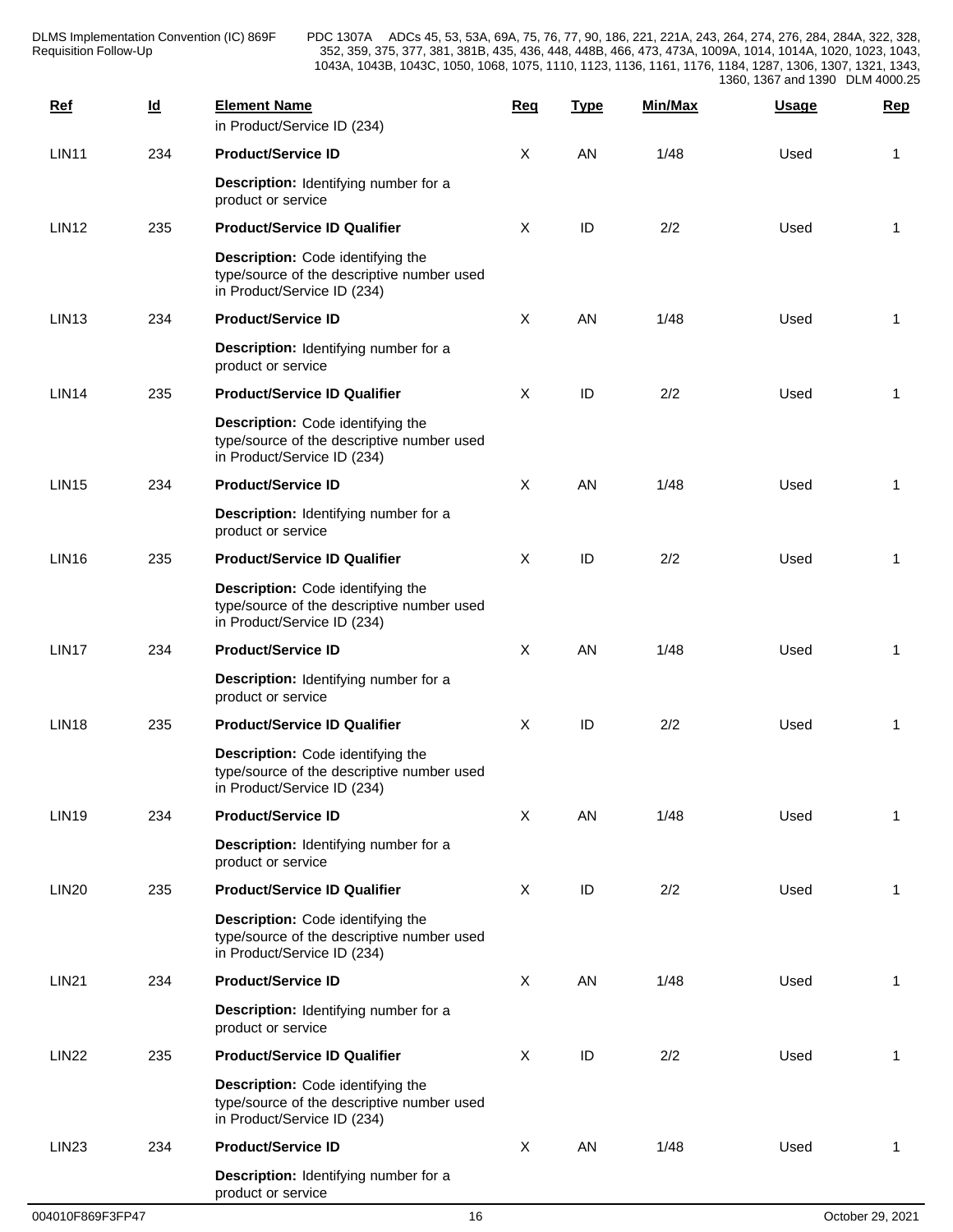| Ref | Id | Element Name | Req | Type | Min/Max | Usage | Rep |
|---|---|---|---|---|---|---|---|
| | | in Product/Service ID (234) | | | | | |
| LIN11 | 234 | **Product/Service ID** | X | AN | 1/48 | Used | 1 |
| | | **Description:** Identifying number for a product or service | | | | | |
| LIN12 | 235 | **Product/Service ID Qualifier** | X | ID | 2/2 | Used | 1 |
| | | **Description:** Code identifying the type/source of the descriptive number used in Product/Service ID (234) | | | | | |
| LIN13 | 234 | **Product/Service ID** | X | AN | 1/48 | Used | 1 |
| | | **Description:** Identifying number for a product or service | | | | | |
| LIN14 | 235 | **Product/Service ID Qualifier** | X | ID | 2/2 | Used | 1 |
| | | **Description:** Code identifying the type/source of the descriptive number used in Product/Service ID (234) | | | | | |
| LIN15 | 234 | **Product/Service ID** | X | AN | 1/48 | Used | 1 |
| | | **Description:** Identifying number for a product or service | | | | | |
| LIN16 | 235 | **Product/Service ID Qualifier** | X | ID | 2/2 | Used | 1 |
| | | **Description:** Code identifying the type/source of the descriptive number used in Product/Service ID (234) | | | | | |
| LIN17 | 234 | **Product/Service ID** | X | AN | 1/48 | Used | 1 |
| | | **Description:** Identifying number for a product or service | | | | | |
| LIN18 | 235 | **Product/Service ID Qualifier** | X | ID | 2/2 | Used | 1 |
| | | **Description:** Code identifying the type/source of the descriptive number used in Product/Service ID (234) | | | | | |
| LIN19 | 234 | **Product/Service ID** | X | AN | 1/48 | Used | 1 |
| | | **Description:** Identifying number for a product or service | | | | | |
| LIN20 | 235 | **Product/Service ID Qualifier** | X | ID | 2/2 | Used | 1 |
| | | **Description:** Code identifying the type/source of the descriptive number used in Product/Service ID (234) | | | | | |
| LIN21 | 234 | **Product/Service ID** | X | AN | 1/48 | Used | 1 |
| | | **Description:** Identifying number for a product or service | | | | | |
| LIN22 | 235 | **Product/Service ID Qualifier** | X | ID | 2/2 | Used | 1 |
| | | **Description:** Code identifying the type/source of the descriptive number used in Product/Service ID (234) | | | | | |
| LIN23 | 234 | **Product/Service ID** | X | AN | 1/48 | Used | 1 |
| | | **Description:** Identifying number for a product or service | | | | | |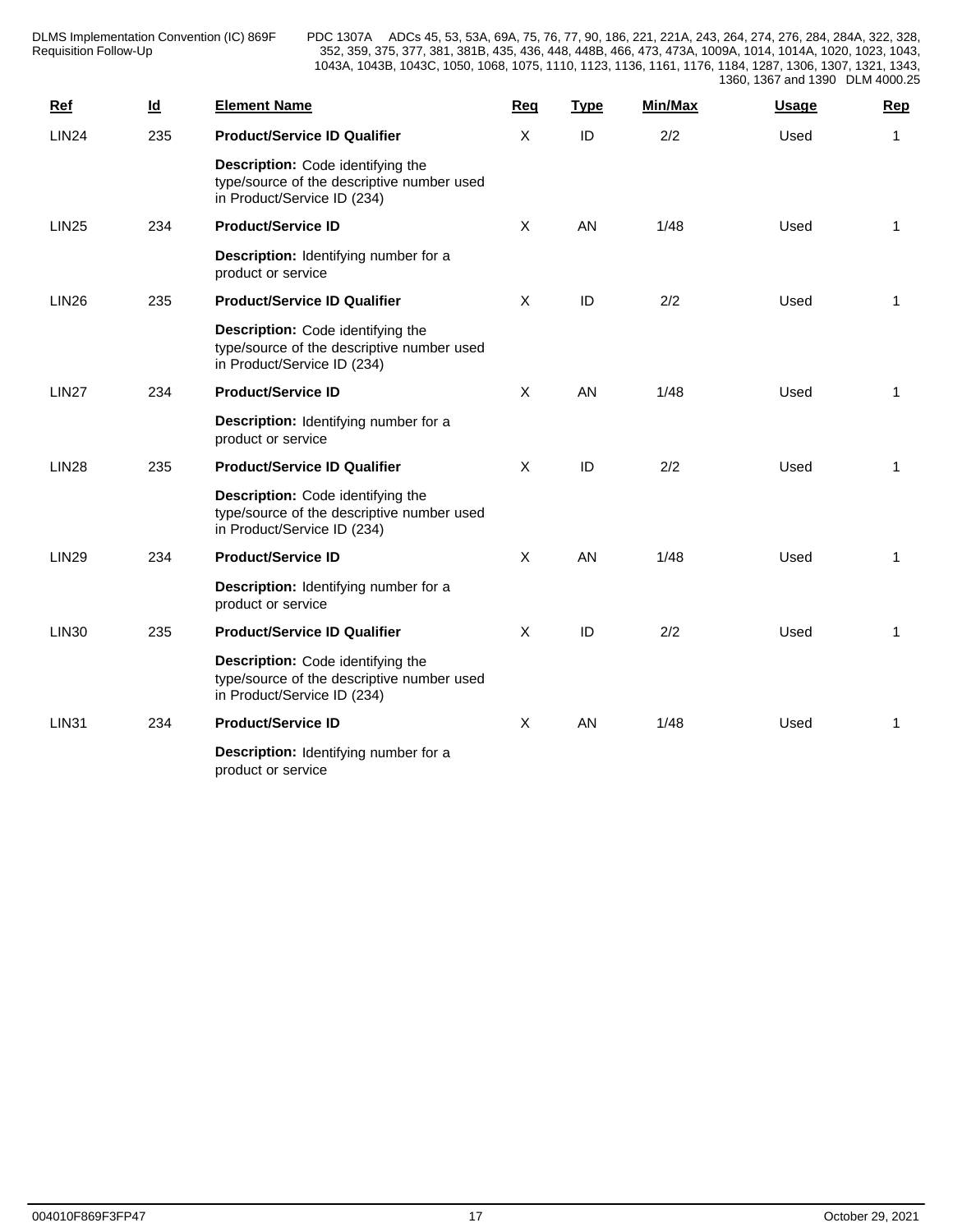| Ref | Id | Element Name | Req | Type | Min/Max | Usage | Rep |
|---|---|---|---|---|---|---|---|
| LIN24 | 235 | **Product/Service ID Qualifier** | X | ID | 2/2 | Used | 1 |
| | | **Description:** Code identifying the type/source of the descriptive number used in Product/Service ID (234) | | | | | |
| LIN25 | 234 | **Product/Service ID** | X | AN | 1/48 | Used | 1 |
| | | **Description:** Identifying number for a product or service | | | | | |
| LIN26 | 235 | **Product/Service ID Qualifier** | X | ID | 2/2 | Used | 1 |
| | | **Description:** Code identifying the type/source of the descriptive number used in Product/Service ID (234) | | | | | |
| LIN27 | 234 | **Product/Service ID** | X | AN | 1/48 | Used | 1 |
| | | **Description:** Identifying number for a product or service | | | | | |
| LIN28 | 235 | **Product/Service ID Qualifier** | X | ID | 2/2 | Used | 1 |
| | | **Description:** Code identifying the type/source of the descriptive number used in Product/Service ID (234) | | | | | |
| LIN29 | 234 | **Product/Service ID** | X | AN | 1/48 | Used | 1 |
| | | **Description:** Identifying number for a product or service | | | | | |
| LIN30 | 235 | **Product/Service ID Qualifier** | X | ID | 2/2 | Used | 1 |
| | | **Description:** Code identifying the type/source of the descriptive number used in Product/Service ID (234) | | | | | |
| LIN31 | 234 | **Product/Service ID** | X | AN | 1/48 | Used | 1 |
| | | **Description:** Identifying number for a product or service | | | | | |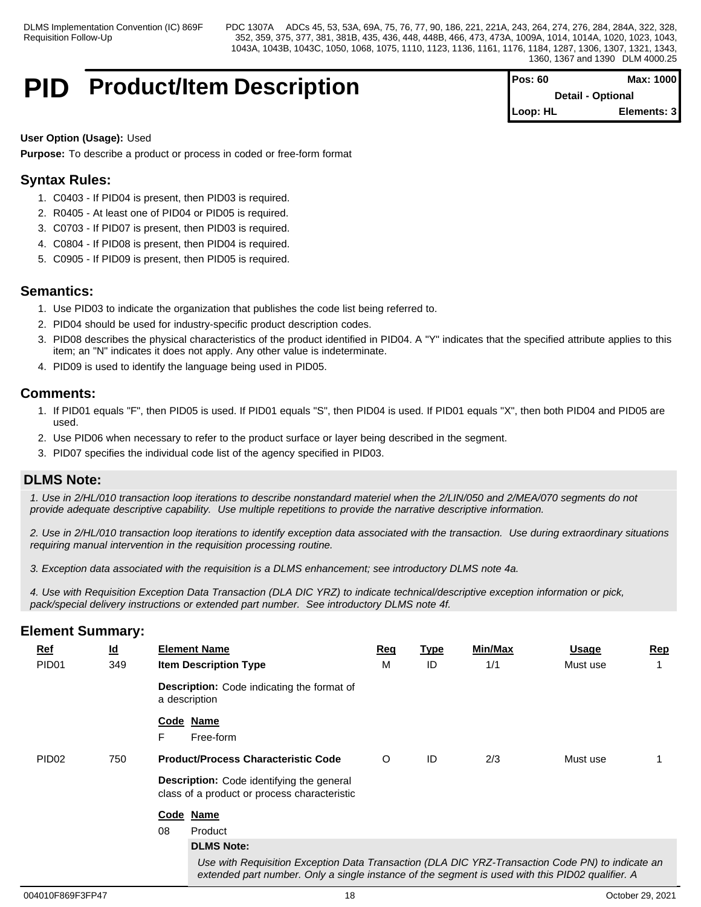# PID Product/Item Description

| Pos: 60 | Max: 1000 |
|---|---|
| Detail - Optional | |
| Loop: HL | Elements: 3 |

**User Option (Usage):** Used

**Purpose:** To describe a product or process in coded or free-form format

## Syntax Rules:

1. C0403 - If PID04 is present, then PID03 is required.
2. R0405 - At least one of PID04 or PID05 is required.
3. C0703 - If PID07 is present, then PID03 is required.
4. C0804 - If PID08 is present, then PID04 is required.
5. C0905 - If PID09 is present, then PID05 is required.

## Semantics:

1. Use PID03 to indicate the organization that publishes the code list being referred to.
2. PID04 should be used for industry-specific product description codes.
3. PID08 describes the physical characteristics of the product identified in PID04. A "Y" indicates that the specified attribute applies to this item; an "N" indicates it does not apply. Any other value is indeterminate.
4. PID09 is used to identify the language being used in PID05.

## Comments:

1. If PID01 equals "F", then PID05 is used. If PID01 equals "S", then PID04 is used. If PID01 equals "X", then both PID04 and PID05 are used.
2. Use PID06 when necessary to refer to the product surface or layer being described in the segment.
3. PID07 specifies the individual code list of the agency specified in PID03.

## DLMS Note:

*1. Use in 2/HL/010 transaction loop iterations to describe nonstandard materiel when the 2/LIN/050 and 2/MEA/070 segments do not provide adequate descriptive capability. Use multiple repetitions to provide the narrative descriptive information.*

*2. Use in 2/HL/010 transaction loop iterations to identify exception data associated with the transaction. Use during extraordinary situations requiring manual intervention in the requisition processing routine.*

*3. Exception data associated with the requisition is a DLMS enhancement; see introductory DLMS note 4a.*

*4. Use with Requisition Exception Data Transaction (DLA DIC YRZ) to indicate technical/descriptive exception information or pick, pack/special delivery instructions or extended part number. See introductory DLMS note 4f.*

## Element Summary:

| Ref | Id | Element Name | Req | Type | Min/Max | Usage | Rep |
|---|---|---|---|---|---|---|---|
| PID01 | 349 | **Item Description Type** | M | ID | 1/1 | Must use | 1 |
| | | **Description:** Code indicating the format of a description | | | | | |
| | | **Code Name**<br>F Free-form | | | | | |
| PID02 | 750 | **Product/Process Characteristic Code** | O | ID | 2/3 | Must use | 1 |
| | | **Description:** Code identifying the general class of a product or process characteristic | | | | | |
| | | **Code Name**<br>08 Product | | | | | |

**DLMS Note:**

*Use with Requisition Exception Data Transaction (DLA DIC YRZ-Transaction Code PN) to indicate an extended part number. Only a single instance of the segment is used with this PID02 qualifier. A*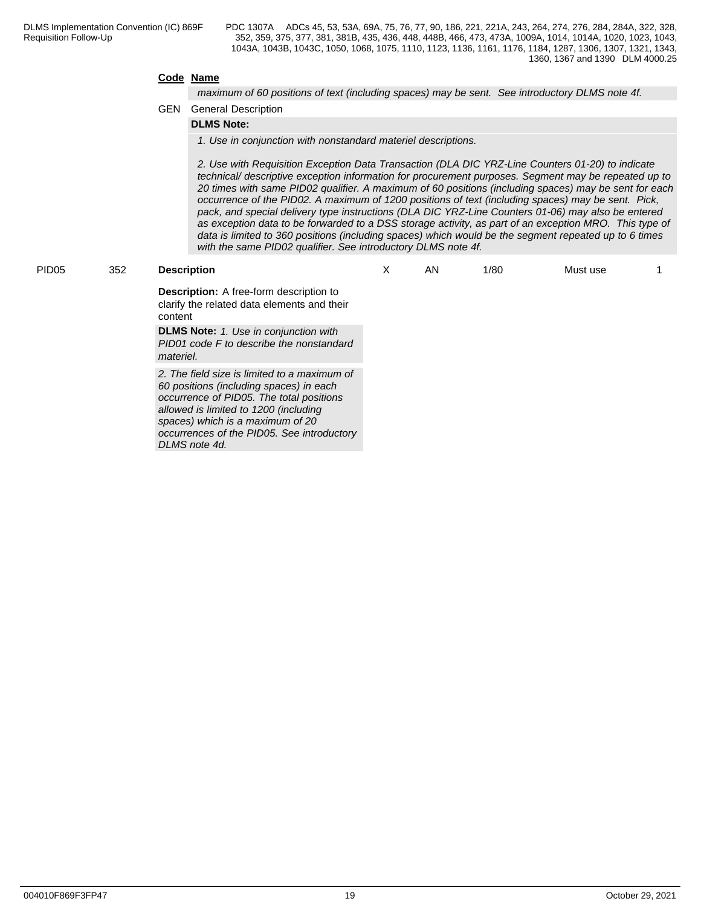**Code** **Name**

*maximum of 60 positions of text (including spaces) may be sent. See introductory DLMS note 4f.*

GEN General Description

**DLMS Note:**

*1. Use in conjunction with nonstandard materiel descriptions.*

*2. Use with Requisition Exception Data Transaction (DLA DIC YRZ-Line Counters 01-20) to indicate technical/ descriptive exception information for procurement purposes. Segment may be repeated up to 20 times with same PID02 qualifier. A maximum of 60 positions (including spaces) may be sent for each occurrence of the PID02. A maximum of 1200 positions of text (including spaces) may be sent. Pick, pack, and special delivery type instructions (DLA DIC YRZ-Line Counters 01-06) may also be entered as exception data to be forwarded to a DSS storage activity, as part of an exception MRO. This type of data is limited to 360 positions (including spaces) which would be the segment repeated up to 6 times with the same PID02 qualifier. See introductory DLMS note 4f.*

| PID05 | 352 | **Description** | X | AN | 1/80 | Must use | 1 |
|---|---|---|---|---|---|---|---|

**Description:** A free-form description to clarify the related data elements and their content

**DLMS Note:** *1. Use in conjunction with PID01 code F to describe the nonstandard materiel.*

*2. The field size is limited to a maximum of 60 positions (including spaces) in each occurrence of PID05. The total positions allowed is limited to 1200 (including spaces) which is a maximum of 20 occurrences of the PID05. See introductory DLMS note 4d.*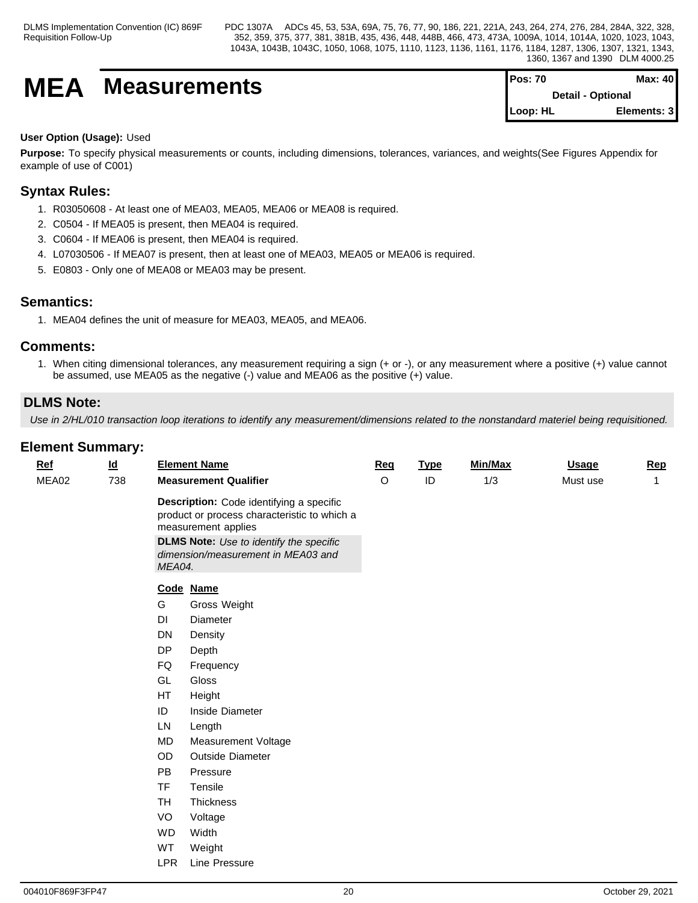# MEA Measurements

| Pos: 70 | Max: 40 |
|---|---|
| Detail - Optional | |
| Loop: HL | Elements: 3 |

**User Option (Usage):** Used

**Purpose:** To specify physical measurements or counts, including dimensions, tolerances, variances, and weights(See Figures Appendix for example of use of C001)

## Syntax Rules:

1. R03050608 - At least one of MEA03, MEA05, MEA06 or MEA08 is required.
2. C0504 - If MEA05 is present, then MEA04 is required.
3. C0604 - If MEA06 is present, then MEA04 is required.
4. L07030506 - If MEA07 is present, then at least one of MEA03, MEA05 or MEA06 is required.
5. E0803 - Only one of MEA08 or MEA03 may be present.

## Semantics:

1. MEA04 defines the unit of measure for MEA03, MEA05, and MEA06.

## Comments:

1. When citing dimensional tolerances, any measurement requiring a sign (+ or -), or any measurement where a positive (+) value cannot be assumed, use MEA05 as the negative (-) value and MEA06 as the positive (+) value.

## DLMS Note:

*Use in 2/HL/010 transaction loop iterations to identify any measurement/dimensions related to the nonstandard materiel being requisitioned.*

## Element Summary:

| Ref | Id | Element Name | Req | Type | Min/Max | Usage | Rep |
|---|---|---|---|---|---|---|---|
| MEA02 | 738 | **Measurement Qualifier** | O | ID | 1/3 | Must use | 1 |

**Description:** Code identifying a specific product or process characteristic to which a measurement applies

**DLMS Note:** *Use to identify the specific dimension/measurement in MEA03 and MEA04.*

| Code | Name |
|---|---|
| G | Gross Weight |
| DI | Diameter |
| DN | Density |
| DP | Depth |
| FQ | Frequency |
| GL | Gloss |
| HT | Height |
| ID | Inside Diameter |
| LN | Length |
| MD | Measurement Voltage |
| OD | Outside Diameter |
| PB | Pressure |
| TF | Tensile |
| TH | Thickness |
| VO | Voltage |
| WD | Width |
| WT | Weight |
| LPR | Line Pressure |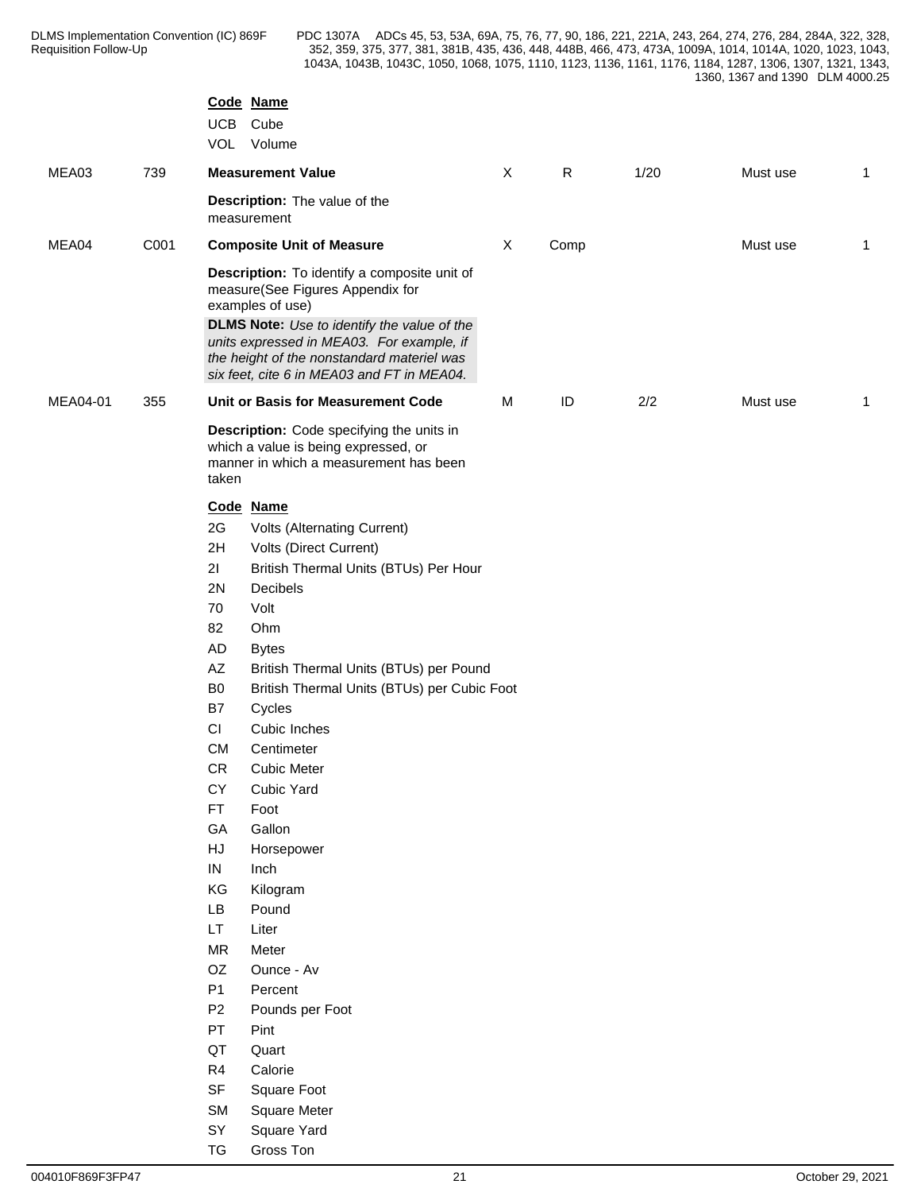| | | **Code** **Name** | | | | | |
|---|---|---|---|---|---|---|---|
| | | UCB Cube<br>VOL Volume | | | | | |
| MEA03 | 739 | **Measurement Value**<br><br>**Description:** The value of the measurement | X | R | 1/20 | Must use | 1 |
| MEA04 | C001 | **Composite Unit of Measure**<br><br>**Description:** To identify a composite unit of measure(See Figures Appendix for examples of use)<br><br>**DLMS Note:** *Use to identify the value of the units expressed in MEA03. For example, if the height of the nonstandard materiel was six feet, cite 6 in MEA03 and FT in MEA04.* | X | Comp | | Must use | 1 |
| MEA04-01 | 355 | **Unit or Basis for Measurement Code**<br><br>**Description:** Code specifying the units in which a value is being expressed, or manner in which a measurement has been taken | M | ID | 2/2 | Must use | 1 |

| Code | Name |
|---|---|
| 2G | Volts (Alternating Current) |
| 2H | Volts (Direct Current) |
| 2I | British Thermal Units (BTUs) Per Hour |
| 2N | Decibels |
| 70 | Volt |
| 82 | Ohm |
| AD | Bytes |
| AZ | British Thermal Units (BTUs) per Pound |
| B0 | British Thermal Units (BTUs) per Cubic Foot |
| B7 | Cycles |
| CI | Cubic Inches |
| CM | Centimeter |
| CR | Cubic Meter |
| CY | Cubic Yard |
| FT | Foot |
| GA | Gallon |
| HJ | Horsepower |
| IN | Inch |
| KG | Kilogram |
| LB | Pound |
| LT | Liter |
| MR | Meter |
| OZ | Ounce - Av |
| P1 | Percent |
| P2 | Pounds per Foot |
| PT | Pint |
| QT | Quart |
| R4 | Calorie |
| SF | Square Foot |
| SM | Square Meter |
| SY | Square Yard |
| TG | Gross Ton |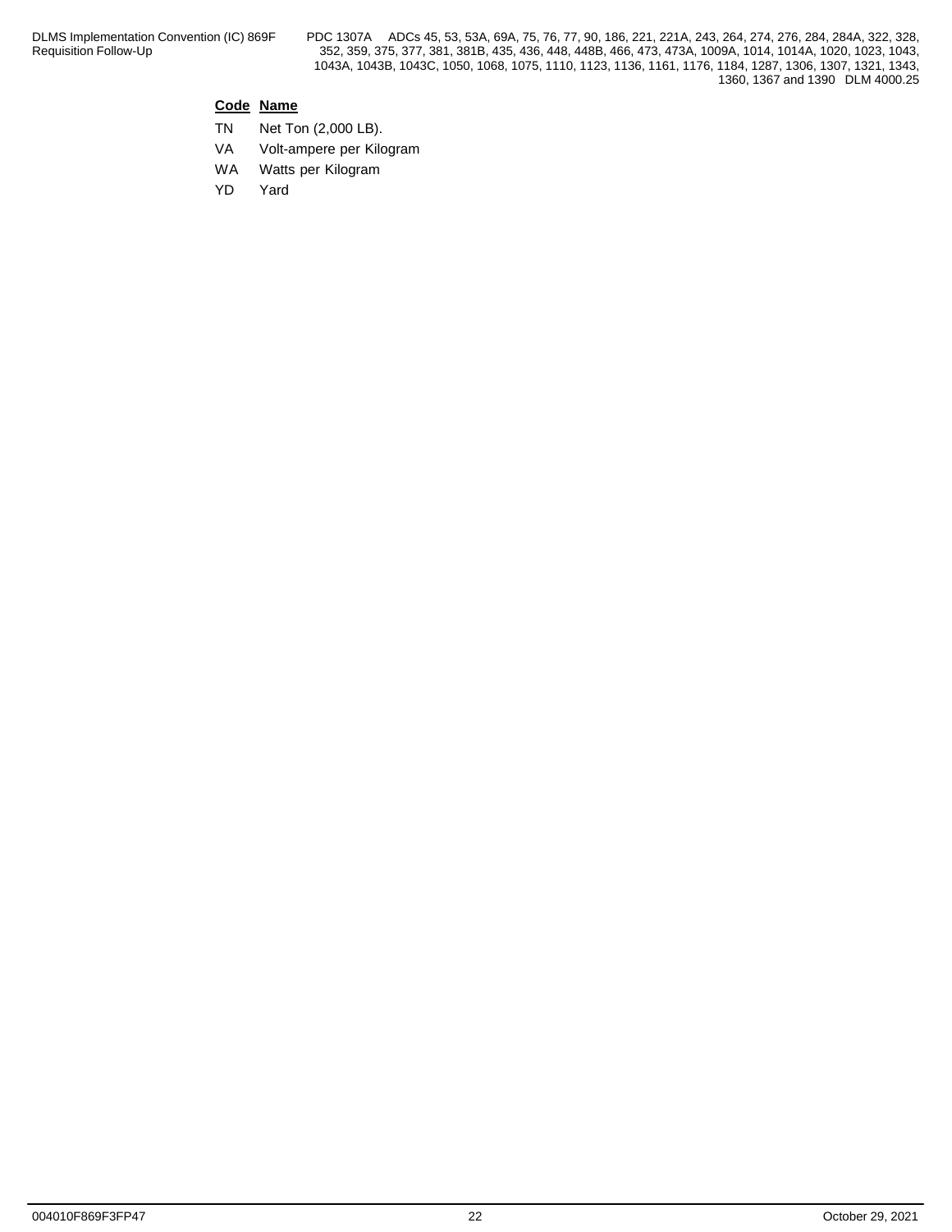| Code | Name |
|---|---|
| TN | Net Ton (2,000 LB). |
| VA | Volt-ampere per Kilogram |
| WA | Watts per Kilogram |
| YD | Yard |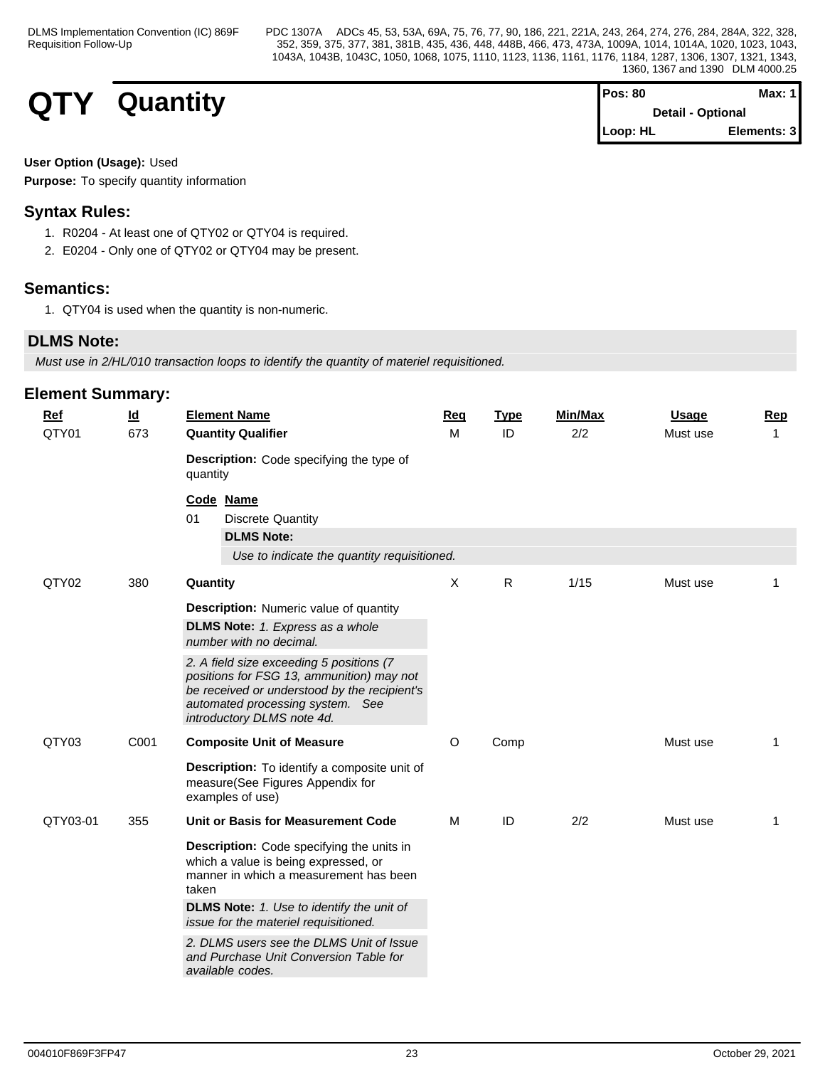# QTY Quantity

| Pos: 80 | Max: 1 |
|---|---|
| Detail - Optional | |
| Loop: HL | Elements: 3 |

**User Option (Usage):** Used

**Purpose:** To specify quantity information

## Syntax Rules:

1. R0204 - At least one of QTY02 or QTY04 is required.
2. E0204 - Only one of QTY02 or QTY04 may be present.

## Semantics:

1. QTY04 is used when the quantity is non-numeric.

## DLMS Note:

*Must use in 2/HL/010 transaction loops to identify the quantity of materiel requisitioned.*

## Element Summary:

| Ref | Id | Element Name | Req | Type | Min/Max | Usage | Rep |
|---|---|---|---|---|---|---|---|
| QTY01 | 673 | **Quantity Qualifier**<br>**Description:** Code specifying the type of quantity<br>**Code Name**<br>01 Discrete Quantity<br>**DLMS Note:**<br>*Use to indicate the quantity requisitioned.* | M | ID | 2/2 | Must use | 1 |
| QTY02 | 380 | **Quantity**<br>**Description:** Numeric value of quantity<br>**DLMS Note:** *1. Express as a whole number with no decimal.*<br>*2. A field size exceeding 5 positions (7 positions for FSG 13, ammunition) may not be received or understood by the recipient's automated processing system. See introductory DLMS note 4d.* | X | R | 1/15 | Must use | 1 |
| QTY03 | C001 | **Composite Unit of Measure**<br>**Description:** To identify a composite unit of measure(See Figures Appendix for examples of use) | O | Comp | | Must use | 1 |
| QTY03-01 | 355 | **Unit or Basis for Measurement Code**<br>**Description:** Code specifying the units in which a value is being expressed, or manner in which a measurement has been taken<br>**DLMS Note:** *1. Use to identify the unit of issue for the materiel requisitioned.*<br>*2. DLMS users see the DLMS Unit of Issue and Purchase Unit Conversion Table for available codes.* | M | ID | 2/2 | Must use | 1 |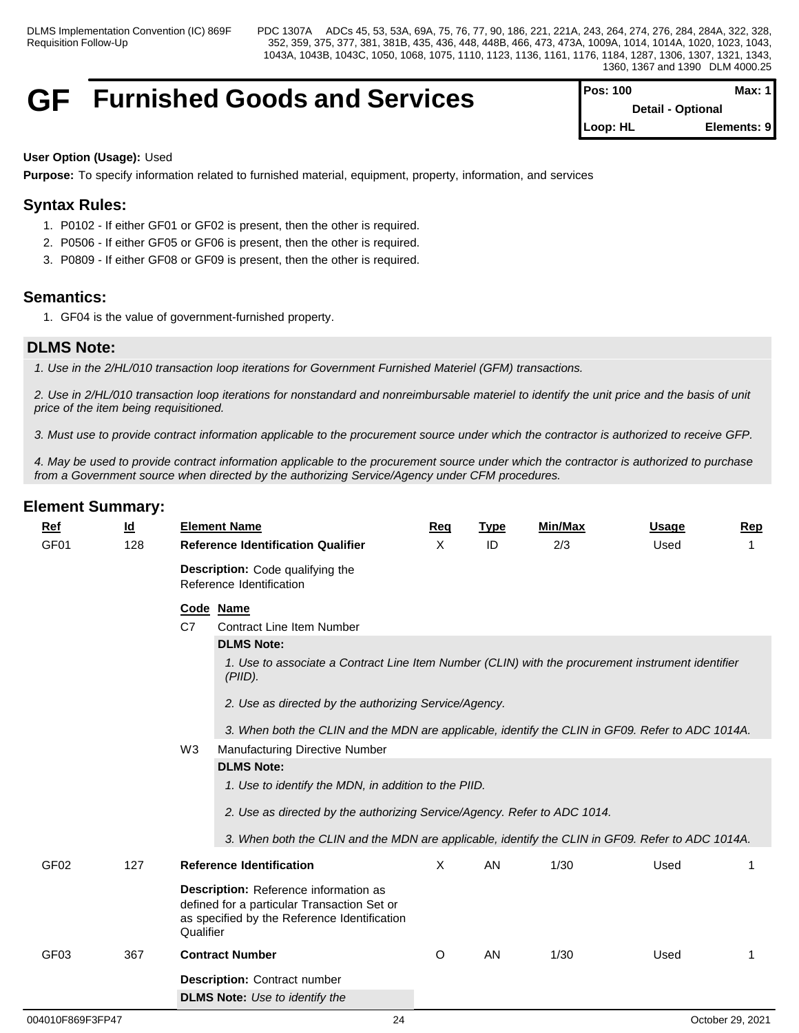# GF Furnished Goods and Services

| Pos: 100 | Max: 1 |
|---|---|
| Detail - Optional | |
| Loop: HL | Elements: 9 |

**User Option (Usage):** Used

**Purpose:** To specify information related to furnished material, equipment, property, information, and services

## Syntax Rules:

1. P0102 - If either GF01 or GF02 is present, then the other is required.
2. P0506 - If either GF05 or GF06 is present, then the other is required.
3. P0809 - If either GF08 or GF09 is present, then the other is required.

## Semantics:

1. GF04 is the value of government-furnished property.

## DLMS Note:

*1. Use in the 2/HL/010 transaction loop iterations for Government Furnished Materiel (GFM) transactions.*

*2. Use in 2/HL/010 transaction loop iterations for nonstandard and nonreimbursable materiel to identify the unit price and the basis of unit price of the item being requisitioned.*

*3. Must use to provide contract information applicable to the procurement source under which the contractor is authorized to receive GFP.*

*4. May be used to provide contract information applicable to the procurement source under which the contractor is authorized to purchase from a Government source when directed by the authorizing Service/Agency under CFM procedures.*

## Element Summary:

| Ref | Id | Element Name | Req | Type | Min/Max | Usage | Rep |
|---|---|---|---|---|---|---|---|
| GF01 | 128 | **Reference Identification Qualifier** | X | ID | 2/3 | Used | 1 |

**Description:** Code qualifying the Reference Identification

| Code | Name |
|---|---|
| C7 | Contract Line Item Number |
| W3 | Manufacturing Directive Number |

**C7 - Contract Line Item Number**

**DLMS Note:**

*1. Use to associate a Contract Line Item Number (CLIN) with the procurement instrument identifier (PIID).*

*2. Use as directed by the authorizing Service/Agency.*

*3. When both the CLIN and the MDN are applicable, identify the CLIN in GF09. Refer to ADC 1014A.*

**W3 - Manufacturing Directive Number**

**DLMS Note:**

*1. Use to identify the MDN, in addition to the PIID.*

*2. Use as directed by the authorizing Service/Agency. Refer to ADC 1014.*

*3. When both the CLIN and the MDN are applicable, identify the CLIN in GF09. Refer to ADC 1014A.*

| Ref | Id | Element Name | Req | Type | Min/Max | Usage | Rep |
|---|---|---|---|---|---|---|---|
| GF02 | 127 | **Reference Identification** | X | AN | 1/30 | Used | 1 |

**Description:** Reference information as defined for a particular Transaction Set or as specified by the Reference Identification Qualifier

| Ref | Id | Element Name | Req | Type | Min/Max | Usage | Rep |
|---|---|---|---|---|---|---|---|
| GF03 | 367 | **Contract Number** | O | AN | 1/30 | Used | 1 |

**Description:** Contract number

**DLMS Note:** *Use to identify the*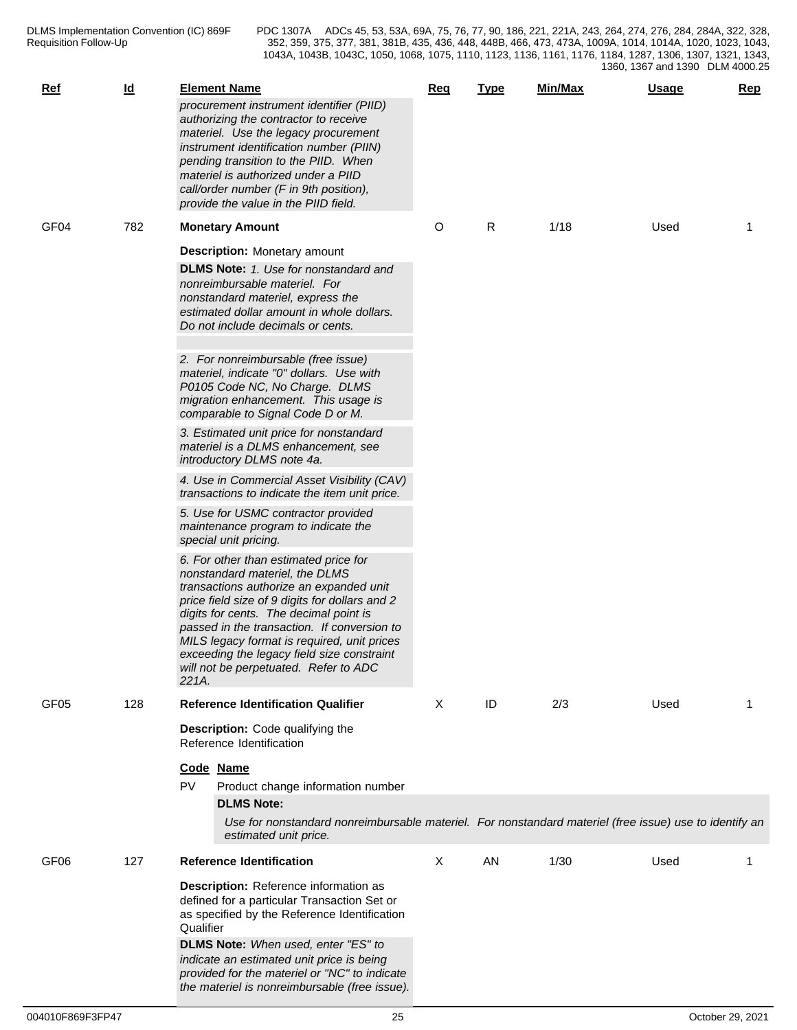| Ref | Id | Element Name | Req | Type | Min/Max | Usage | Rep |
|---|---|---|---|---|---|---|---|
| | | *procurement instrument identifier (PIID) authorizing the contractor to receive materiel. Use the legacy procurement instrument identification number (PIIN) pending transition to the PIID. When materiel is authorized under a PIID call/order number (F in 9th position), provide the value in the PIID field.* | | | | | |
| GF04 | 782 | **Monetary Amount** | O | R | 1/18 | Used | 1 |
| GF05 | 128 | **Reference Identification Qualifier** | X | ID | 2/3 | Used | 1 |
| GF06 | 127 | **Reference Identification** | X | AN | 1/30 | Used | 1 |

**GF04 — Monetary Amount**

**Description:** Monetary amount

**DLMS Note:** *1. Use for nonstandard and nonreimbursable materiel. For nonstandard materiel, express the estimated dollar amount in whole dollars. Do not include decimals or cents.*

*2. For nonreimbursable (free issue) materiel, indicate "0" dollars. Use with P0105 Code NC, No Charge. DLMS migration enhancement. This usage is comparable to Signal Code D or M.*

*3. Estimated unit price for nonstandard materiel is a DLMS enhancement, see introductory DLMS note 4a.*

*4. Use in Commercial Asset Visibility (CAV) transactions to indicate the item unit price.*

*5. Use for USMC contractor provided maintenance program to indicate the special unit pricing.*

*6. For other than estimated price for nonstandard materiel, the DLMS transactions authorize an expanded unit price field size of 9 digits for dollars and 2 digits for cents. The decimal point is passed in the transaction. If conversion to MILS legacy format is required, unit prices exceeding the legacy field size constraint will not be perpetuated. Refer to ADC 221A.*

**GF05 — Reference Identification Qualifier**

**Description:** Code qualifying the Reference Identification

| Code | Name |
|---|---|
| PV | Product change information number |

**DLMS Note:**

*Use for nonstandard nonreimbursable materiel. For nonstandard materiel (free issue) use to identify an estimated unit price.*

**GF06 — Reference Identification**

**Description:** Reference information as defined for a particular Transaction Set or as specified by the Reference Identification Qualifier

**DLMS Note:** *When used, enter "ES" to indicate an estimated unit price is being provided for the materiel or "NC" to indicate the materiel is nonreimbursable (free issue).*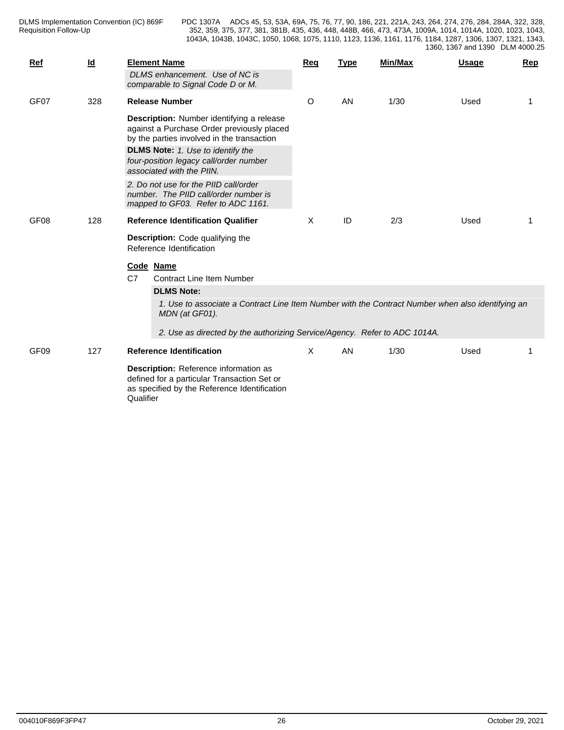| Ref | Id | Element Name | Req | Type | Min/Max | Usage | Rep |
|---|---|---|---|---|---|---|---|
| | | *DLMS enhancement. Use of NC is comparable to Signal Code D or M.* | | | | | |
| GF07 | 328 | **Release Number** | O | AN | 1/30 | Used | 1 |
| GF08 | 128 | **Reference Identification Qualifier** | X | ID | 2/3 | Used | 1 |
| GF09 | 127 | **Reference Identification** | X | AN | 1/30 | Used | 1 |

**GF07 – Release Number**

**Description:** Number identifying a release against a Purchase Order previously placed by the parties involved in the transaction

**DLMS Note:** *1. Use to identify the four-position legacy call/order number associated with the PIIN.*

*2. Do not use for the PIID call/order number. The PIID call/order number is mapped to GF03. Refer to ADC 1161.*

**GF08 – Reference Identification Qualifier**

**Description:** Code qualifying the Reference Identification

| Code | Name |
|---|---|
| C7 | Contract Line Item Number |

**DLMS Note:**

*1. Use to associate a Contract Line Item Number with the Contract Number when also identifying an MDN (at GF01).*

*2. Use as directed by the authorizing Service/Agency. Refer to ADC 1014A.*

**GF09 – Reference Identification**

**Description:** Reference information as defined for a particular Transaction Set or as specified by the Reference Identification Qualifier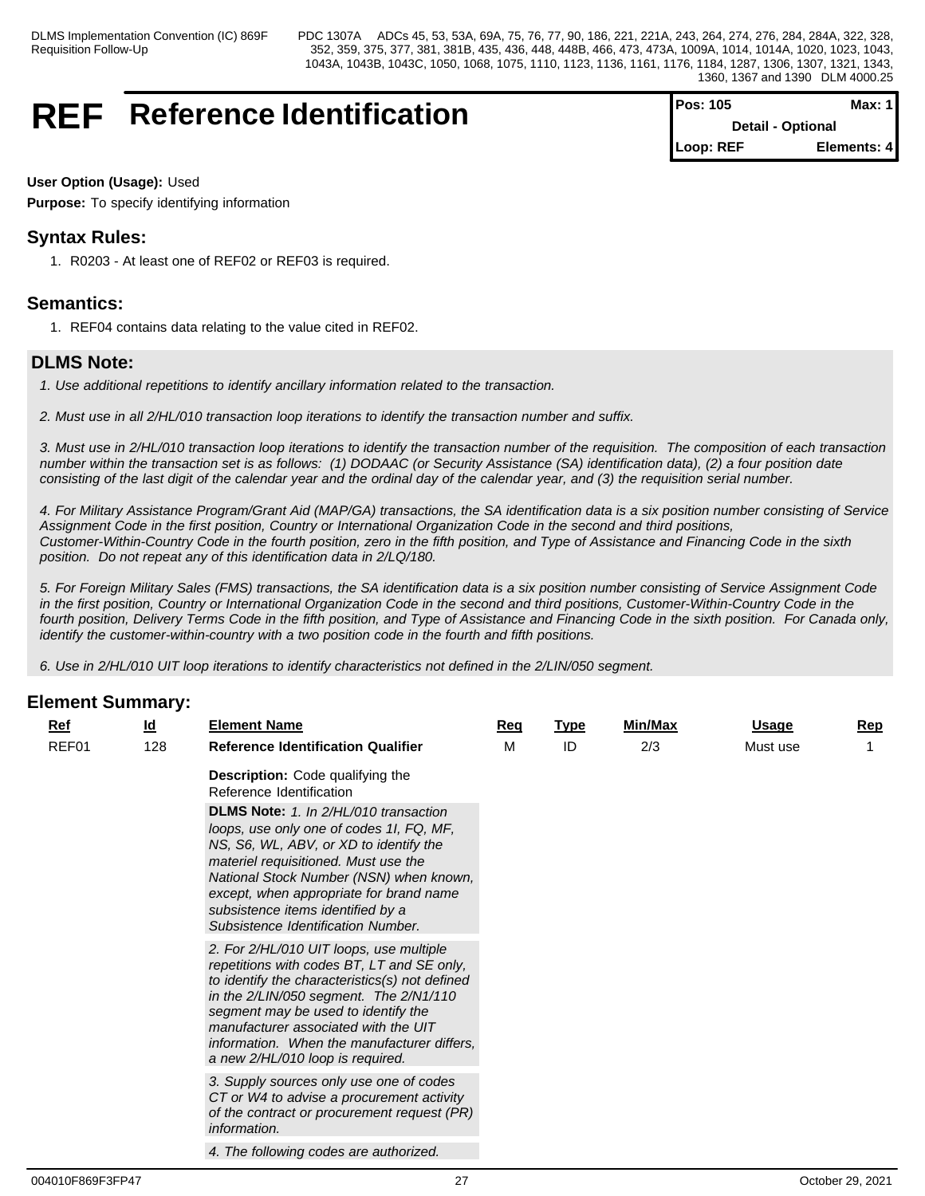# REF Reference Identification

| Pos: 105 | Max: 1 |
| --- | --- |
| Detail - Optional | |
| Loop: REF | Elements: 4 |

**User Option (Usage):** Used

**Purpose:** To specify identifying information

## Syntax Rules:

1. R0203 - At least one of REF02 or REF03 is required.

## Semantics:

1. REF04 contains data relating to the value cited in REF02.

## DLMS Note:

*1. Use additional repetitions to identify ancillary information related to the transaction.*

*2. Must use in all 2/HL/010 transaction loop iterations to identify the transaction number and suffix.*

*3. Must use in 2/HL/010 transaction loop iterations to identify the transaction number of the requisition. The composition of each transaction number within the transaction set is as follows: (1) DODAAC (or Security Assistance (SA) identification data), (2) a four position date consisting of the last digit of the calendar year and the ordinal day of the calendar year, and (3) the requisition serial number.*

*4. For Military Assistance Program/Grant Aid (MAP/GA) transactions, the SA identification data is a six position number consisting of Service Assignment Code in the first position, Country or International Organization Code in the second and third positions, Customer-Within-Country Code in the fourth position, zero in the fifth position, and Type of Assistance and Financing Code in the sixth position. Do not repeat any of this identification data in 2/LQ/180.*

*5. For Foreign Military Sales (FMS) transactions, the SA identification data is a six position number consisting of Service Assignment Code in the first position, Country or International Organization Code in the second and third positions, Customer-Within-Country Code in the fourth position, Delivery Terms Code in the fifth position, and Type of Assistance and Financing Code in the sixth position. For Canada only, identify the customer-within-country with a two position code in the fourth and fifth positions.*

*6. Use in 2/HL/010 UIT loop iterations to identify characteristics not defined in the 2/LIN/050 segment.*

## Element Summary:

| Ref | Id | Element Name | Req | Type | Min/Max | Usage | Rep |
| --- | --- | --- | --- | --- | --- | --- | --- |
| REF01 | 128 | **Reference Identification Qualifier** | M | ID | 2/3 | Must use | 1 |

**Description:** Code qualifying the Reference Identification

**DLMS Note:** *1. In 2/HL/010 transaction loops, use only one of codes 1I, FQ, MF, NS, S6, WL, ABV, or XD to identify the materiel requisitioned. Must use the National Stock Number (NSN) when known, except, when appropriate for brand name subsistence items identified by a Subsistence Identification Number.*

*2. For 2/HL/010 UIT loops, use multiple repetitions with codes BT, LT and SE only, to identify the characteristics(s) not defined in the 2/LIN/050 segment. The 2/N1/110 segment may be used to identify the manufacturer associated with the UIT information. When the manufacturer differs, a new 2/HL/010 loop is required.*

*3. Supply sources only use one of codes CT or W4 to advise a procurement activity of the contract or procurement request (PR) information.*

*4. The following codes are authorized.*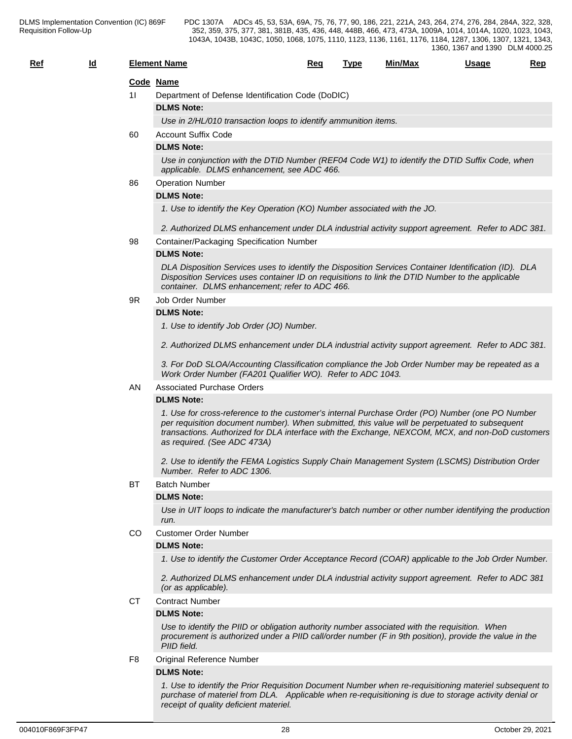| Ref | Id | Element Name | Req | Type | Min/Max | Usage | Rep |
|---|---|---|---|---|---|---|---|

**Code Name**

**1I** Department of Defense Identification Code (DoDIC)

**DLMS Note:**

*Use in 2/HL/010 transaction loops to identify ammunition items.*

**60** Account Suffix Code

**DLMS Note:**

*Use in conjunction with the DTID Number (REF04 Code W1) to identify the DTID Suffix Code, when applicable. DLMS enhancement, see ADC 466.*

**86** Operation Number

**DLMS Note:**

*1. Use to identify the Key Operation (KO) Number associated with the JO.*

*2. Authorized DLMS enhancement under DLA industrial activity support agreement. Refer to ADC 381.*

**98** Container/Packaging Specification Number

**DLMS Note:**

*DLA Disposition Services uses to identify the Disposition Services Container Identification (ID). DLA Disposition Services uses container ID on requisitions to link the DTID Number to the applicable container. DLMS enhancement; refer to ADC 466.*

**9R** Job Order Number

**DLMS Note:**

*1. Use to identify Job Order (JO) Number.*

*2. Authorized DLMS enhancement under DLA industrial activity support agreement. Refer to ADC 381.*

*3. For DoD SLOA/Accounting Classification compliance the Job Order Number may be repeated as a Work Order Number (FA201 Qualifier WO). Refer to ADC 1043.*

**AN** Associated Purchase Orders

**DLMS Note:**

*1. Use for cross-reference to the customer's internal Purchase Order (PO) Number (one PO Number per requisition document number). When submitted, this value will be perpetuated to subsequent transactions. Authorized for DLA interface with the Exchange, NEXCOM, MCX, and non-DoD customers as required. (See ADC 473A)*

*2. Use to identify the FEMA Logistics Supply Chain Management System (LSCMS) Distribution Order Number. Refer to ADC 1306.*

**BT** Batch Number

**DLMS Note:**

*Use in UIT loops to indicate the manufacturer's batch number or other number identifying the production run.*

**CO** Customer Order Number

**DLMS Note:**

*1. Use to identify the Customer Order Acceptance Record (COAR) applicable to the Job Order Number.*

*2. Authorized DLMS enhancement under DLA industrial activity support agreement. Refer to ADC 381 (or as applicable).*

**CT** Contract Number

**DLMS Note:**

*Use to identify the PIID or obligation authority number associated with the requisition. When procurement is authorized under a PIID call/order number (F in 9th position), provide the value in the PIID field.*

**F8** Original Reference Number

**DLMS Note:**

*1. Use to identify the Prior Requisition Document Number when re-requisitioning materiel subsequent to purchase of materiel from DLA. Applicable when re-requisitioning is due to storage activity denial or receipt of quality deficient materiel.*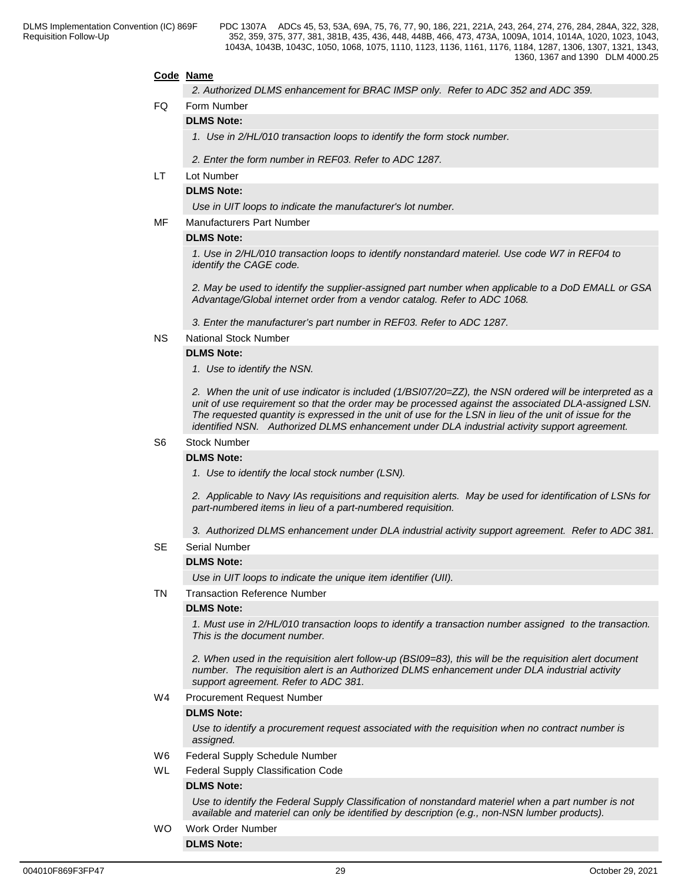**Code Name**

*2. Authorized DLMS enhancement for BRAC IMSP only. Refer to ADC 352 and ADC 359.*

FQ Form Number

**DLMS Note:**

*1. Use in 2/HL/010 transaction loops to identify the form stock number.*

*2. Enter the form number in REF03. Refer to ADC 1287.*

LT Lot Number

**DLMS Note:**

*Use in UIT loops to indicate the manufacturer's lot number.*

MF Manufacturers Part Number

**DLMS Note:**

*1. Use in 2/HL/010 transaction loops to identify nonstandard materiel. Use code W7 in REF04 to identify the CAGE code.*

*2. May be used to identify the supplier-assigned part number when applicable to a DoD EMALL or GSA Advantage/Global internet order from a vendor catalog. Refer to ADC 1068.*

*3. Enter the manufacturer's part number in REF03. Refer to ADC 1287.*

NS National Stock Number

**DLMS Note:**

*1. Use to identify the NSN.*

*2. When the unit of use indicator is included (1/BSI07/20=ZZ), the NSN ordered will be interpreted as a unit of use requirement so that the order may be processed against the associated DLA-assigned LSN. The requested quantity is expressed in the unit of use for the LSN in lieu of the unit of issue for the identified NSN. Authorized DLMS enhancement under DLA industrial activity support agreement.*

S6 Stock Number

**DLMS Note:**

*1. Use to identify the local stock number (LSN).*

*2. Applicable to Navy IAs requisitions and requisition alerts. May be used for identification of LSNs for part-numbered items in lieu of a part-numbered requisition.*

*3. Authorized DLMS enhancement under DLA industrial activity support agreement. Refer to ADC 381.*

SE Serial Number

**DLMS Note:**

*Use in UIT loops to indicate the unique item identifier (UII).*

TN Transaction Reference Number

**DLMS Note:**

*1. Must use in 2/HL/010 transaction loops to identify a transaction number assigned to the transaction. This is the document number.*

*2. When used in the requisition alert follow-up (BSI09=83), this will be the requisition alert document number. The requisition alert is an Authorized DLMS enhancement under DLA industrial activity support agreement. Refer to ADC 381.*

W4 Procurement Request Number

**DLMS Note:**

*Use to identify a procurement request associated with the requisition when no contract number is assigned.*

W6 Federal Supply Schedule Number

WL Federal Supply Classification Code

**DLMS Note:**

*Use to identify the Federal Supply Classification of nonstandard materiel when a part number is not available and materiel can only be identified by description (e.g., non-NSN lumber products).*

WO Work Order Number

**DLMS Note:**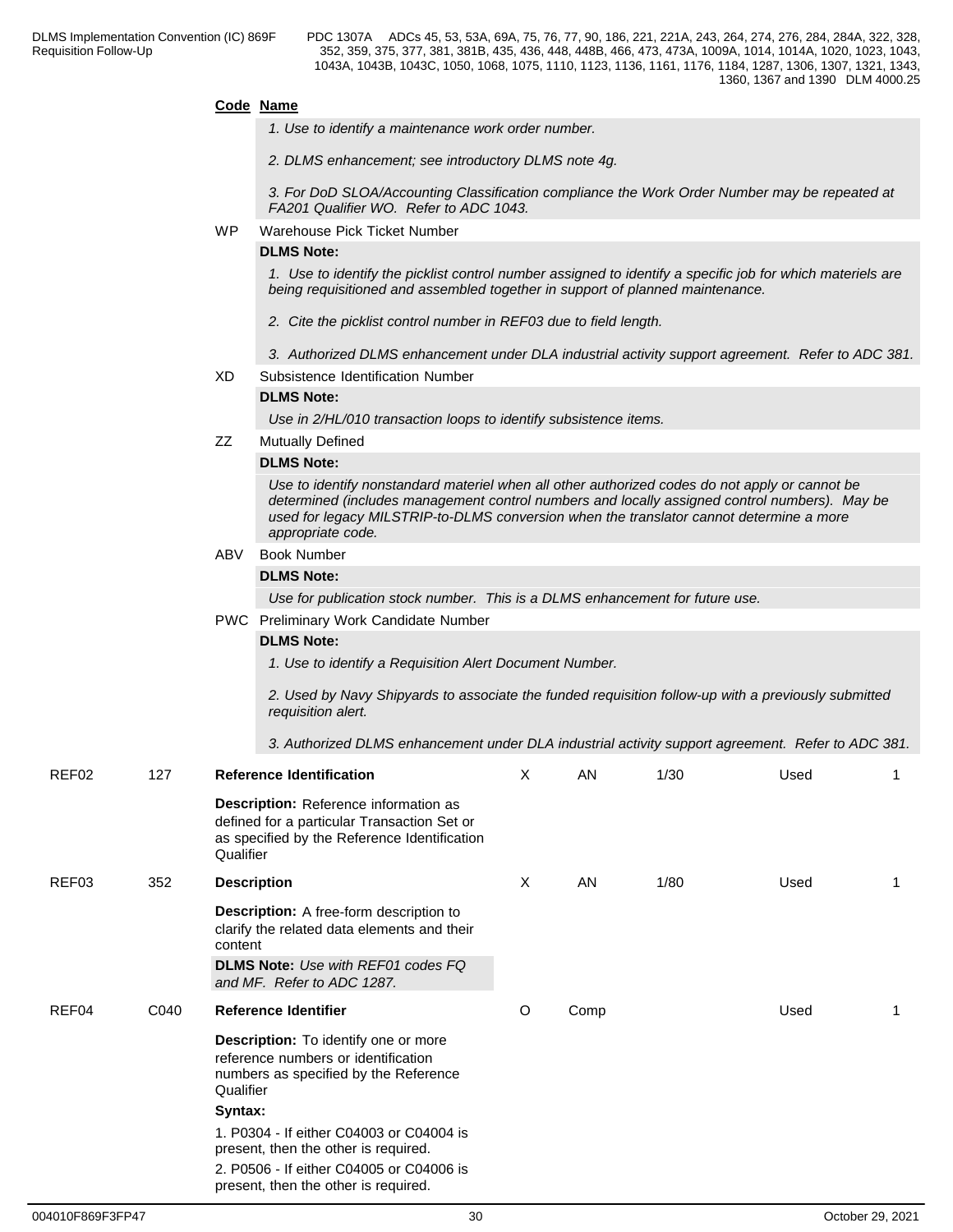**Code** **Name**

*1. Use to identify a maintenance work order number.*

*2. DLMS enhancement; see introductory DLMS note 4g.*

*3. For DoD SLOA/Accounting Classification compliance the Work Order Number may be repeated at FA201 Qualifier WO. Refer to ADC 1043.*

WP Warehouse Pick Ticket Number

**DLMS Note:**

*1. Use to identify the picklist control number assigned to identify a specific job for which materiels are being requisitioned and assembled together in support of planned maintenance.*

*2. Cite the picklist control number in REF03 due to field length.*

*3. Authorized DLMS enhancement under DLA industrial activity support agreement. Refer to ADC 381.*

XD Subsistence Identification Number

**DLMS Note:**

*Use in 2/HL/010 transaction loops to identify subsistence items.*

ZZ Mutually Defined

**DLMS Note:**

*Use to identify nonstandard materiel when all other authorized codes do not apply or cannot be determined (includes management control numbers and locally assigned control numbers). May be used for legacy MILSTRIP-to-DLMS conversion when the translator cannot determine a more appropriate code.*

ABV Book Number

**DLMS Note:**

*Use for publication stock number. This is a DLMS enhancement for future use.*

PWC Preliminary Work Candidate Number

**DLMS Note:**

*1. Use to identify a Requisition Alert Document Number.*

*2. Used by Navy Shipyards to associate the funded requisition follow-up with a previously submitted requisition alert.*

*3. Authorized DLMS enhancement under DLA industrial activity support agreement. Refer to ADC 381.*

| | | | | | | | |
|---|---|---|---|---|---|---|---|
| REF02 | 127 | **Reference Identification**<br>**Description:** Reference information as defined for a particular Transaction Set or as specified by the Reference Identification Qualifier | X | AN | 1/30 | Used | 1 |
| REF03 | 352 | **Description**<br>**Description:** A free-form description to clarify the related data elements and their content<br>**DLMS Note:** *Use with REF01 codes FQ and MF. Refer to ADC 1287.* | X | AN | 1/80 | Used | 1 |
| REF04 | C040 | **Reference Identifier**<br>**Description:** To identify one or more reference numbers or identification numbers as specified by the Reference Qualifier<br>**Syntax:**<br>1. P0304 - If either C04003 or C04004 is present, then the other is required.<br>2. P0506 - If either C04005 or C04006 is present, then the other is required. | O | Comp | | Used | 1 |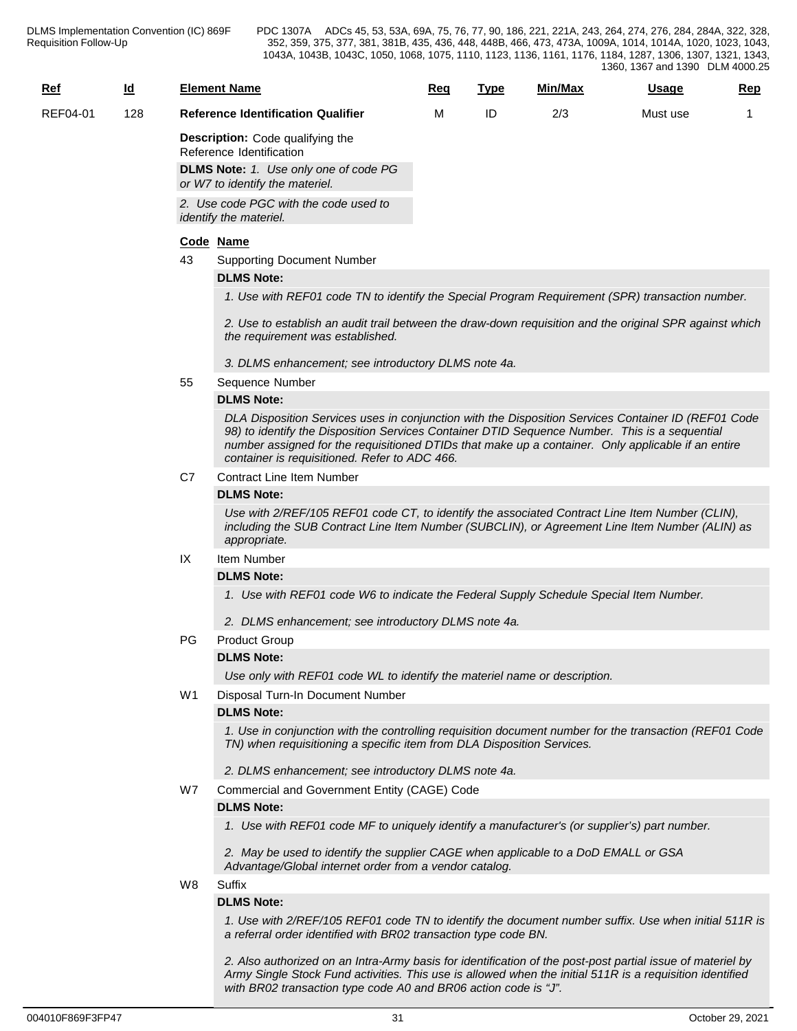| Ref | Id | Element Name | Req | Type | Min/Max | Usage | Rep |
|---|---|---|---|---|---|---|---|
| REF04-01 | 128 | **Reference Identification Qualifier** | M | ID | 2/3 | Must use | 1 |

**Description:** Code qualifying the Reference Identification

**DLMS Note:** *1. Use only one of code PG or W7 to identify the materiel.*

*2. Use code PGC with the code used to identify the materiel.*

| Code | Name |
|---|---|
| 43 | Supporting Document Number |
| 55 | Sequence Number |
| C7 | Contract Line Item Number |
| IX | Item Number |
| PG | Product Group |
| W1 | Disposal Turn-In Document Number |
| W7 | Commercial and Government Entity (CAGE) Code |
| W8 | Suffix |

**43** Supporting Document Number

**DLMS Note:**

*1. Use with REF01 code TN to identify the Special Program Requirement (SPR) transaction number.*

*2. Use to establish an audit trail between the draw-down requisition and the original SPR against which the requirement was established.*

*3. DLMS enhancement; see introductory DLMS note 4a.*

**55** Sequence Number

**DLMS Note:**

*DLA Disposition Services uses in conjunction with the Disposition Services Container ID (REF01 Code 98) to identify the Disposition Services Container DTID Sequence Number. This is a sequential number assigned for the requisitioned DTIDs that make up a container. Only applicable if an entire container is requisitioned. Refer to ADC 466.*

**C7** Contract Line Item Number

**DLMS Note:**

*Use with 2/REF/105 REF01 code CT, to identify the associated Contract Line Item Number (CLIN), including the SUB Contract Line Item Number (SUBCLIN), or Agreement Line Item Number (ALIN) as appropriate.*

**IX** Item Number

**DLMS Note:**

*1. Use with REF01 code W6 to indicate the Federal Supply Schedule Special Item Number.*

*2. DLMS enhancement; see introductory DLMS note 4a.*

**PG** Product Group

**DLMS Note:**

*Use only with REF01 code WL to identify the materiel name or description.*

**W1** Disposal Turn-In Document Number

**DLMS Note:**

*1. Use in conjunction with the controlling requisition document number for the transaction (REF01 Code TN) when requisitioning a specific item from DLA Disposition Services.*

*2. DLMS enhancement; see introductory DLMS note 4a.*

**W7** Commercial and Government Entity (CAGE) Code

**DLMS Note:**

*1. Use with REF01 code MF to uniquely identify a manufacturer's (or supplier's) part number.*

*2. May be used to identify the supplier CAGE when applicable to a DoD EMALL or GSA Advantage/Global internet order from a vendor catalog.*

**W8** Suffix

**DLMS Note:**

*1. Use with 2/REF/105 REF01 code TN to identify the document number suffix. Use when initial 511R is a referral order identified with BR02 transaction type code BN.*

*2. Also authorized on an Intra-Army basis for identification of the post-post partial issue of materiel by Army Single Stock Fund activities. This use is allowed when the initial 511R is a requisition identified with BR02 transaction type code A0 and BR06 action code is "J".*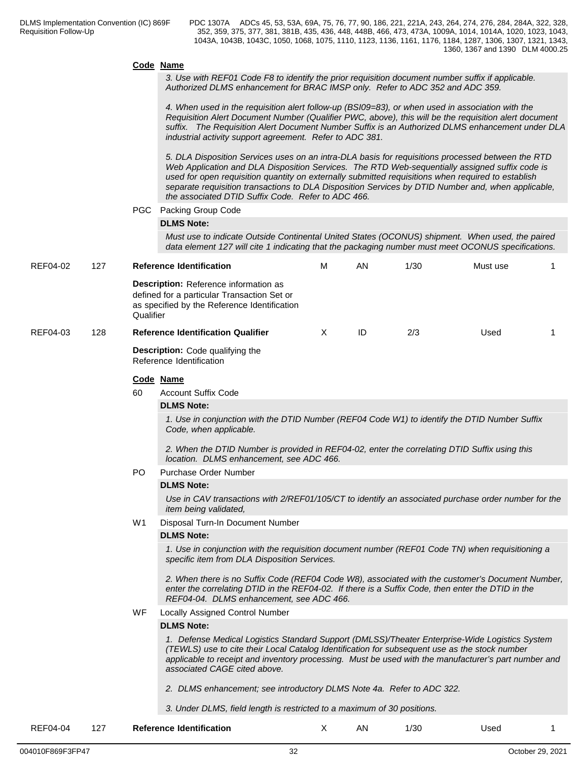**Code** **Name**

*3. Use with REF01 Code F8 to identify the prior requisition document number suffix if applicable. Authorized DLMS enhancement for BRAC IMSP only. Refer to ADC 352 and ADC 359.*

*4. When used in the requisition alert follow-up (BSI09=83), or when used in association with the Requisition Alert Document Number (Qualifier PWC, above), this will be the requisition alert document suffix. The Requisition Alert Document Number Suffix is an Authorized DLMS enhancement under DLA industrial activity support agreement. Refer to ADC 381.*

*5. DLA Disposition Services uses on an intra-DLA basis for requisitions processed between the RTD Web Application and DLA Disposition Services. The RTD Web-sequentially assigned suffix code is used for open requisition quantity on externally submitted requisitions when required to establish separate requisition transactions to DLA Disposition Services by DTID Number and, when applicable, the associated DTID Suffix Code. Refer to ADC 466.*

PGC Packing Group Code

**DLMS Note:**

*Must use to indicate Outside Continental United States (OCONUS) shipment. When used, the paired data element 127 will cite 1 indicating that the packaging number must meet OCONUS specifications.*

| | | | | | | | |
|---|---|---|---|---|---|---|---|
| REF04-02 | 127 | **Reference Identification** | M | AN | 1/30 | Must use | 1 |

**Description:** Reference information as defined for a particular Transaction Set or as specified by the Reference Identification Qualifier

| | | | | | | | |
|---|---|---|---|---|---|---|---|
| REF04-03 | 128 | **Reference Identification Qualifier** | X | ID | 2/3 | Used | 1 |

**Description:** Code qualifying the Reference Identification

**Code** **Name**

60 Account Suffix Code

**DLMS Note:**

*1. Use in conjunction with the DTID Number (REF04 Code W1) to identify the DTID Number Suffix Code, when applicable.*

*2. When the DTID Number is provided in REF04-02, enter the correlating DTID Suffix using this location. DLMS enhancement, see ADC 466.*

PO Purchase Order Number

**DLMS Note:**

*Use in CAV transactions with 2/REF01/105/CT to identify an associated purchase order number for the item being validated,*

W1 Disposal Turn-In Document Number

**DLMS Note:**

*1. Use in conjunction with the requisition document number (REF01 Code TN) when requisitioning a specific item from DLA Disposition Services.*

*2. When there is no Suffix Code (REF04 Code W8), associated with the customer's Document Number, enter the correlating DTID in the REF04-02. If there is a Suffix Code, then enter the DTID in the REF04-04. DLMS enhancement, see ADC 466.*

WF Locally Assigned Control Number

**DLMS Note:**

*1. Defense Medical Logistics Standard Support (DMLSS)/Theater Enterprise-Wide Logistics System (TEWLS) use to cite their Local Catalog Identification for subsequent use as the stock number applicable to receipt and inventory processing. Must be used with the manufacturer's part number and associated CAGE cited above.*

*2. DLMS enhancement; see introductory DLMS Note 4a. Refer to ADC 322.*

*3. Under DLMS, field length is restricted to a maximum of 30 positions.*

| | | | | | | | |
|---|---|---|---|---|---|---|---|
| REF04-04 | 127 | **Reference Identification** | X | AN | 1/30 | Used | 1 |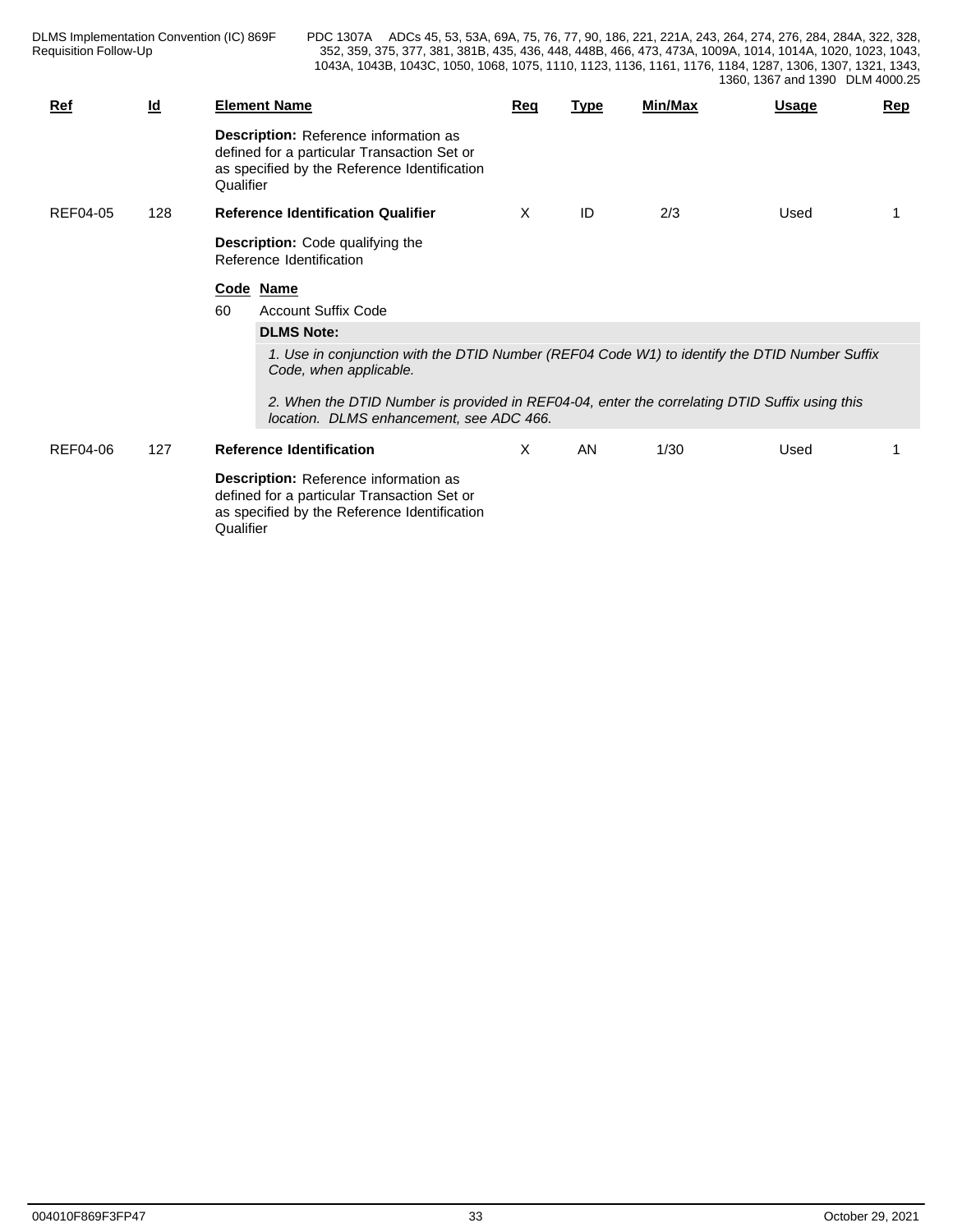| Ref | Id | Element Name | Req | Type | Min/Max | Usage | Rep |
|---|---|---|---|---|---|---|---|
| | | **Description:** Reference information as defined for a particular Transaction Set or as specified by the Reference Identification Qualifier | | | | | |
| REF04-05 | 128 | **Reference Identification Qualifier** | X | ID | 2/3 | Used | 1 |
| | | **Description:** Code qualifying the Reference Identification | | | | | |

**Code Name**

60 Account Suffix Code

**DLMS Note:**

*1. Use in conjunction with the DTID Number (REF04 Code W1) to identify the DTID Number Suffix Code, when applicable.*

*2. When the DTID Number is provided in REF04-04, enter the correlating DTID Suffix using this location. DLMS enhancement, see ADC 466.*

| Ref | Id | Element Name | Req | Type | Min/Max | Usage | Rep |
|---|---|---|---|---|---|---|---|
| REF04-06 | 127 | **Reference Identification** | X | AN | 1/30 | Used | 1 |
| | | **Description:** Reference information as defined for a particular Transaction Set or as specified by the Reference Identification Qualifier | | | | | |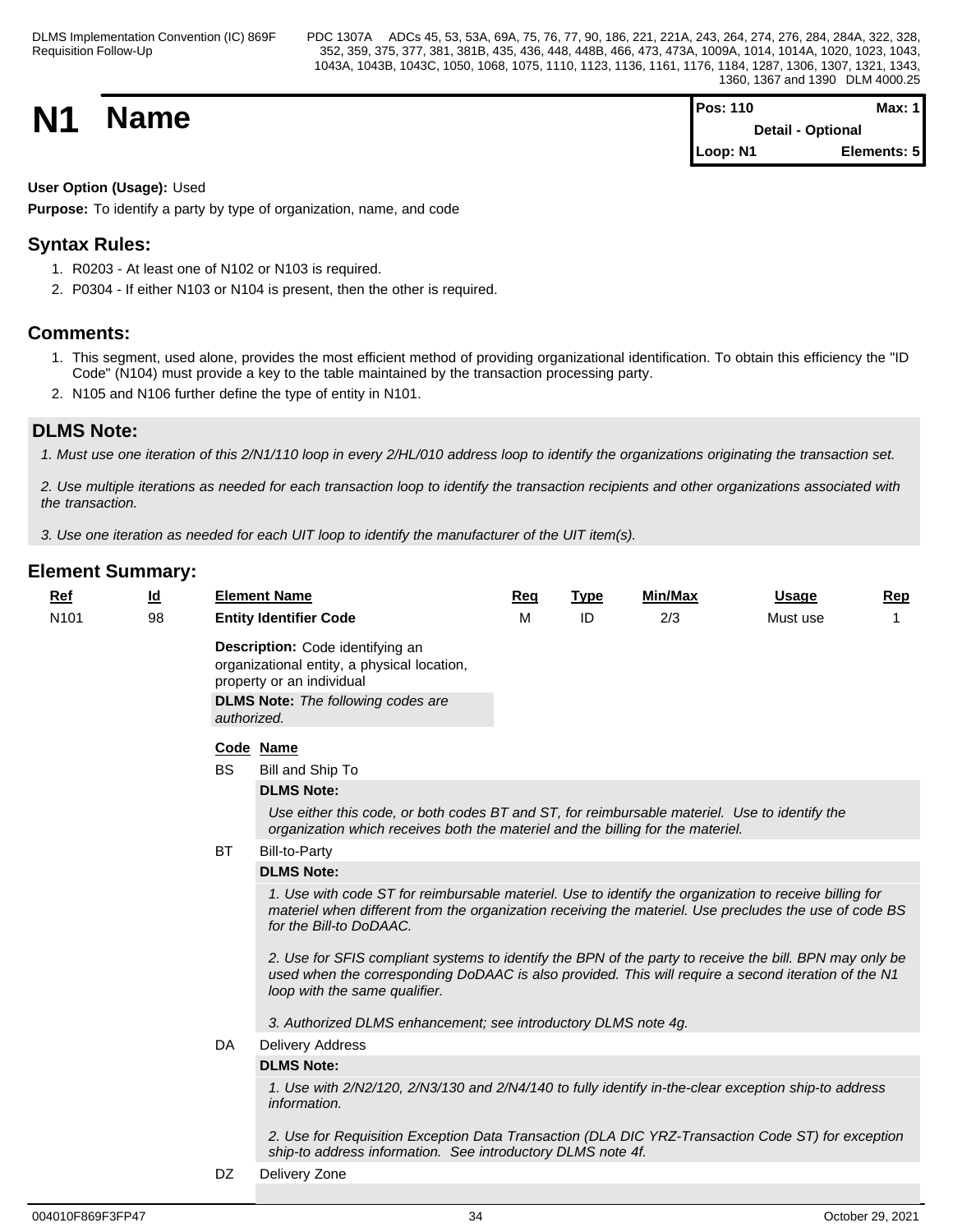# N1 Name

| Pos: 110 | Max: 1 |
|---|---|
| Detail - Optional | |
| Loop: N1 | Elements: 5 |

**User Option (Usage):** Used

**Purpose:** To identify a party by type of organization, name, and code

## Syntax Rules:

1. R0203 - At least one of N102 or N103 is required.
2. P0304 - If either N103 or N104 is present, then the other is required.

## Comments:

1. This segment, used alone, provides the most efficient method of providing organizational identification. To obtain this efficiency the "ID Code" (N104) must provide a key to the table maintained by the transaction processing party.
2. N105 and N106 further define the type of entity in N101.

## DLMS Note:

*1. Must use one iteration of this 2/N1/110 loop in every 2/HL/010 address loop to identify the organizations originating the transaction set.*

*2. Use multiple iterations as needed for each transaction loop to identify the transaction recipients and other organizations associated with the transaction.*

*3. Use one iteration as needed for each UIT loop to identify the manufacturer of the UIT item(s).*

## Element Summary:

| Ref | Id | Element Name | Req | Type | Min/Max | Usage | Rep |
|---|---|---|---|---|---|---|---|
| N101 | 98 | **Entity Identifier Code** | M | ID | 2/3 | Must use | 1 |

**Description:** Code identifying an organizational entity, a physical location, property or an individual

**DLMS Note:** *The following codes are authorized.*

| Code | Name |
|---|---|
| BS | Bill and Ship To |
| BT | Bill-to-Party |
| DA | Delivery Address |
| DZ | Delivery Zone |

**BS** Bill and Ship To

**DLMS Note:**

*Use either this code, or both codes BT and ST, for reimbursable materiel. Use to identify the organization which receives both the materiel and the billing for the materiel.*

**BT** Bill-to-Party

**DLMS Note:**

*1. Use with code ST for reimbursable materiel. Use to identify the organization to receive billing for materiel when different from the organization receiving the materiel. Use precludes the use of code BS for the Bill-to DoDAAC.*

*2. Use for SFIS compliant systems to identify the BPN of the party to receive the bill. BPN may only be used when the corresponding DoDAAC is also provided. This will require a second iteration of the N1 loop with the same qualifier.*

*3. Authorized DLMS enhancement; see introductory DLMS note 4g.*

**DA** Delivery Address

**DLMS Note:**

*1. Use with 2/N2/120, 2/N3/130 and 2/N4/140 to fully identify in-the-clear exception ship-to address information.*

*2. Use for Requisition Exception Data Transaction (DLA DIC YRZ-Transaction Code ST) for exception ship-to address information. See introductory DLMS note 4f.*

**DZ** Delivery Zone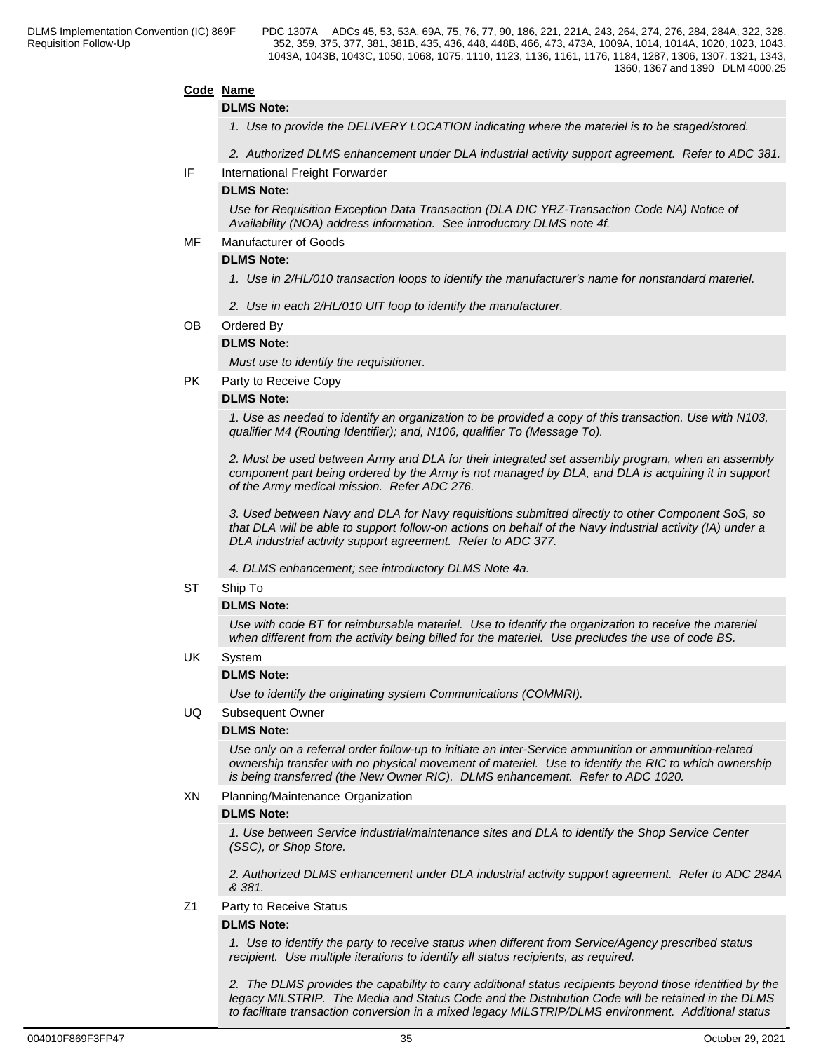**Code** **Name**

**DLMS Note:**

*1. Use to provide the DELIVERY LOCATION indicating where the materiel is to be staged/stored.*

*2. Authorized DLMS enhancement under DLA industrial activity support agreement. Refer to ADC 381.*

IF International Freight Forwarder

**DLMS Note:**

*Use for Requisition Exception Data Transaction (DLA DIC YRZ-Transaction Code NA) Notice of Availability (NOA) address information. See introductory DLMS note 4f.*

MF Manufacturer of Goods

**DLMS Note:**

*1. Use in 2/HL/010 transaction loops to identify the manufacturer's name for nonstandard materiel.*

*2. Use in each 2/HL/010 UIT loop to identify the manufacturer.*

OB Ordered By

**DLMS Note:**

*Must use to identify the requisitioner.*

PK Party to Receive Copy

**DLMS Note:**

*1. Use as needed to identify an organization to be provided a copy of this transaction. Use with N103, qualifier M4 (Routing Identifier); and, N106, qualifier To (Message To).*

*2. Must be used between Army and DLA for their integrated set assembly program, when an assembly component part being ordered by the Army is not managed by DLA, and DLA is acquiring it in support of the Army medical mission. Refer ADC 276.*

*3. Used between Navy and DLA for Navy requisitions submitted directly to other Component SoS, so that DLA will be able to support follow-on actions on behalf of the Navy industrial activity (IA) under a DLA industrial activity support agreement. Refer to ADC 377.*

*4. DLMS enhancement; see introductory DLMS Note 4a.*

ST Ship To

**DLMS Note:**

*Use with code BT for reimbursable materiel. Use to identify the organization to receive the materiel when different from the activity being billed for the materiel. Use precludes the use of code BS.*

UK System

**DLMS Note:**

*Use to identify the originating system Communications (COMMRI).*

UQ Subsequent Owner

**DLMS Note:**

*Use only on a referral order follow-up to initiate an inter-Service ammunition or ammunition-related ownership transfer with no physical movement of materiel. Use to identify the RIC to which ownership is being transferred (the New Owner RIC). DLMS enhancement. Refer to ADC 1020.*

XN Planning/Maintenance Organization

**DLMS Note:**

*1. Use between Service industrial/maintenance sites and DLA to identify the Shop Service Center (SSC), or Shop Store.*

*2. Authorized DLMS enhancement under DLA industrial activity support agreement. Refer to ADC 284A & 381.*

Z1 Party to Receive Status

**DLMS Note:**

*1. Use to identify the party to receive status when different from Service/Agency prescribed status recipient. Use multiple iterations to identify all status recipients, as required.*

*2. The DLMS provides the capability to carry additional status recipients beyond those identified by the legacy MILSTRIP. The Media and Status Code and the Distribution Code will be retained in the DLMS to facilitate transaction conversion in a mixed legacy MILSTRIP/DLMS environment. Additional status*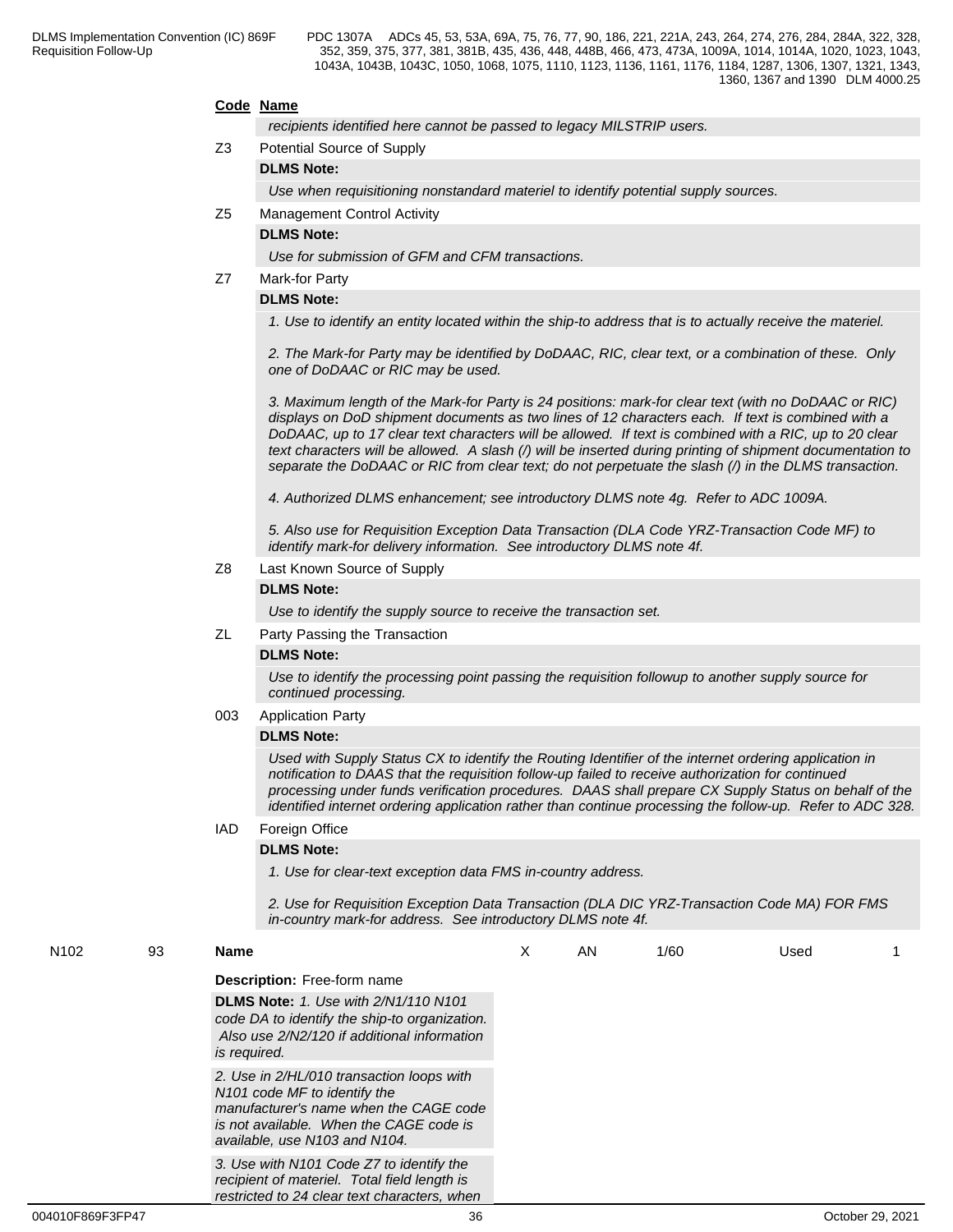**Code Name**

*recipients identified here cannot be passed to legacy MILSTRIP users.*

Z3 Potential Source of Supply

**DLMS Note:**

*Use when requisitioning nonstandard materiel to identify potential supply sources.*

Z5 Management Control Activity

**DLMS Note:**

*Use for submission of GFM and CFM transactions.*

Z7 Mark-for Party

**DLMS Note:**

*1. Use to identify an entity located within the ship-to address that is to actually receive the materiel.*

*2. The Mark-for Party may be identified by DoDAAC, RIC, clear text, or a combination of these. Only one of DoDAAC or RIC may be used.*

*3. Maximum length of the Mark-for Party is 24 positions: mark-for clear text (with no DoDAAC or RIC) displays on DoD shipment documents as two lines of 12 characters each. If text is combined with a DoDAAC, up to 17 clear text characters will be allowed. If text is combined with a RIC, up to 20 clear text characters will be allowed. A slash (/) will be inserted during printing of shipment documentation to separate the DoDAAC or RIC from clear text; do not perpetuate the slash (/) in the DLMS transaction.*

*4. Authorized DLMS enhancement; see introductory DLMS note 4g. Refer to ADC 1009A.*

*5. Also use for Requisition Exception Data Transaction (DLA Code YRZ-Transaction Code MF) to identify mark-for delivery information. See introductory DLMS note 4f.*

Z8 Last Known Source of Supply

**DLMS Note:**

*Use to identify the supply source to receive the transaction set.*

ZL Party Passing the Transaction

**DLMS Note:**

*Use to identify the processing point passing the requisition followup to another supply source for continued processing.*

003 Application Party

**DLMS Note:**

*Used with Supply Status CX to identify the Routing Identifier of the internet ordering application in notification to DAAS that the requisition follow-up failed to receive authorization for continued processing under funds verification procedures. DAAS shall prepare CX Supply Status on behalf of the identified internet ordering application rather than continue processing the follow-up. Refer to ADC 328.*

IAD Foreign Office

**DLMS Note:**

*1. Use for clear-text exception data FMS in-country address.*

*2. Use for Requisition Exception Data Transaction (DLA DIC YRZ-Transaction Code MA) FOR FMS in-country mark-for address. See introductory DLMS note 4f.*

| N102 | 93 | **Name** | X | AN | 1/60 | Used | 1 |
|---|---|---|---|---|---|---|---|

**Description:** Free-form name

**DLMS Note:** *1. Use with 2/N1/110 N101 code DA to identify the ship-to organization. Also use 2/N2/120 if additional information is required.*

*2. Use in 2/HL/010 transaction loops with N101 code MF to identify the manufacturer's name when the CAGE code is not available. When the CAGE code is available, use N103 and N104.*

*3. Use with N101 Code Z7 to identify the recipient of materiel. Total field length is restricted to 24 clear text characters, when*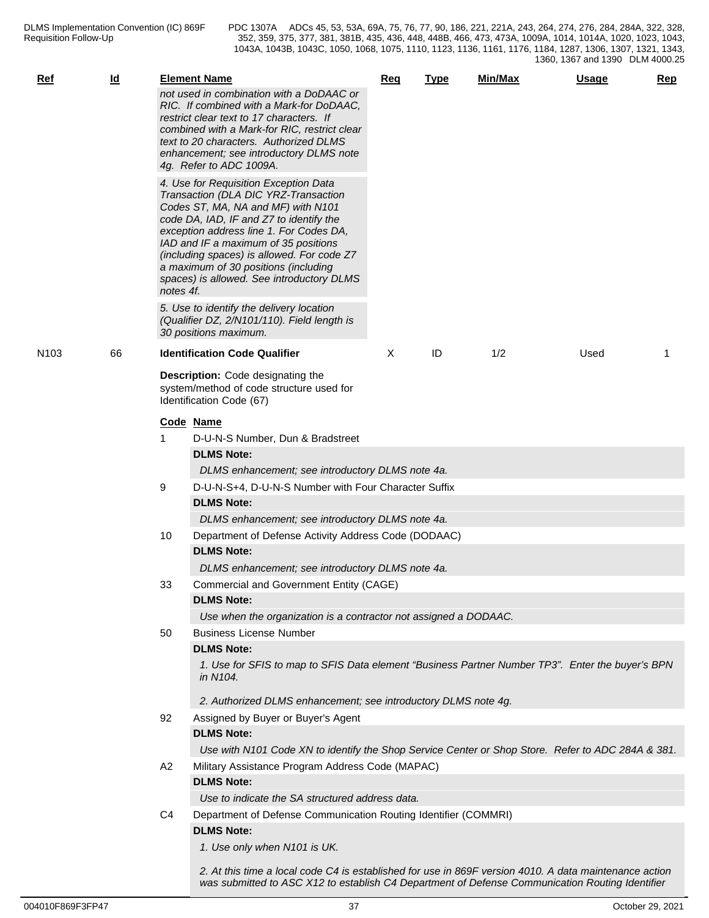| Ref | Id | Element Name | Req | Type | Min/Max | Usage | Rep |
|---|---|---|---|---|---|---|---|
| | | *not used in combination with a DoDAAC or RIC. If combined with a Mark-for DoDAAC, restrict clear text to 17 characters. If combined with a Mark-for RIC, restrict clear text to 20 characters. Authorized DLMS enhancement; see introductory DLMS note 4g. Refer to ADC 1009A.* | | | | | |
| | | *4. Use for Requisition Exception Data Transaction (DLA DIC YRZ-Transaction Codes ST, MA, NA and MF) with N101 code DA, IAD, IF and Z7 to identify the exception address line 1. For Codes DA, IAD and IF a maximum of 35 positions (including spaces) is allowed. For code Z7 a maximum of 30 positions (including spaces) is allowed. See introductory DLMS notes 4f.* | | | | | |
| | | *5. Use to identify the delivery location (Qualifier DZ, 2/N101/110). Field length is 30 positions maximum.* | | | | | |
| N103 | 66 | **Identification Code Qualifier** | X | ID | 1/2 | Used | 1 |

**Description:** Code designating the system/method of code structure used for Identification Code (67)

| Code | Name |
|---|---|
| 1 | D-U-N-S Number, Dun & Bradstreet<br>**DLMS Note:**<br>*DLMS enhancement; see introductory DLMS note 4a.* |
| 9 | D-U-N-S+4, D-U-N-S Number with Four Character Suffix<br>**DLMS Note:**<br>*DLMS enhancement; see introductory DLMS note 4a.* |
| 10 | Department of Defense Activity Address Code (DODAAC)<br>**DLMS Note:**<br>*DLMS enhancement; see introductory DLMS note 4a.* |
| 33 | Commercial and Government Entity (CAGE)<br>**DLMS Note:**<br>*Use when the organization is a contractor not assigned a DODAAC.* |
| 50 | Business License Number<br>**DLMS Note:**<br>*1. Use for SFIS to map to SFIS Data element "Business Partner Number TP3". Enter the buyer's BPN in N104.*<br>*2. Authorized DLMS enhancement; see introductory DLMS note 4g.* |
| 92 | Assigned by Buyer or Buyer's Agent<br>**DLMS Note:**<br>*Use with N101 Code XN to identify the Shop Service Center or Shop Store. Refer to ADC 284A & 381.* |
| A2 | Military Assistance Program Address Code (MAPAC)<br>**DLMS Note:**<br>*Use to indicate the SA structured address data.* |
| C4 | Department of Defense Communication Routing Identifier (COMMRI)<br>**DLMS Note:**<br>*1. Use only when N101 is UK.*<br>*2. At this time a local code C4 is established for use in 869F version 4010. A data maintenance action was submitted to ASC X12 to establish C4 Department of Defense Communication Routing Identifier* |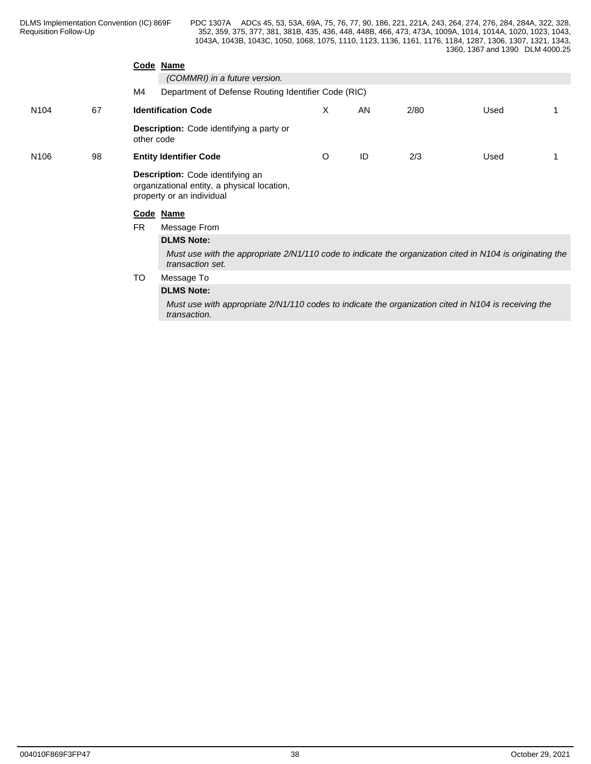**Code Name**

*(COMMRI) in a future version.*

M4 Department of Defense Routing Identifier Code (RIC)

| | | | | | | | |
|---|---|---|---|---|---|---|---|
| N104 | 67 | **Identification Code** | X | AN | 2/80 | Used | 1 |

**Description:** Code identifying a party or other code

| | | | | | | | |
|---|---|---|---|---|---|---|---|
| N106 | 98 | **Entity Identifier Code** | O | ID | 2/3 | Used | 1 |

**Description:** Code identifying an organizational entity, a physical location, property or an individual

**Code Name**

FR Message From

**DLMS Note:**

*Must use with the appropriate 2/N1/110 code to indicate the organization cited in N104 is originating the transaction set.*

TO Message To

**DLMS Note:**

*Must use with appropriate 2/N1/110 codes to indicate the organization cited in N104 is receiving the transaction.*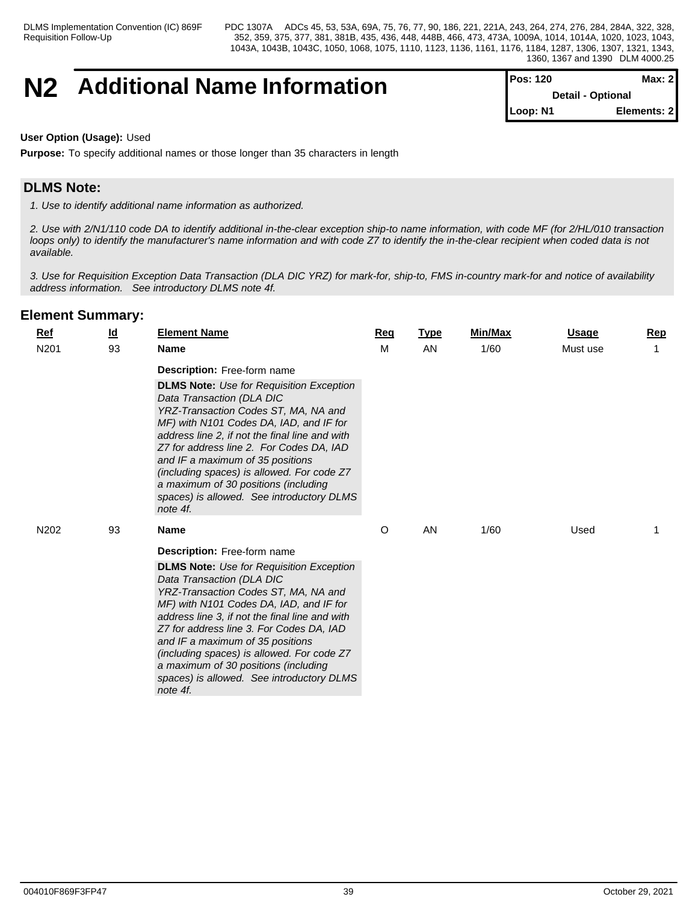# N2 Additional Name Information

| Pos: 120 | Max: 2 |
|---|---|
| Detail - Optional | |
| Loop: N1 | Elements: 2 |

**User Option (Usage):** Used

**Purpose:** To specify additional names or those longer than 35 characters in length

## DLMS Note:

*1. Use to identify additional name information as authorized.*

*2. Use with 2/N1/110 code DA to identify additional in-the-clear exception ship-to name information, with code MF (for 2/HL/010 transaction loops only) to identify the manufacturer's name information and with code Z7 to identify the in-the-clear recipient when coded data is not available.*

*3. Use for Requisition Exception Data Transaction (DLA DIC YRZ) for mark-for, ship-to, FMS in-country mark-for and notice of availability address information. See introductory DLMS note 4f.*

## Element Summary:

| Ref | Id | Element Name | Req | Type | Min/Max | Usage | Rep |
|---|---|---|---|---|---|---|---|
| N201 | 93 | **Name**<br><br>**Description:** Free-form name<br><br>**DLMS Note:** *Use for Requisition Exception Data Transaction (DLA DIC YRZ-Transaction Codes ST, MA, NA and MF) with N101 Codes DA, IAD, and IF for address line 2, if not the final line and with Z7 for address line 2. For Codes DA, IAD and IF a maximum of 35 positions (including spaces) is allowed. For code Z7 a maximum of 30 positions (including spaces) is allowed. See introductory DLMS note 4f.* | M | AN | 1/60 | Must use | 1 |
| N202 | 93 | **Name**<br><br>**Description:** Free-form name<br><br>**DLMS Note:** *Use for Requisition Exception Data Transaction (DLA DIC YRZ-Transaction Codes ST, MA, NA and MF) with N101 Codes DA, IAD, and IF for address line 3, if not the final line and with Z7 for address line 3. For Codes DA, IAD and IF a maximum of 35 positions (including spaces) is allowed. For code Z7 a maximum of 30 positions (including spaces) is allowed. See introductory DLMS note 4f.* | O | AN | 1/60 | Used | 1 |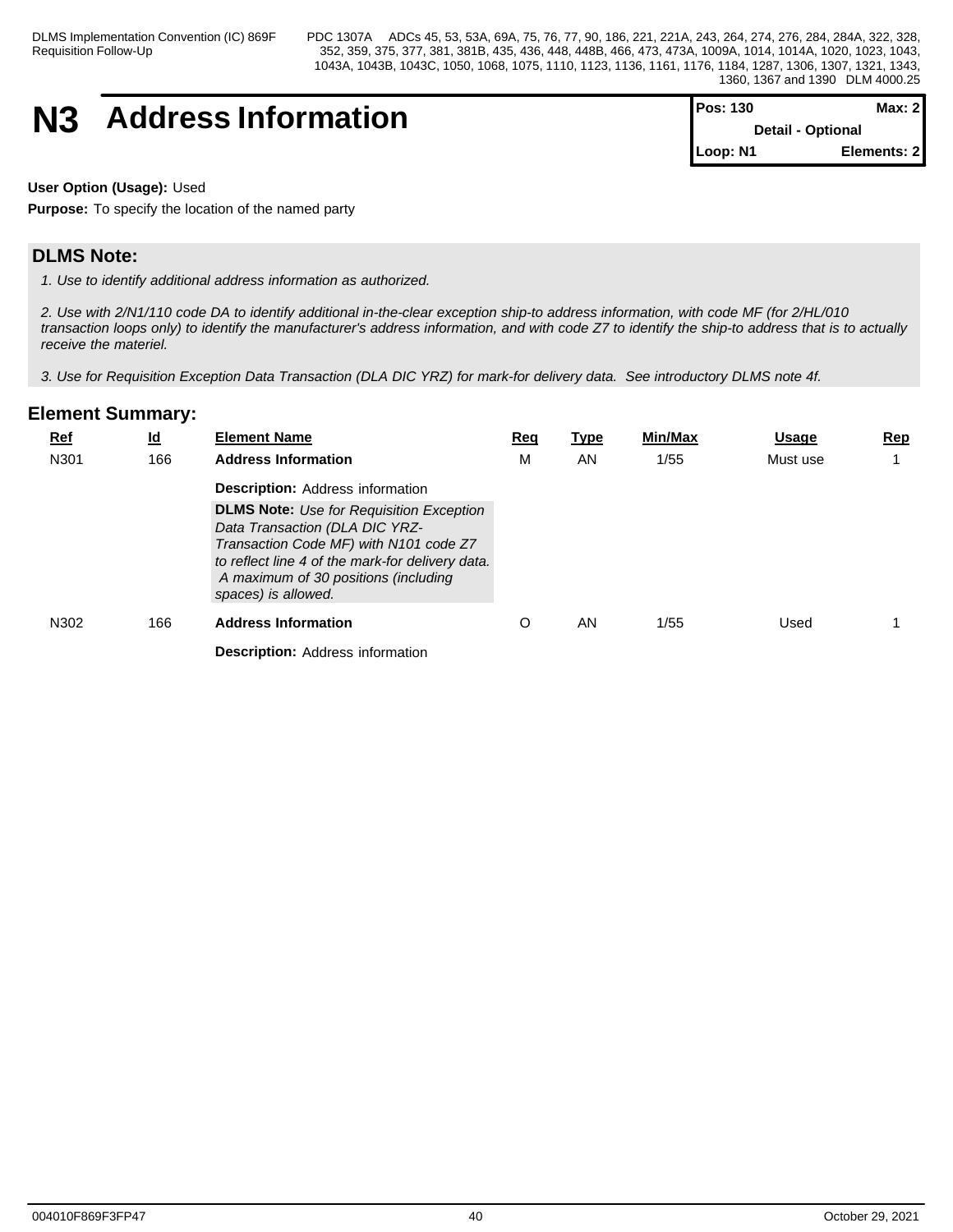# N3 Address Information

| Pos: 130 | Max: 2 |
|---|---|
| Detail - Optional | |
| Loop: N1 | Elements: 2 |

**User Option (Usage):** Used

**Purpose:** To specify the location of the named party

## DLMS Note:

*1. Use to identify additional address information as authorized.*

*2. Use with 2/N1/110 code DA to identify additional in-the-clear exception ship-to address information, with code MF (for 2/HL/010 transaction loops only) to identify the manufacturer's address information, and with code Z7 to identify the ship-to address that is to actually receive the materiel.*

*3. Use for Requisition Exception Data Transaction (DLA DIC YRZ) for mark-for delivery data. See introductory DLMS note 4f.*

## Element Summary:

| Ref | Id | Element Name | Req | Type | Min/Max | Usage | Rep |
|---|---|---|---|---|---|---|---|
| N301 | 166 | **Address Information**<br>**Description:** Address information<br>**DLMS Note:** *Use for Requisition Exception Data Transaction (DLA DIC YRZ-Transaction Code MF) with N101 code Z7 to reflect line 4 of the mark-for delivery data. A maximum of 30 positions (including spaces) is allowed.* | M | AN | 1/55 | Must use | 1 |
| N302 | 166 | **Address Information**<br>**Description:** Address information | O | AN | 1/55 | Used | 1 |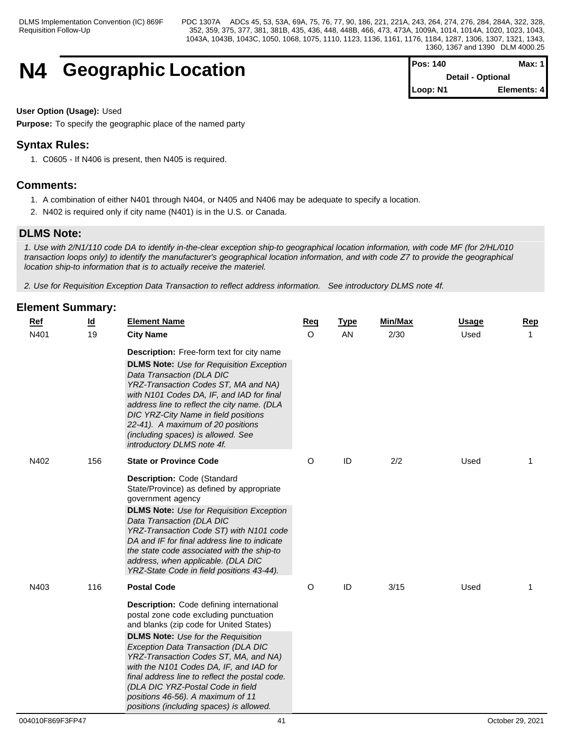# N4 Geographic Location

| Pos: 140 | Max: 1 |
|---|---|
| Detail - Optional | |
| Loop: N1 | Elements: 4 |

**User Option (Usage):** Used

**Purpose:** To specify the geographic place of the named party

## Syntax Rules:

1. C0605 - If N406 is present, then N405 is required.

## Comments:

1. A combination of either N401 through N404, or N405 and N406 may be adequate to specify a location.
2. N402 is required only if city name (N401) is in the U.S. or Canada.

## DLMS Note:

*1. Use with 2/N1/110 code DA to identify in-the-clear exception ship-to geographical location information, with code MF (for 2/HL/010 transaction loops only) to identify the manufacturer's geographical location information, and with code Z7 to provide the geographical location ship-to information that is to actually receive the materiel.*

*2. Use for Requisition Exception Data Transaction to reflect address information. See introductory DLMS note 4f.*

## Element Summary:

| Ref | Id | Element Name | Req | Type | Min/Max | Usage | Rep |
|---|---|---|---|---|---|---|---|
| N401 | 19 | **City Name**<br>**Description:** Free-form text for city name<br>**DLMS Note:** *Use for Requisition Exception Data Transaction (DLA DIC YRZ-Transaction Codes ST, MA and NA) with N101 Codes DA, IF, and IAD for final address line to reflect the city name. (DLA DIC YRZ-City Name in field positions 22-41). A maximum of 20 positions (including spaces) is allowed. See introductory DLMS note 4f.* | O | AN | 2/30 | Used | 1 |
| N402 | 156 | **State or Province Code**<br>**Description:** Code (Standard State/Province) as defined by appropriate government agency<br>**DLMS Note:** *Use for Requisition Exception Data Transaction (DLA DIC YRZ-Transaction Code ST) with N101 code DA and IF for final address line to indicate the state code associated with the ship-to address, when applicable. (DLA DIC YRZ-State Code in field positions 43-44).* | O | ID | 2/2 | Used | 1 |
| N403 | 116 | **Postal Code**<br>**Description:** Code defining international postal zone code excluding punctuation and blanks (zip code for United States)<br>**DLMS Note:** *Use for the Requisition Exception Data Transaction (DLA DIC YRZ-Transaction Codes ST, MA, and NA) with the N101 Codes DA, IF, and IAD for final address line to reflect the postal code. (DLA DIC YRZ-Postal Code in field positions 46-56). A maximum of 11 positions (including spaces) is allowed.* | O | ID | 3/15 | Used | 1 |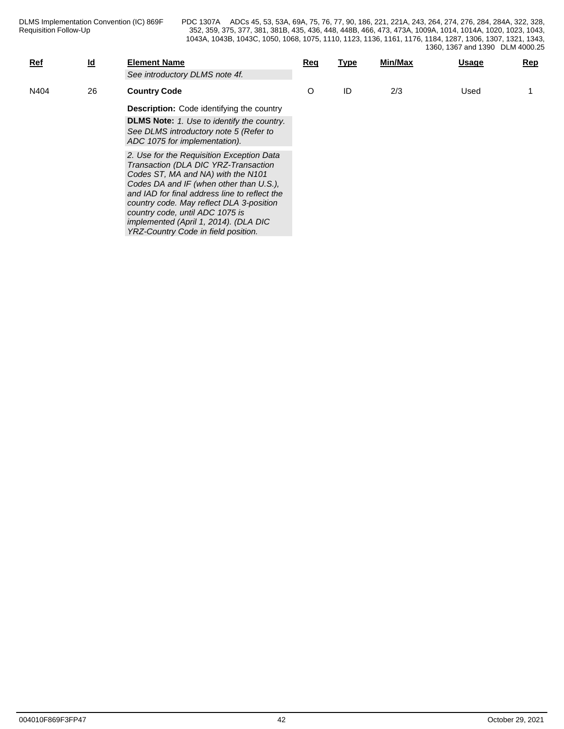| Ref | Id | Element Name | Req | Type | Min/Max | Usage | Rep |
|---|---|---|---|---|---|---|---|
| | | *See introductory DLMS note 4f.* | | | | | |
| N404 | 26 | **Country Code** | O | ID | 2/3 | Used | 1 |

**Description:** Code identifying the country

**DLMS Note:** *1. Use to identify the country. See DLMS introductory note 5 (Refer to ADC 1075 for implementation).*

*2. Use for the Requisition Exception Data Transaction (DLA DIC YRZ-Transaction Codes ST, MA and NA) with the N101 Codes DA and IF (when other than U.S.), and IAD for final address line to reflect the country code. May reflect DLA 3-position country code, until ADC 1075 is implemented (April 1, 2014). (DLA DIC YRZ-Country Code in field position.*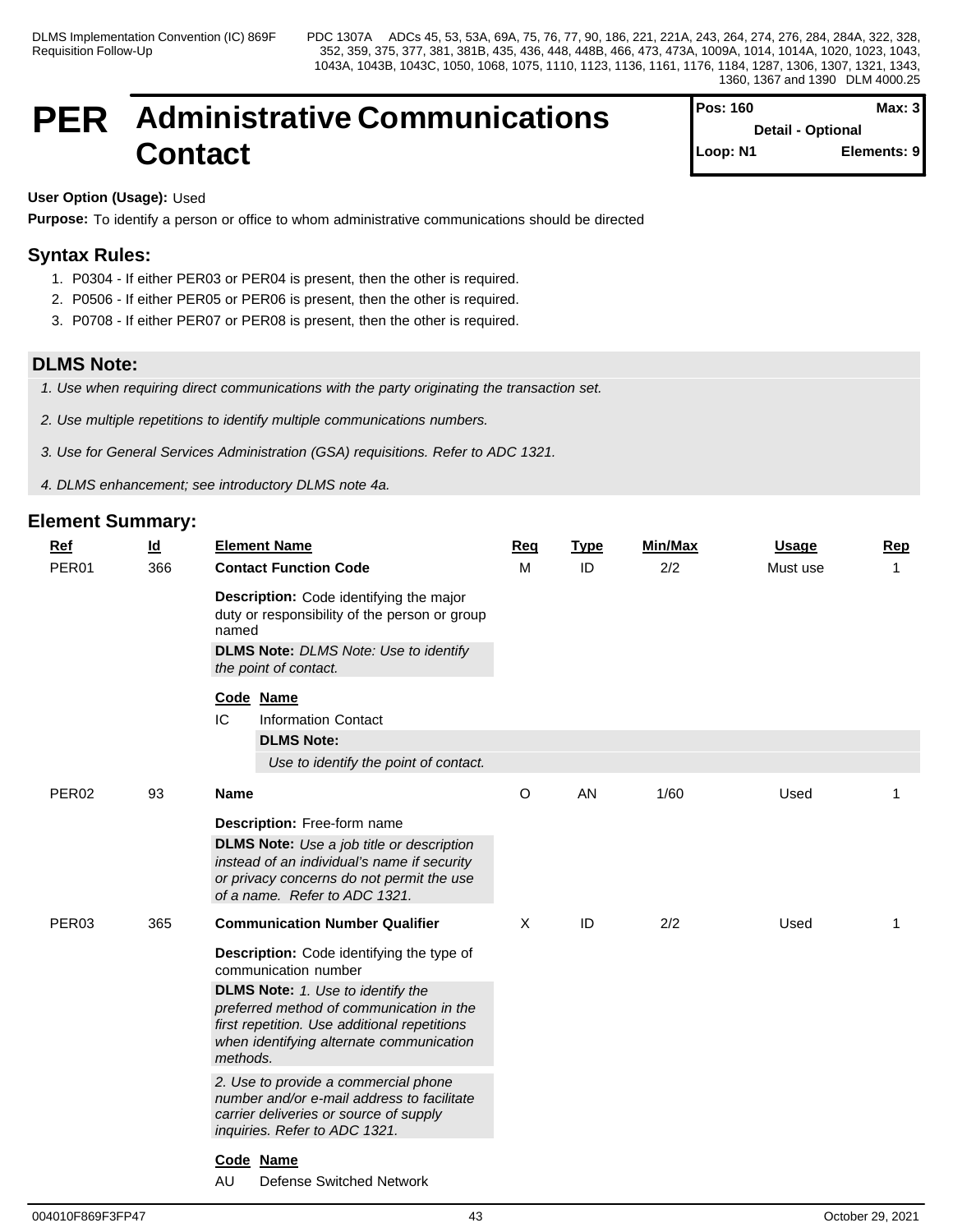# PER Administrative Communications Contact

**Pos: 160** **Max: 3**
**Detail - Optional**
**Loop: N1** **Elements: 9**

**User Option (Usage):** Used

**Purpose:** To identify a person or office to whom administrative communications should be directed

## Syntax Rules:

1. P0304 - If either PER03 or PER04 is present, then the other is required.
2. P0506 - If either PER05 or PER06 is present, then the other is required.
3. P0708 - If either PER07 or PER08 is present, then the other is required.

## DLMS Note:

*1. Use when requiring direct communications with the party originating the transaction set.*

*2. Use multiple repetitions to identify multiple communications numbers.*

*3. Use for General Services Administration (GSA) requisitions. Refer to ADC 1321.*

*4. DLMS enhancement; see introductory DLMS note 4a.*

## Element Summary:

| Ref | Id | Element Name | Req | Type | Min/Max | Usage | Rep |
|---|---|---|---|---|---|---|---|
| PER01 | 366 | **Contact Function Code** | M | ID | 2/2 | Must use | 1 |
| PER02 | 93 | **Name** | O | AN | 1/60 | Used | 1 |
| PER03 | 365 | **Communication Number Qualifier** | X | ID | 2/2 | Used | 1 |

**PER01 – Contact Function Code**

**Description:** Code identifying the major duty or responsibility of the person or group named

**DLMS Note:** *DLMS Note: Use to identify the point of contact.*

| Code | Name |
|---|---|
| IC | Information Contact |

**DLMS Note:**

*Use to identify the point of contact.*

**PER02 – Name**

**Description:** Free-form name

**DLMS Note:** *Use a job title or description instead of an individual's name if security or privacy concerns do not permit the use of a name. Refer to ADC 1321.*

**PER03 – Communication Number Qualifier**

**Description:** Code identifying the type of communication number

**DLMS Note:** *1. Use to identify the preferred method of communication in the first repetition. Use additional repetitions when identifying alternate communication methods.*

*2. Use to provide a commercial phone number and/or e-mail address to facilitate carrier deliveries or source of supply inquiries. Refer to ADC 1321.*

| Code | Name |
|---|---|
| AU | Defense Switched Network |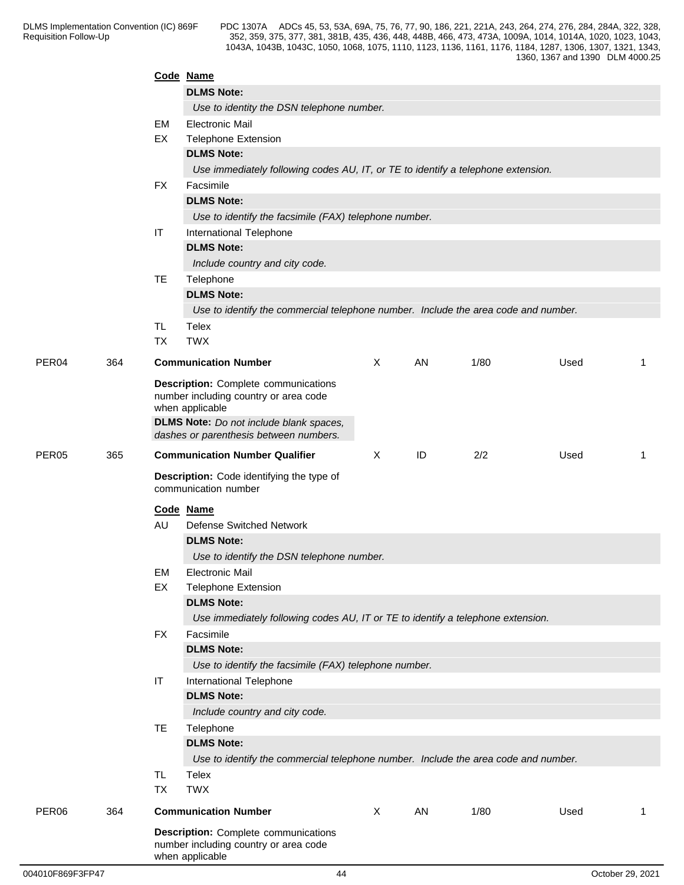**Code** **Name**

**DLMS Note:**

*Use to identity the DSN telephone number.*

EM Electronic Mail

EX Telephone Extension

**DLMS Note:**

*Use immediately following codes AU, IT, or TE to identify a telephone extension.*

FX Facsimile

**DLMS Note:**

*Use to identify the facsimile (FAX) telephone number.*

IT International Telephone

**DLMS Note:**

*Include country and city code.*

TE Telephone

**DLMS Note:**

*Use to identify the commercial telephone number. Include the area code and number.*

TL Telex

TX TWX

| PER04 | 364 | **Communication Number** | X | AN | 1/80 | Used | 1 |
|---|---|---|---|---|---|---|---|

**Description:** Complete communications number including country or area code when applicable

**DLMS Note:** *Do not include blank spaces, dashes or parenthesis between numbers.*

| PER05 | 365 | **Communication Number Qualifier** | X | ID | 2/2 | Used | 1 |
|---|---|---|---|---|---|---|---|

**Description:** Code identifying the type of communication number

**Code** **Name**

AU Defense Switched Network

**DLMS Note:**

*Use to identify the DSN telephone number.*

EM Electronic Mail

EX Telephone Extension

**DLMS Note:**

*Use immediately following codes AU, IT or TE to identify a telephone extension.*

FX Facsimile

**DLMS Note:**

*Use to identify the facsimile (FAX) telephone number.*

IT International Telephone

**DLMS Note:**

*Include country and city code.*

TE Telephone

**DLMS Note:**

*Use to identify the commercial telephone number. Include the area code and number.*

TL Telex

TX TWX

| PER06 | 364 | **Communication Number** | X | AN | 1/80 | Used | 1 |
|---|---|---|---|---|---|---|---|

**Description:** Complete communications number including country or area code when applicable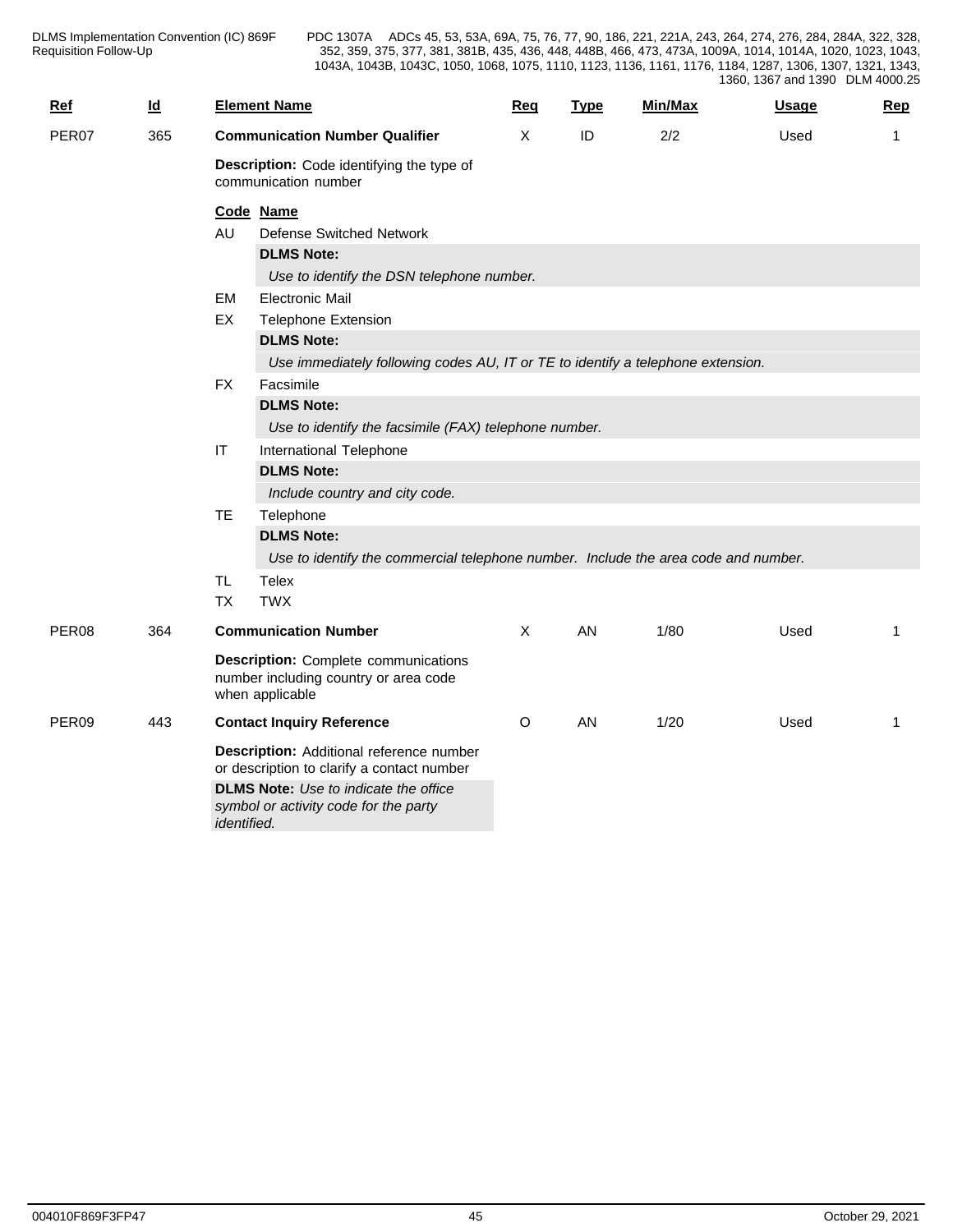| Ref | Id | Element Name | Req | Type | Min/Max | Usage | Rep |
|---|---|---|---|---|---|---|---|
| PER07 | 365 | **Communication Number Qualifier** | X | ID | 2/2 | Used | 1 |

**Description:** Code identifying the type of communication number

| Code | Name |
|---|---|
| AU | Defense Switched Network |
| | **DLMS Note:** *Use to identify the DSN telephone number.* |
| EM | Electronic Mail |
| EX | Telephone Extension |
| | **DLMS Note:** *Use immediately following codes AU, IT or TE to identify a telephone extension.* |
| FX | Facsimile |
| | **DLMS Note:** *Use to identify the facsimile (FAX) telephone number.* |
| IT | International Telephone |
| | **DLMS Note:** *Include country and city code.* |
| TE | Telephone |
| | **DLMS Note:** *Use to identify the commercial telephone number.  Include the area code and number.* |
| TL | Telex |
| TX | TWX |

| Ref | Id | Element Name | Req | Type | Min/Max | Usage | Rep |
|---|---|---|---|---|---|---|---|
| PER08 | 364 | **Communication Number** | X | AN | 1/80 | Used | 1 |

**Description:** Complete communications number including country or area code when applicable

| Ref | Id | Element Name | Req | Type | Min/Max | Usage | Rep |
|---|---|---|---|---|---|---|---|
| PER09 | 443 | **Contact Inquiry Reference** | O | AN | 1/20 | Used | 1 |

**Description:** Additional reference number or description to clarify a contact number

**DLMS Note:** *Use to indicate the office symbol or activity code for the party identified.*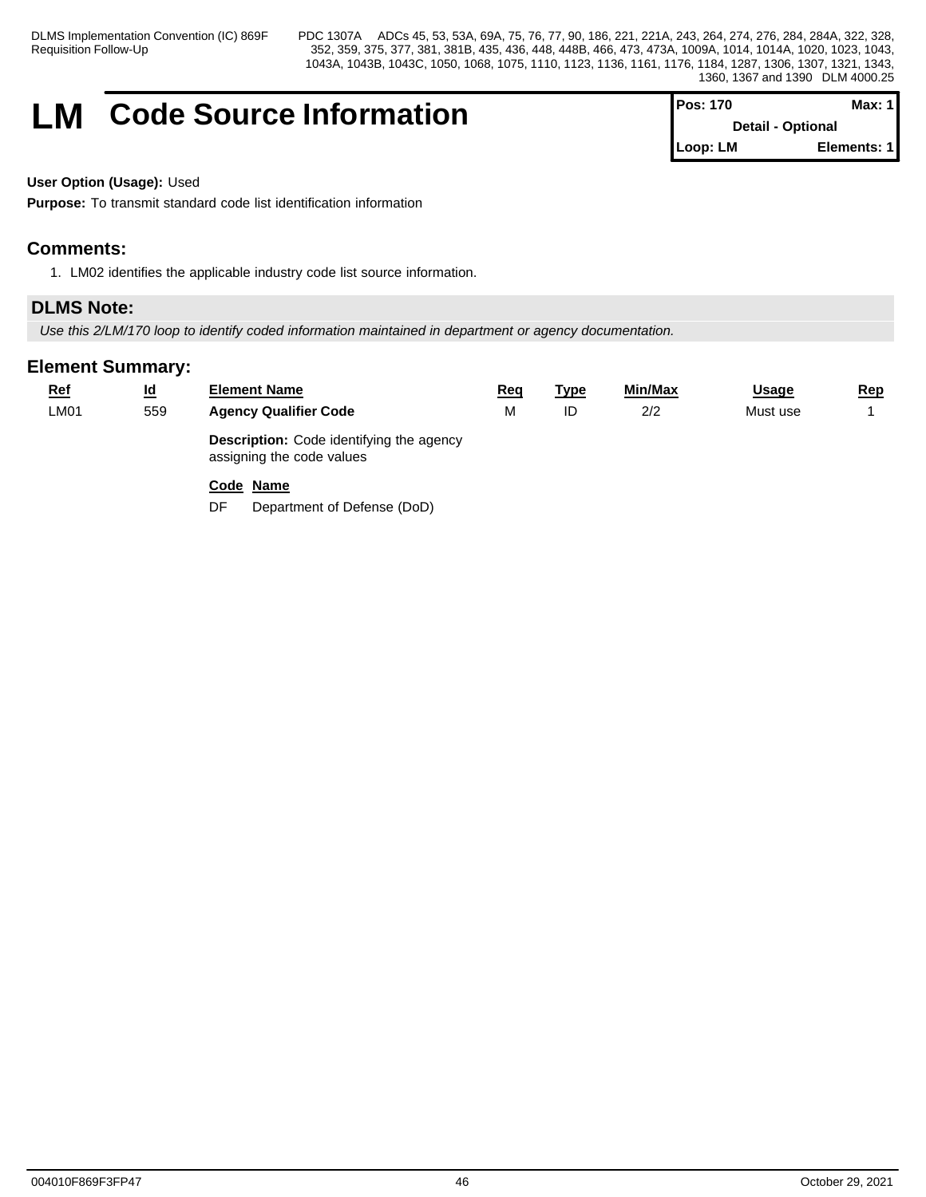# LM Code Source Information

| Pos: 170 | Max: 1 |
|---|---|
| Detail - Optional | |
| Loop: LM | Elements: 1 |

**User Option (Usage):** Used

**Purpose:** To transmit standard code list identification information

## Comments:

1. LM02 identifies the applicable industry code list source information.

## DLMS Note:

*Use this 2/LM/170 loop to identify coded information maintained in department or agency documentation.*

## Element Summary:

| Ref | Id | Element Name | Req | Type | Min/Max | Usage | Rep |
|---|---|---|---|---|---|---|---|
| LM01 | 559 | **Agency Qualifier Code** | M | ID | 2/2 | Must use | 1 |

**Description:** Code identifying the agency assigning the code values

| Code | Name |
|---|---|
| DF | Department of Defense (DoD) |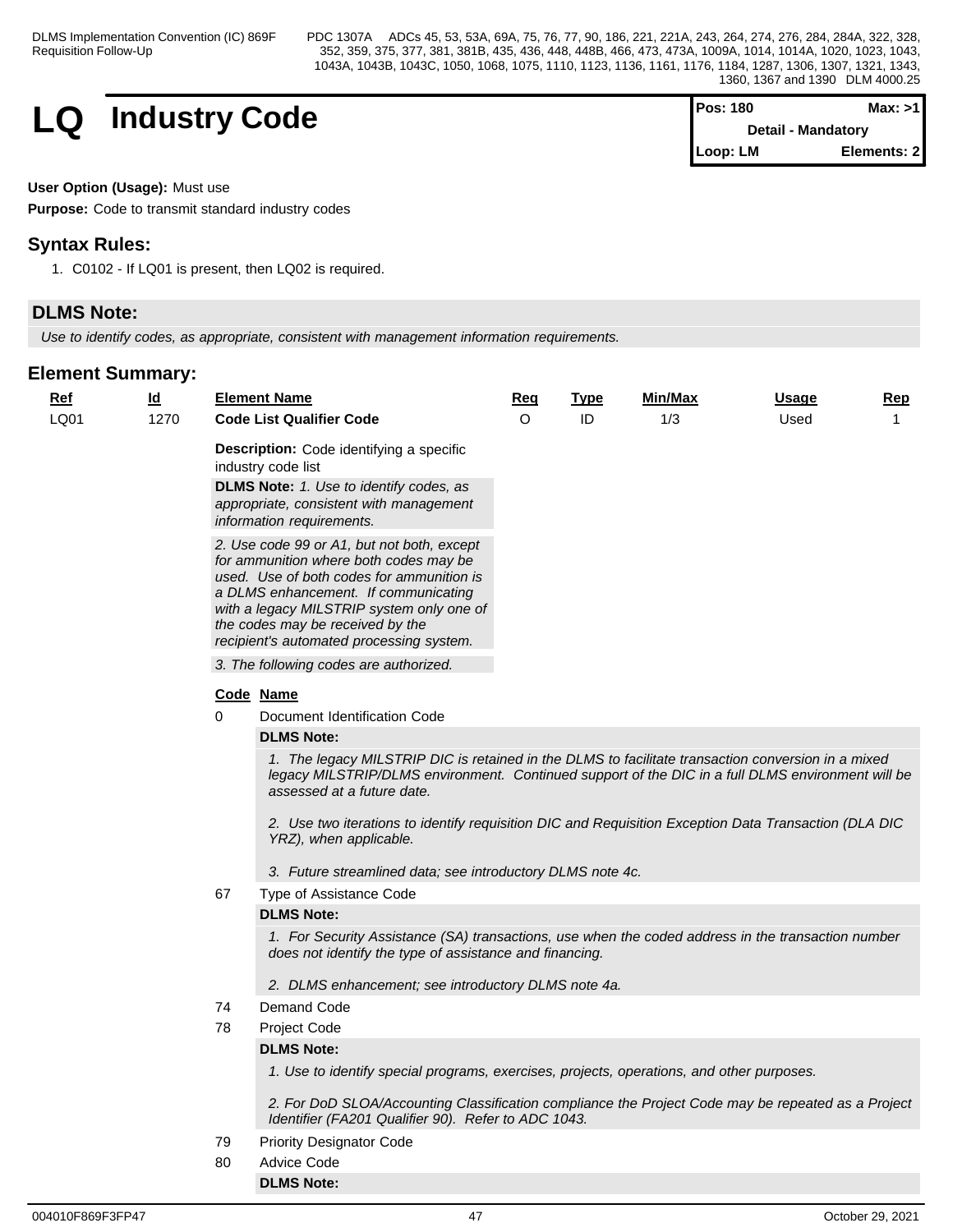# LQ Industry Code

| Pos: 180 | Max: >1 |
|---|---|
| Detail - Mandatory | |
| Loop: LM | Elements: 2 |

**User Option (Usage):** Must use

**Purpose:** Code to transmit standard industry codes

## Syntax Rules:

1. C0102 - If LQ01 is present, then LQ02 is required.

## DLMS Note:

*Use to identify codes, as appropriate, consistent with management information requirements.*

## Element Summary:

| Ref | Id | Element Name | Req | Type | Min/Max | Usage | Rep |
|---|---|---|---|---|---|---|---|
| LQ01 | 1270 | **Code List Qualifier Code** | O | ID | 1/3 | Used | 1 |

**Description:** Code identifying a specific industry code list

**DLMS Note:** *1. Use to identify codes, as appropriate, consistent with management information requirements.*

*2. Use code 99 or A1, but not both, except for ammunition where both codes may be used. Use of both codes for ammunition is a DLMS enhancement. If communicating with a legacy MILSTRIP system only one of the codes may be received by the recipient's automated processing system.*

*3. The following codes are authorized.*

| Code | Name |
|---|---|
| 0 | Document Identification Code |

**DLMS Note:**

*1. The legacy MILSTRIP DIC is retained in the DLMS to facilitate transaction conversion in a mixed legacy MILSTRIP/DLMS environment. Continued support of the DIC in a full DLMS environment will be assessed at a future date.*

*2. Use two iterations to identify requisition DIC and Requisition Exception Data Transaction (DLA DIC YRZ), when applicable.*

*3. Future streamlined data; see introductory DLMS note 4c.*

| Code | Name |
|---|---|
| 67 | Type of Assistance Code |

**DLMS Note:**

*1. For Security Assistance (SA) transactions, use when the coded address in the transaction number does not identify the type of assistance and financing.*

*2. DLMS enhancement; see introductory DLMS note 4a.*

| Code | Name |
|---|---|
| 74 | Demand Code |
| 78 | Project Code |

**DLMS Note:**

*1. Use to identify special programs, exercises, projects, operations, and other purposes.*

*2. For DoD SLOA/Accounting Classification compliance the Project Code may be repeated as a Project Identifier (FA201 Qualifier 90). Refer to ADC 1043.*

| Code | Name |
|---|---|
| 79 | Priority Designator Code |
| 80 | Advice Code |

**DLMS Note:**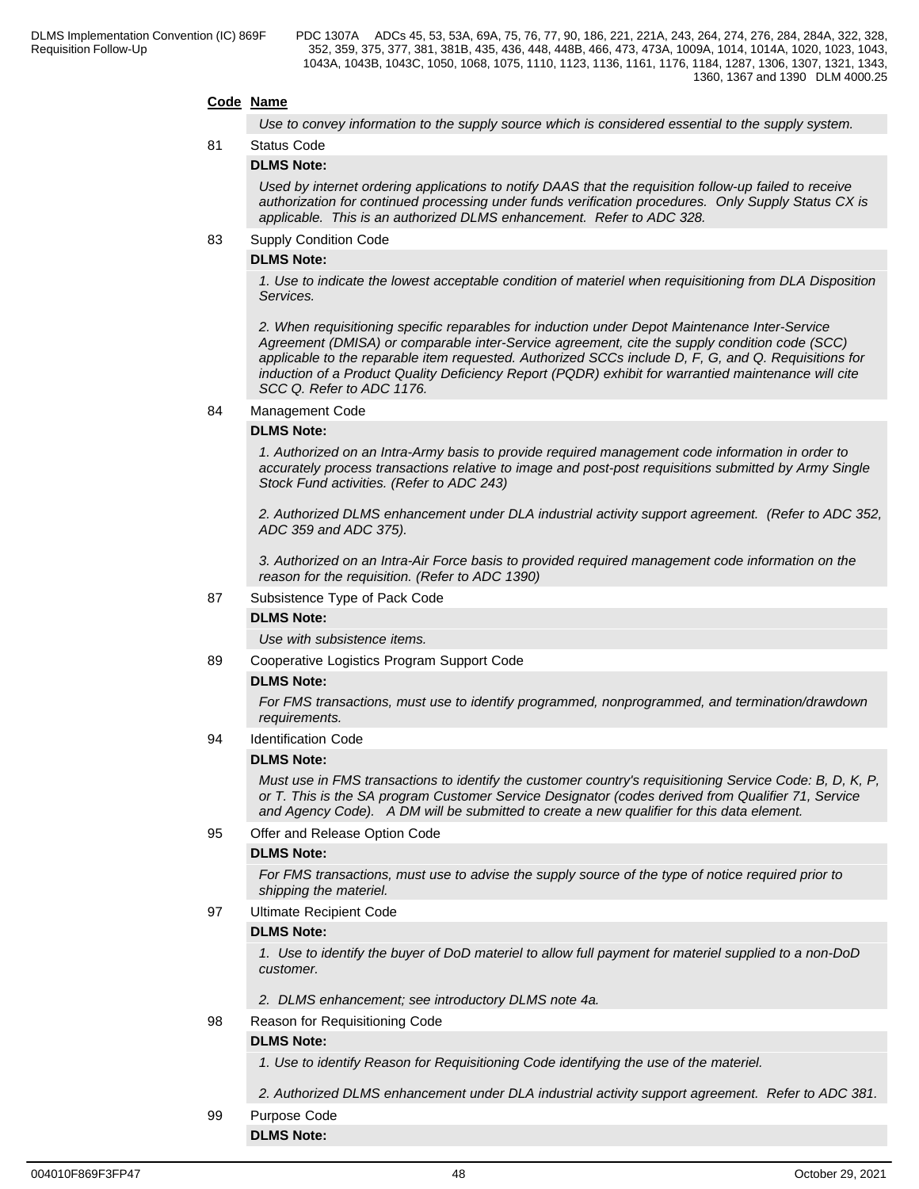**Code Name**

*Use to convey information to the supply source which is considered essential to the supply system.*

81 Status Code

**DLMS Note:**

*Used by internet ordering applications to notify DAAS that the requisition follow-up failed to receive authorization for continued processing under funds verification procedures. Only Supply Status CX is applicable. This is an authorized DLMS enhancement. Refer to ADC 328.*

83 Supply Condition Code

**DLMS Note:**

*1. Use to indicate the lowest acceptable condition of materiel when requisitioning from DLA Disposition Services.*

*2. When requisitioning specific reparables for induction under Depot Maintenance Inter-Service Agreement (DMISA) or comparable inter-Service agreement, cite the supply condition code (SCC) applicable to the reparable item requested. Authorized SCCs include D, F, G, and Q. Requisitions for induction of a Product Quality Deficiency Report (PQDR) exhibit for warrantied maintenance will cite SCC Q. Refer to ADC 1176.*

84 Management Code

**DLMS Note:**

*1. Authorized on an Intra-Army basis to provide required management code information in order to accurately process transactions relative to image and post-post requisitions submitted by Army Single Stock Fund activities. (Refer to ADC 243)*

*2. Authorized DLMS enhancement under DLA industrial activity support agreement. (Refer to ADC 352, ADC 359 and ADC 375).*

*3. Authorized on an Intra-Air Force basis to provided required management code information on the reason for the requisition. (Refer to ADC 1390)*

87 Subsistence Type of Pack Code

**DLMS Note:**

*Use with subsistence items.*

89 Cooperative Logistics Program Support Code

**DLMS Note:**

*For FMS transactions, must use to identify programmed, nonprogrammed, and termination/drawdown requirements.*

94 Identification Code

**DLMS Note:**

*Must use in FMS transactions to identify the customer country's requisitioning Service Code: B, D, K, P, or T. This is the SA program Customer Service Designator (codes derived from Qualifier 71, Service and Agency Code). A DM will be submitted to create a new qualifier for this data element.*

95 Offer and Release Option Code

**DLMS Note:**

*For FMS transactions, must use to advise the supply source of the type of notice required prior to shipping the materiel.*

97 Ultimate Recipient Code

**DLMS Note:**

*1. Use to identify the buyer of DoD materiel to allow full payment for materiel supplied to a non-DoD customer.*

*2. DLMS enhancement; see introductory DLMS note 4a.*

98 Reason for Requisitioning Code

**DLMS Note:**

*1. Use to identify Reason for Requisitioning Code identifying the use of the materiel.*

*2. Authorized DLMS enhancement under DLA industrial activity support agreement. Refer to ADC 381.*

99 Purpose Code

**DLMS Note:**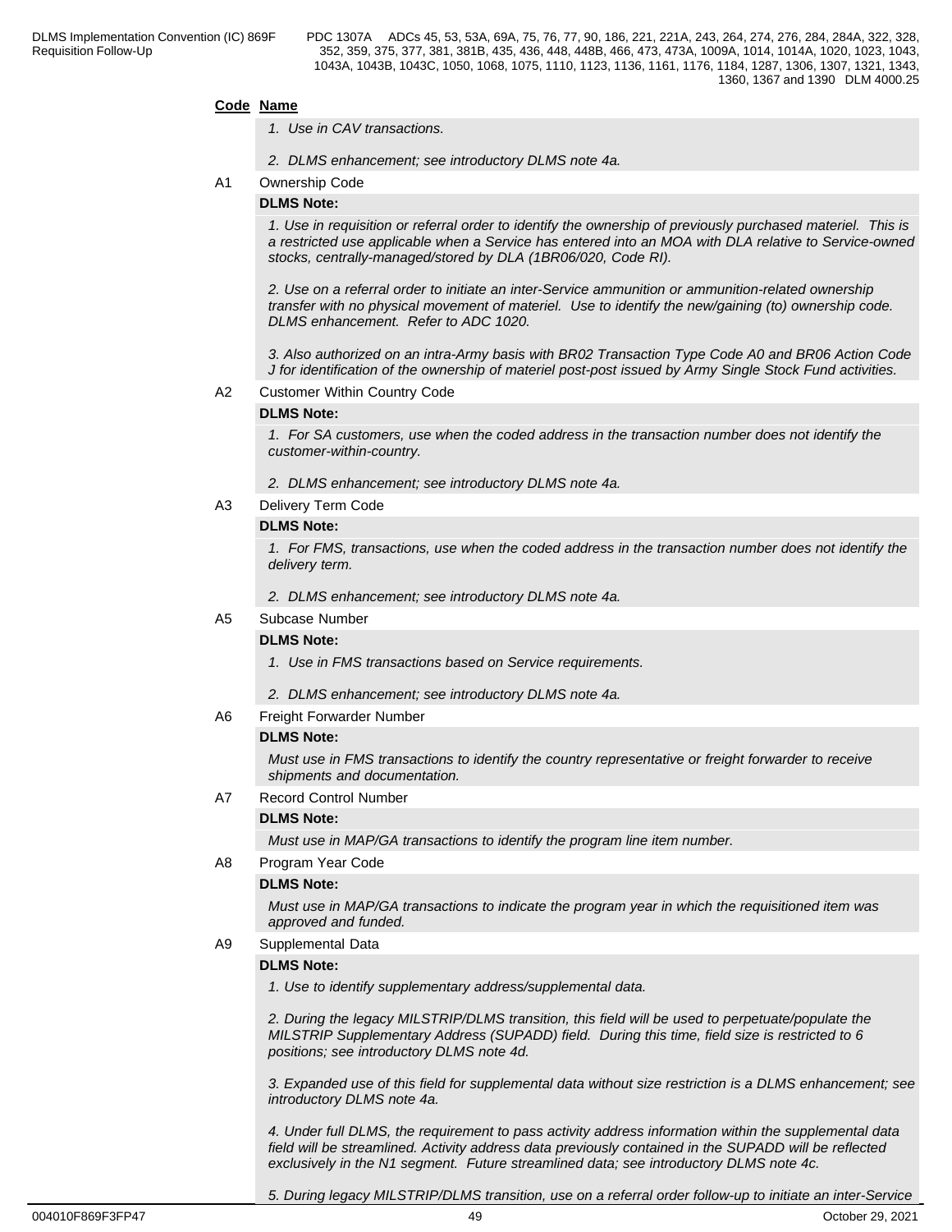**Code Name**

*1. Use in CAV transactions.*

*2. DLMS enhancement; see introductory DLMS note 4a.*

A1 Ownership Code

**DLMS Note:**

*1. Use in requisition or referral order to identify the ownership of previously purchased materiel. This is a restricted use applicable when a Service has entered into an MOA with DLA relative to Service-owned stocks, centrally-managed/stored by DLA (1BR06/020, Code RI).*

*2. Use on a referral order to initiate an inter-Service ammunition or ammunition-related ownership transfer with no physical movement of materiel. Use to identify the new/gaining (to) ownership code. DLMS enhancement. Refer to ADC 1020.*

*3. Also authorized on an intra-Army basis with BR02 Transaction Type Code A0 and BR06 Action Code J for identification of the ownership of materiel post-post issued by Army Single Stock Fund activities.*

A2 Customer Within Country Code

**DLMS Note:**

*1. For SA customers, use when the coded address in the transaction number does not identify the customer-within-country.*

*2. DLMS enhancement; see introductory DLMS note 4a.*

A3 Delivery Term Code

**DLMS Note:**

*1. For FMS, transactions, use when the coded address in the transaction number does not identify the delivery term.*

*2. DLMS enhancement; see introductory DLMS note 4a.*

A5 Subcase Number

**DLMS Note:**

*1. Use in FMS transactions based on Service requirements.*

*2. DLMS enhancement; see introductory DLMS note 4a.*

A6 Freight Forwarder Number

**DLMS Note:**

*Must use in FMS transactions to identify the country representative or freight forwarder to receive shipments and documentation.*

A7 Record Control Number

**DLMS Note:**

*Must use in MAP/GA transactions to identify the program line item number.*

A8 Program Year Code

**DLMS Note:**

*Must use in MAP/GA transactions to indicate the program year in which the requisitioned item was approved and funded.*

A9 Supplemental Data

**DLMS Note:**

*1. Use to identify supplementary address/supplemental data.*

*2. During the legacy MILSTRIP/DLMS transition, this field will be used to perpetuate/populate the MILSTRIP Supplementary Address (SUPADD) field. During this time, field size is restricted to 6 positions; see introductory DLMS note 4d.*

*3. Expanded use of this field for supplemental data without size restriction is a DLMS enhancement; see introductory DLMS note 4a.*

*4. Under full DLMS, the requirement to pass activity address information within the supplemental data field will be streamlined. Activity address data previously contained in the SUPADD will be reflected exclusively in the N1 segment. Future streamlined data; see introductory DLMS note 4c.*

*5. During legacy MILSTRIP/DLMS transition, use on a referral order follow-up to initiate an inter-Service*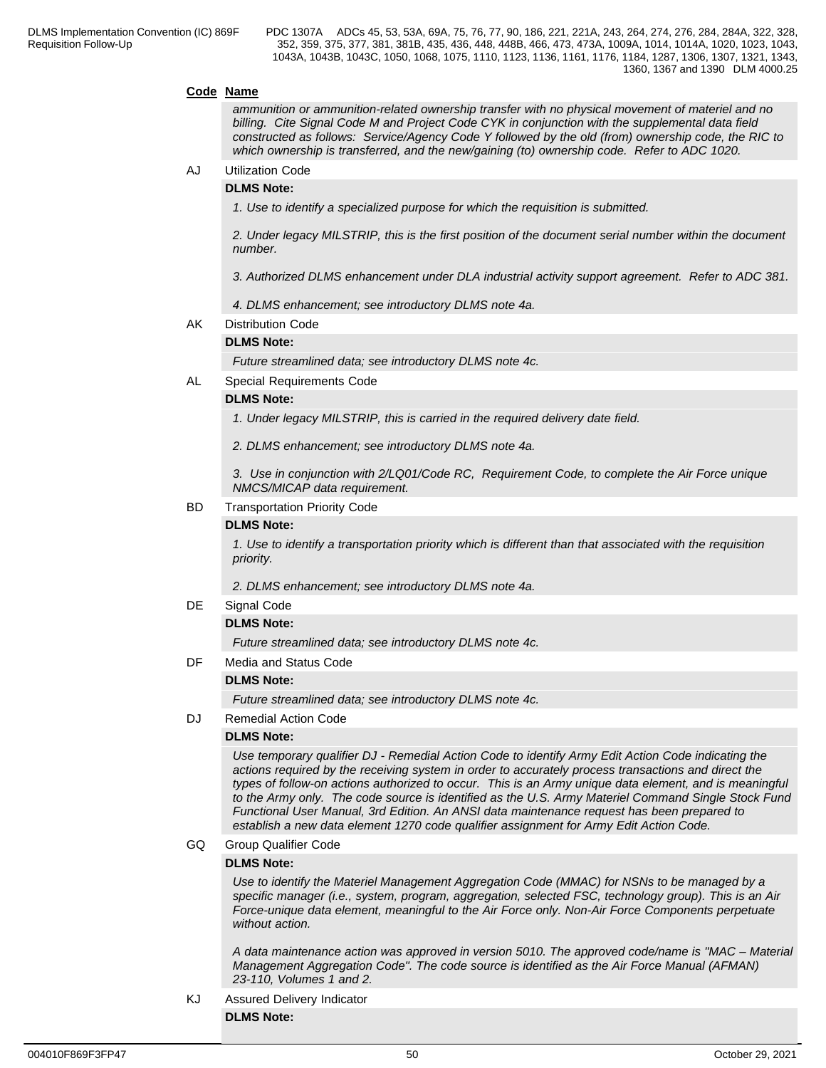**Code Name**

*ammunition or ammunition-related ownership transfer with no physical movement of materiel and no billing. Cite Signal Code M and Project Code CYK in conjunction with the supplemental data field constructed as follows: Service/Agency Code Y followed by the old (from) ownership code, the RIC to which ownership is transferred, and the new/gaining (to) ownership code. Refer to ADC 1020.*

AJ Utilization Code

**DLMS Note:**

*1. Use to identify a specialized purpose for which the requisition is submitted.*

*2. Under legacy MILSTRIP, this is the first position of the document serial number within the document number.*

*3. Authorized DLMS enhancement under DLA industrial activity support agreement. Refer to ADC 381.*

*4. DLMS enhancement; see introductory DLMS note 4a.*

AK Distribution Code

**DLMS Note:**

*Future streamlined data; see introductory DLMS note 4c.*

AL Special Requirements Code

**DLMS Note:**

*1. Under legacy MILSTRIP, this is carried in the required delivery date field.*

*2. DLMS enhancement; see introductory DLMS note 4a.*

*3. Use in conjunction with 2/LQ01/Code RC, Requirement Code, to complete the Air Force unique NMCS/MICAP data requirement.*

BD Transportation Priority Code

**DLMS Note:**

*1. Use to identify a transportation priority which is different than that associated with the requisition priority.*

*2. DLMS enhancement; see introductory DLMS note 4a.*

DE Signal Code

**DLMS Note:**

*Future streamlined data; see introductory DLMS note 4c.*

DF Media and Status Code

**DLMS Note:**

*Future streamlined data; see introductory DLMS note 4c.*

DJ Remedial Action Code

**DLMS Note:**

*Use temporary qualifier DJ - Remedial Action Code to identify Army Edit Action Code indicating the actions required by the receiving system in order to accurately process transactions and direct the types of follow-on actions authorized to occur. This is an Army unique data element, and is meaningful to the Army only. The code source is identified as the U.S. Army Materiel Command Single Stock Fund Functional User Manual, 3rd Edition. An ANSI data maintenance request has been prepared to establish a new data element 1270 code qualifier assignment for Army Edit Action Code.*

GQ Group Qualifier Code

**DLMS Note:**

*Use to identify the Materiel Management Aggregation Code (MMAC) for NSNs to be managed by a specific manager (i.e., system, program, aggregation, selected FSC, technology group). This is an Air Force-unique data element, meaningful to the Air Force only. Non-Air Force Components perpetuate without action.*

*A data maintenance action was approved in version 5010. The approved code/name is "MAC – Material Management Aggregation Code". The code source is identified as the Air Force Manual (AFMAN) 23-110, Volumes 1 and 2.*

KJ Assured Delivery Indicator

**DLMS Note:**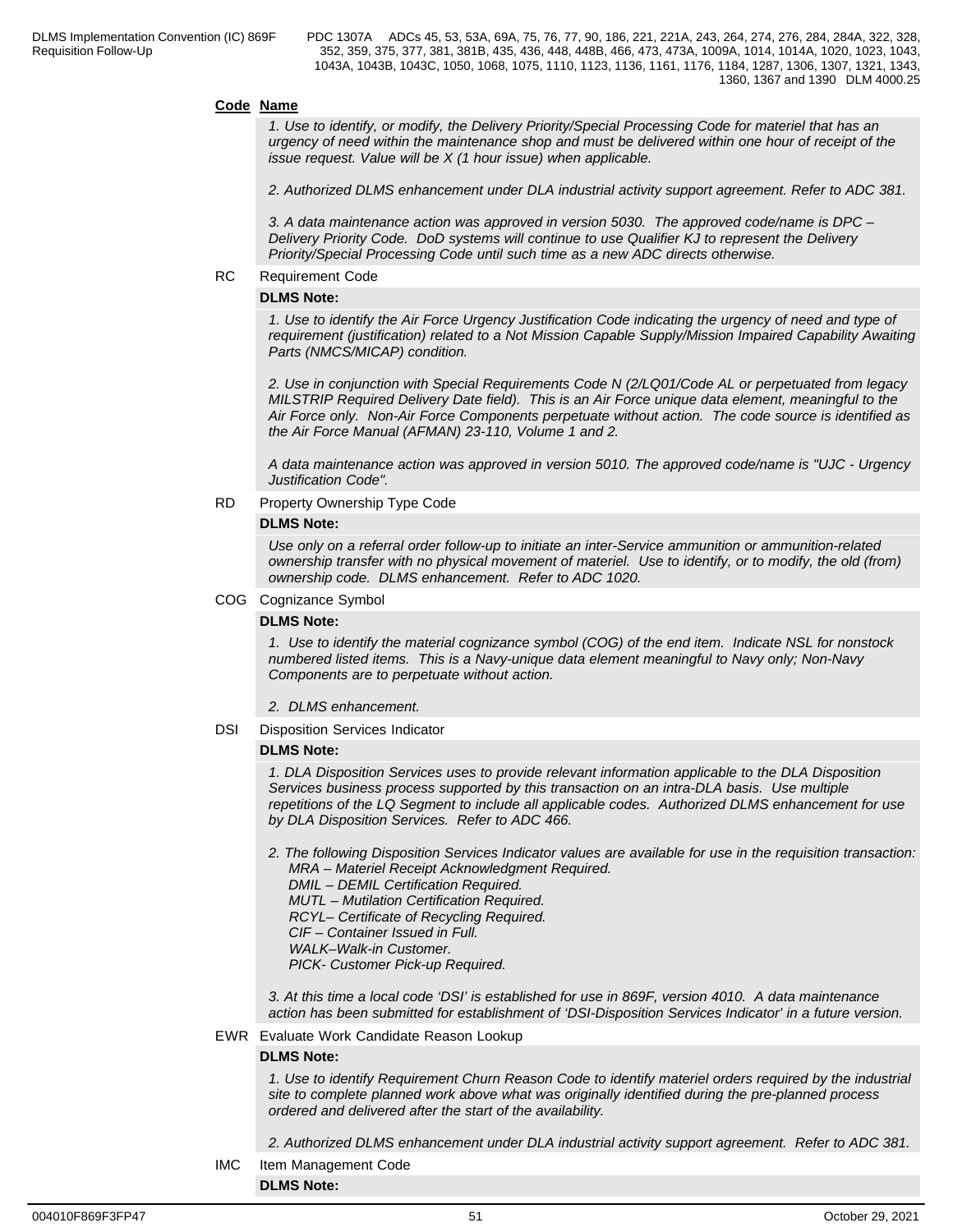**Code Name**

*1. Use to identify, or modify, the Delivery Priority/Special Processing Code for materiel that has an urgency of need within the maintenance shop and must be delivered within one hour of receipt of the issue request. Value will be X (1 hour issue) when applicable.*

*2. Authorized DLMS enhancement under DLA industrial activity support agreement. Refer to ADC 381.*

*3. A data maintenance action was approved in version 5030. The approved code/name is DPC – Delivery Priority Code. DoD systems will continue to use Qualifier KJ to represent the Delivery Priority/Special Processing Code until such time as a new ADC directs otherwise.*

RC Requirement Code

**DLMS Note:**

*1. Use to identify the Air Force Urgency Justification Code indicating the urgency of need and type of requirement (justification) related to a Not Mission Capable Supply/Mission Impaired Capability Awaiting Parts (NMCS/MICAP) condition.*

*2. Use in conjunction with Special Requirements Code N (2/LQ01/Code AL or perpetuated from legacy MILSTRIP Required Delivery Date field). This is an Air Force unique data element, meaningful to the Air Force only. Non-Air Force Components perpetuate without action. The code source is identified as the Air Force Manual (AFMAN) 23-110, Volume 1 and 2.*

*A data maintenance action was approved in version 5010. The approved code/name is "UJC - Urgency Justification Code".*

RD Property Ownership Type Code

**DLMS Note:**

*Use only on a referral order follow-up to initiate an inter-Service ammunition or ammunition-related ownership transfer with no physical movement of materiel. Use to identify, or to modify, the old (from) ownership code. DLMS enhancement. Refer to ADC 1020.*

COG Cognizance Symbol

**DLMS Note:**

*1. Use to identify the material cognizance symbol (COG) of the end item. Indicate NSL for nonstock numbered listed items. This is a Navy-unique data element meaningful to Navy only; Non-Navy Components are to perpetuate without action.*

*2. DLMS enhancement.*

DSI Disposition Services Indicator

**DLMS Note:**

*1. DLA Disposition Services uses to provide relevant information applicable to the DLA Disposition Services business process supported by this transaction on an intra-DLA basis. Use multiple repetitions of the LQ Segment to include all applicable codes. Authorized DLMS enhancement for use by DLA Disposition Services. Refer to ADC 466.*

*2. The following Disposition Services Indicator values are available for use in the requisition transaction:*
*MRA – Materiel Receipt Acknowledgment Required.*
*DMIL – DEMIL Certification Required.*
*MUTL – Mutilation Certification Required.*
*RCYL– Certificate of Recycling Required.*
*CIF – Container Issued in Full.*
*WALK–Walk-in Customer.*
*PICK- Customer Pick-up Required.*

*3. At this time a local code 'DSI' is established for use in 869F, version 4010. A data maintenance action has been submitted for establishment of 'DSI-Disposition Services Indicator' in a future version.*

EWR Evaluate Work Candidate Reason Lookup

**DLMS Note:**

*1. Use to identify Requirement Churn Reason Code to identify materiel orders required by the industrial site to complete planned work above what was originally identified during the pre-planned process ordered and delivered after the start of the availability.*

*2. Authorized DLMS enhancement under DLA industrial activity support agreement. Refer to ADC 381.*

IMC Item Management Code

**DLMS Note:**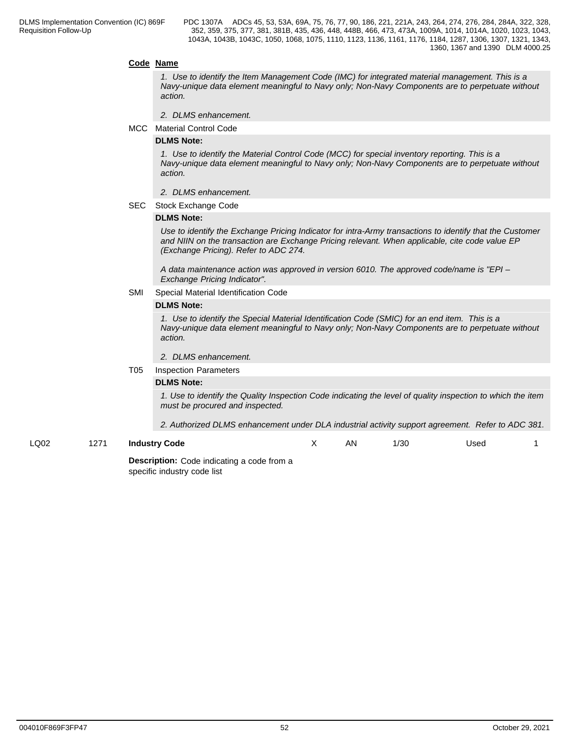**Code** **Name**

*1. Use to identify the Item Management Code (IMC) for integrated material management. This is a Navy-unique data element meaningful to Navy only; Non-Navy Components are to perpetuate without action.*

*2. DLMS enhancement.*

MCC Material Control Code

**DLMS Note:**

*1. Use to identify the Material Control Code (MCC) for special inventory reporting. This is a Navy-unique data element meaningful to Navy only; Non-Navy Components are to perpetuate without action.*

*2. DLMS enhancement.*

SEC Stock Exchange Code

**DLMS Note:**

*Use to identify the Exchange Pricing Indicator for intra-Army transactions to identify that the Customer and NIIN on the transaction are Exchange Pricing relevant. When applicable, cite code value EP (Exchange Pricing). Refer to ADC 274.*

*A data maintenance action was approved in version 6010. The approved code/name is "EPI – Exchange Pricing Indicator".*

SMI Special Material Identification Code

**DLMS Note:**

*1. Use to identify the Special Material Identification Code (SMIC) for an end item. This is a Navy-unique data element meaningful to Navy only; Non-Navy Components are to perpetuate without action.*

*2. DLMS enhancement.*

T05 Inspection Parameters

**DLMS Note:**

*1. Use to identify the Quality Inspection Code indicating the level of quality inspection to which the item must be procured and inspected.*

*2. Authorized DLMS enhancement under DLA industrial activity support agreement. Refer to ADC 381.*

| LQ02 | 1271 | **Industry Code** | X | AN | 1/30 | Used | 1 |
|---|---|---|---|---|---|---|---|

**Description:** Code indicating a code from a specific industry code list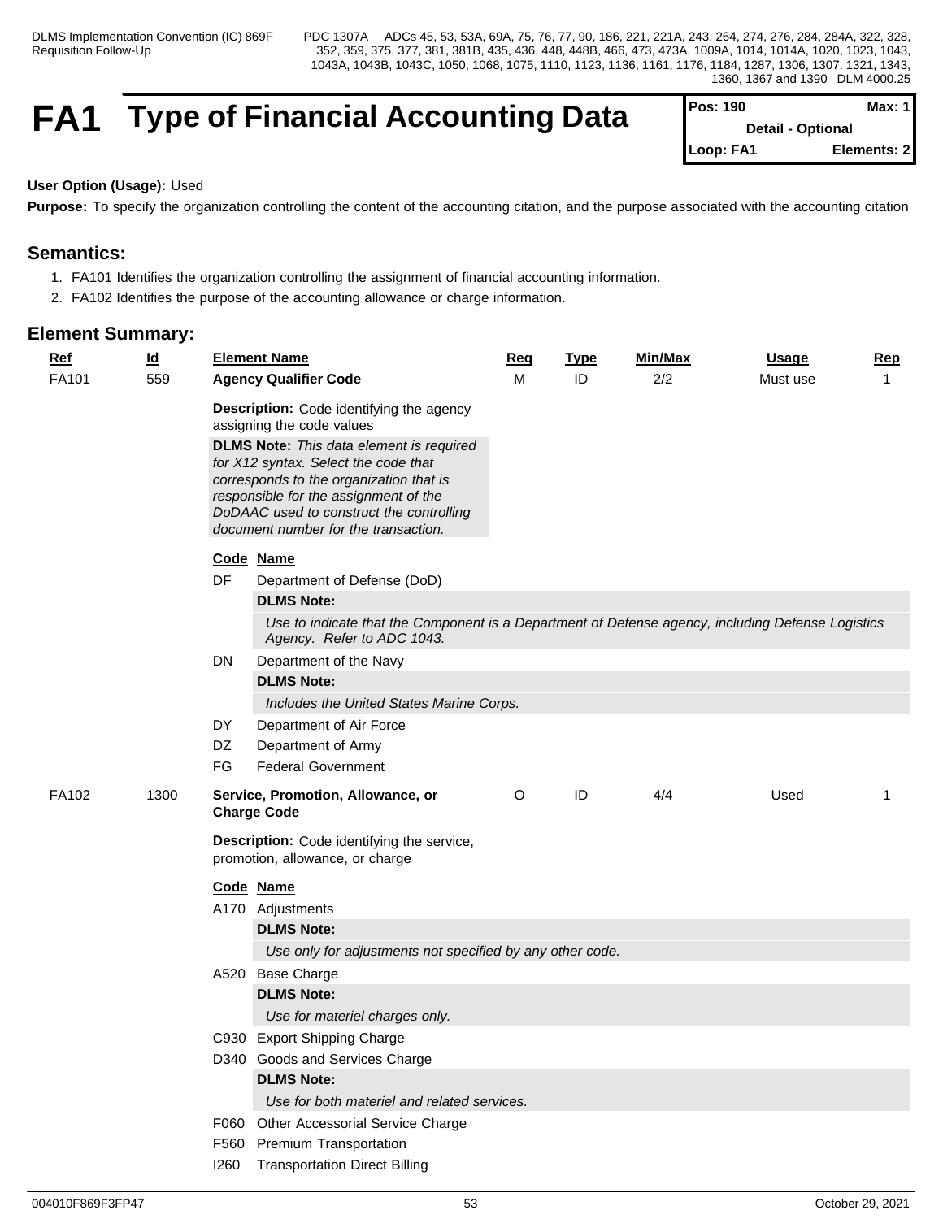# FA1 Type of Financial Accounting Data

Pos: 190 | Max: 1
Detail - Optional
Loop: FA1 | Elements: 2

**User Option (Usage):** Used

**Purpose:** To specify the organization controlling the content of the accounting citation, and the purpose associated with the accounting citation

## Semantics:

1. FA101 Identifies the organization controlling the assignment of financial accounting information.
2. FA102 Identifies the purpose of the accounting allowance or charge information.

## Element Summary:

| Ref | Id | Element Name | Req | Type | Min/Max | Usage | Rep |
|---|---|---|---|---|---|---|---|
| FA101 | 559 | **Agency Qualifier Code** | M | ID | 2/2 | Must use | 1 |

**Description:** Code identifying the agency assigning the code values

**DLMS Note:** *This data element is required for X12 syntax. Select the code that corresponds to the organization that is responsible for the assignment of the DoDAAC used to construct the controlling document number for the transaction.*

| Code | Name |
|---|---|
| DF | Department of Defense (DoD) |
| | **DLMS Note:** *Use to indicate that the Component is a Department of Defense agency, including Defense Logistics Agency. Refer to ADC 1043.* |
| DN | Department of the Navy |
| | **DLMS Note:** *Includes the United States Marine Corps.* |
| DY | Department of Air Force |
| DZ | Department of Army |
| FG | Federal Government |

| Ref | Id | Element Name | Req | Type | Min/Max | Usage | Rep |
|---|---|---|---|---|---|---|---|
| FA102 | 1300 | **Service, Promotion, Allowance, or Charge Code** | O | ID | 4/4 | Used | 1 |

**Description:** Code identifying the service, promotion, allowance, or charge

| Code | Name |
|---|---|
| A170 | Adjustments |
| | **DLMS Note:** *Use only for adjustments not specified by any other code.* |
| A520 | Base Charge |
| | **DLMS Note:** *Use for materiel charges only.* |
| C930 | Export Shipping Charge |
| D340 | Goods and Services Charge |
| | **DLMS Note:** *Use for both materiel and related services.* |
| F060 | Other Accessorial Service Charge |
| F560 | Premium Transportation |
| I260 | Transportation Direct Billing |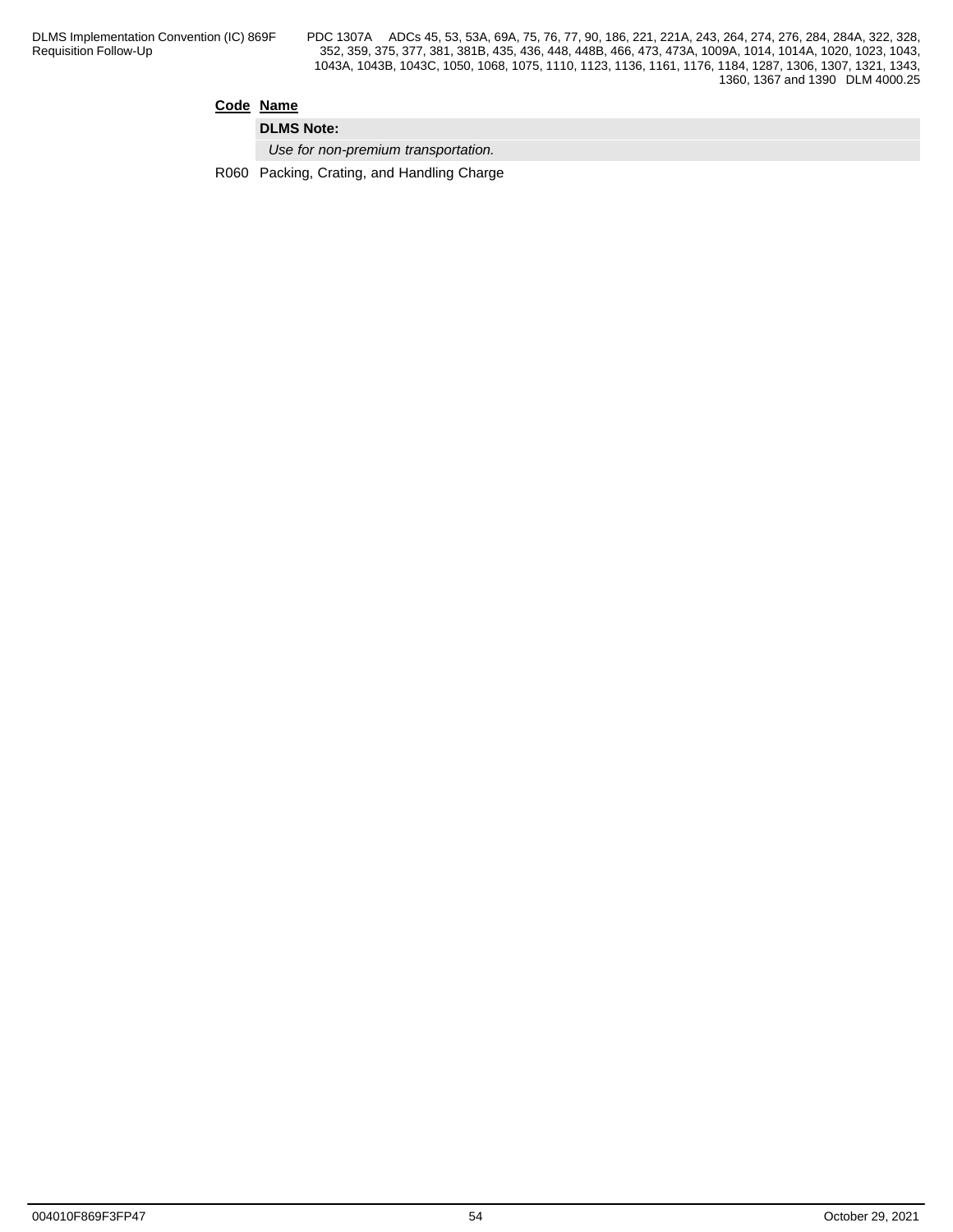| Code | Name |
|---|---|
| | **DLMS Note:** |
| | *Use for non-premium transportation.* |
| R060 | Packing, Crating, and Handling Charge |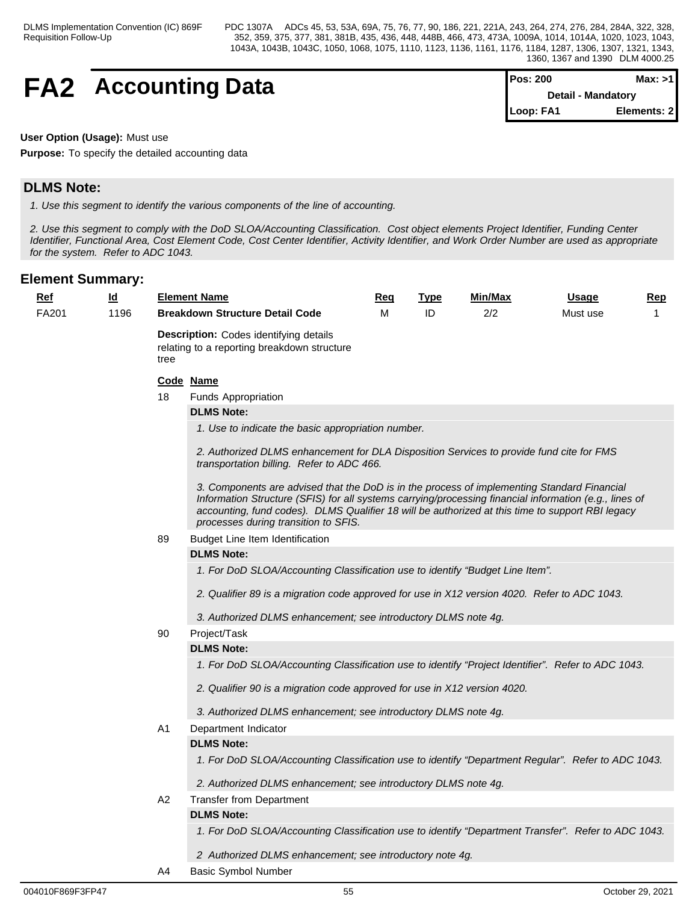# FA2 Accounting Data

| Pos: 200 | Max: >1 |
|---|---|
| Detail - Mandatory | |
| Loop: FA1 | Elements: 2 |

**User Option (Usage):** Must use

**Purpose:** To specify the detailed accounting data

## DLMS Note:

*1. Use this segment to identify the various components of the line of accounting.*

*2. Use this segment to comply with the DoD SLOA/Accounting Classification. Cost object elements Project Identifier, Funding Center Identifier, Functional Area, Cost Element Code, Cost Center Identifier, Activity Identifier, and Work Order Number are used as appropriate for the system. Refer to ADC 1043.*

## Element Summary:

| Ref | Id | Element Name | Req | Type | Min/Max | Usage | Rep |
|---|---|---|---|---|---|---|---|
| FA201 | 1196 | **Breakdown Structure Detail Code** | M | ID | 2/2 | Must use | 1 |

**Description:** Codes identifying details relating to a reporting breakdown structure tree

| Code | Name |
|---|---|
| 18 | Funds Appropriation |

**DLMS Note:**

*1. Use to indicate the basic appropriation number.*

*2. Authorized DLMS enhancement for DLA Disposition Services to provide fund cite for FMS transportation billing. Refer to ADC 466.*

*3. Components are advised that the DoD is in the process of implementing Standard Financial Information Structure (SFIS) for all systems carrying/processing financial information (e.g., lines of accounting, fund codes). DLMS Qualifier 18 will be authorized at this time to support RBI legacy processes during transition to SFIS.*

| Code | Name |
|---|---|
| 89 | Budget Line Item Identification |

**DLMS Note:**

*1. For DoD SLOA/Accounting Classification use to identify "Budget Line Item".*

*2. Qualifier 89 is a migration code approved for use in X12 version 4020. Refer to ADC 1043.*

*3. Authorized DLMS enhancement; see introductory DLMS note 4g.*

| Code | Name |
|---|---|
| 90 | Project/Task |

**DLMS Note:**

*1. For DoD SLOA/Accounting Classification use to identify "Project Identifier". Refer to ADC 1043.*

*2. Qualifier 90 is a migration code approved for use in X12 version 4020.*

*3. Authorized DLMS enhancement; see introductory DLMS note 4g.*

| Code | Name |
|---|---|
| A1 | Department Indicator |

**DLMS Note:**

*1. For DoD SLOA/Accounting Classification use to identify "Department Regular". Refer to ADC 1043.*

*2. Authorized DLMS enhancement; see introductory DLMS note 4g.*

| Code | Name |
|---|---|
| A2 | Transfer from Department |

**DLMS Note:**

*1. For DoD SLOA/Accounting Classification use to identify "Department Transfer". Refer to ADC 1043.*

*2 Authorized DLMS enhancement; see introductory note 4g.*

| Code | Name |
|---|---|
| A4 | Basic Symbol Number |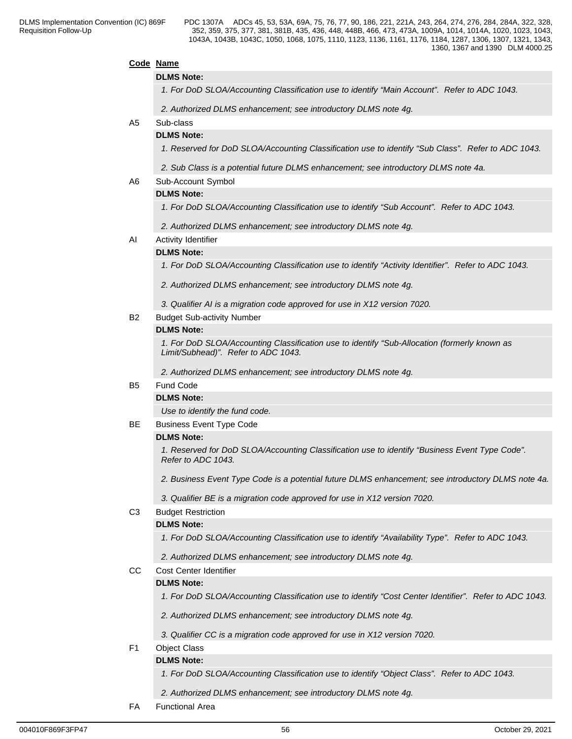| Code | Name |
|---|---|
| | **DLMS Note:** |
| | *1. For DoD SLOA/Accounting Classification use to identify “Main Account”. Refer to ADC 1043.* |
| | *2. Authorized DLMS enhancement; see introductory DLMS note 4g.* |
| A5 | Sub-class |
| | **DLMS Note:** |
| | *1. Reserved for DoD SLOA/Accounting Classification use to identify “Sub Class”. Refer to ADC 1043.* |
| | *2. Sub Class is a potential future DLMS enhancement; see introductory DLMS note 4a.* |
| A6 | Sub-Account Symbol |
| | **DLMS Note:** |
| | *1. For DoD SLOA/Accounting Classification use to identify “Sub Account”. Refer to ADC 1043.* |
| | *2. Authorized DLMS enhancement; see introductory DLMS note 4g.* |
| AI | Activity Identifier |
| | **DLMS Note:** |
| | *1. For DoD SLOA/Accounting Classification use to identify “Activity Identifier”. Refer to ADC 1043.* |
| | *2. Authorized DLMS enhancement; see introductory DLMS note 4g.* |
| | *3. Qualifier AI is a migration code approved for use in X12 version 7020.* |
| B2 | Budget Sub-activity Number |
| | **DLMS Note:** |
| | *1. For DoD SLOA/Accounting Classification use to identify “Sub-Allocation (formerly known as Limit/Subhead)”. Refer to ADC 1043.* |
| | *2. Authorized DLMS enhancement; see introductory DLMS note 4g.* |
| B5 | Fund Code |
| | **DLMS Note:** |
| | *Use to identify the fund code.* |
| BE | Business Event Type Code |
| | **DLMS Note:** |
| | *1. Reserved for DoD SLOA/Accounting Classification use to identify “Business Event Type Code”. Refer to ADC 1043.* |
| | *2. Business Event Type Code is a potential future DLMS enhancement; see introductory DLMS note 4a.* |
| | *3. Qualifier BE is a migration code approved for use in X12 version 7020.* |
| C3 | Budget Restriction |
| | **DLMS Note:** |
| | *1. For DoD SLOA/Accounting Classification use to identify “Availability Type”. Refer to ADC 1043.* |
| | *2. Authorized DLMS enhancement; see introductory DLMS note 4g.* |
| CC | Cost Center Identifier |
| | **DLMS Note:** |
| | *1. For DoD SLOA/Accounting Classification use to identify “Cost Center Identifier”. Refer to ADC 1043.* |
| | *2. Authorized DLMS enhancement; see introductory DLMS note 4g.* |
| | *3. Qualifier CC is a migration code approved for use in X12 version 7020.* |
| F1 | Object Class |
| | **DLMS Note:** |
| | *1. For DoD SLOA/Accounting Classification use to identify “Object Class”. Refer to ADC 1043.* |
| | *2. Authorized DLMS enhancement; see introductory DLMS note 4g.* |
| FA | Functional Area |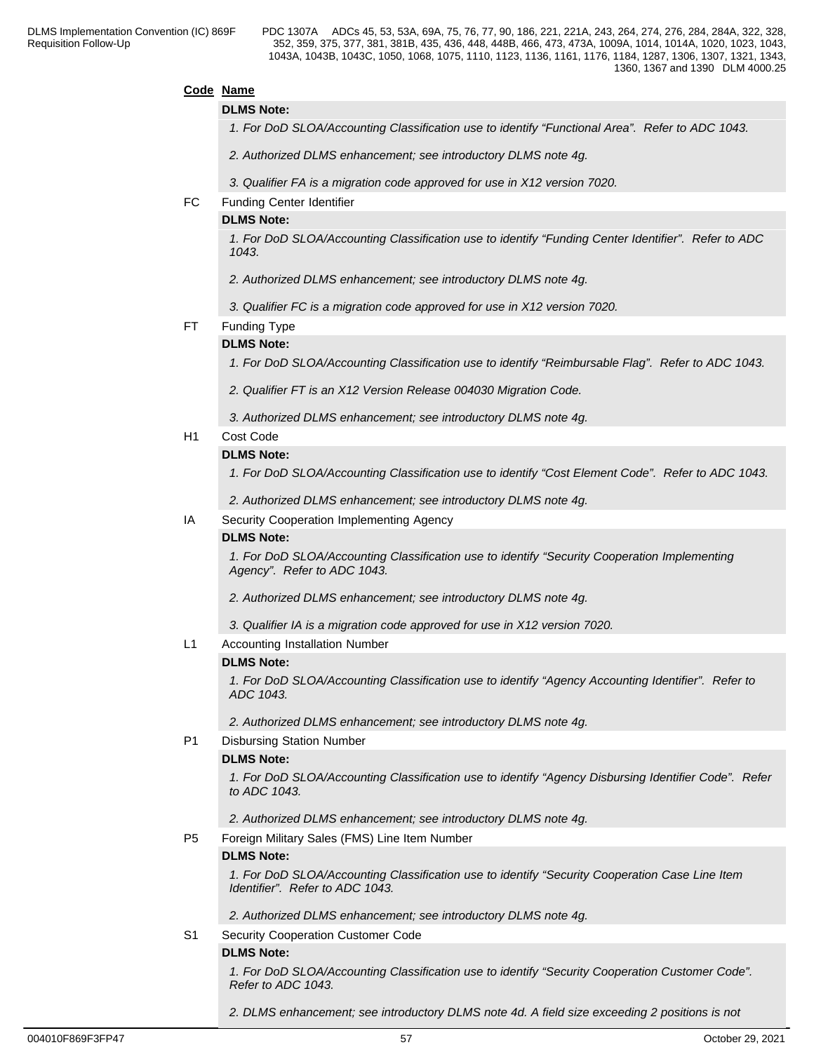**Code** **Name**

**DLMS Note:**

*1. For DoD SLOA/Accounting Classification use to identify "Functional Area". Refer to ADC 1043.*

*2. Authorized DLMS enhancement; see introductory DLMS note 4g.*

*3. Qualifier FA is a migration code approved for use in X12 version 7020.*

FC Funding Center Identifier

**DLMS Note:**

*1. For DoD SLOA/Accounting Classification use to identify "Funding Center Identifier". Refer to ADC 1043.*

*2. Authorized DLMS enhancement; see introductory DLMS note 4g.*

*3. Qualifier FC is a migration code approved for use in X12 version 7020.*

FT Funding Type

**DLMS Note:**

*1. For DoD SLOA/Accounting Classification use to identify "Reimbursable Flag". Refer to ADC 1043.*

*2. Qualifier FT is an X12 Version Release 004030 Migration Code.*

*3. Authorized DLMS enhancement; see introductory DLMS note 4g.*

H1 Cost Code

**DLMS Note:**

*1. For DoD SLOA/Accounting Classification use to identify "Cost Element Code". Refer to ADC 1043.*

*2. Authorized DLMS enhancement; see introductory DLMS note 4g.*

IA Security Cooperation Implementing Agency

**DLMS Note:**

*1. For DoD SLOA/Accounting Classification use to identify "Security Cooperation Implementing Agency". Refer to ADC 1043.*

*2. Authorized DLMS enhancement; see introductory DLMS note 4g.*

*3. Qualifier IA is a migration code approved for use in X12 version 7020.*

L1 Accounting Installation Number

**DLMS Note:**

*1. For DoD SLOA/Accounting Classification use to identify "Agency Accounting Identifier". Refer to ADC 1043.*

*2. Authorized DLMS enhancement; see introductory DLMS note 4g.*

P1 Disbursing Station Number

**DLMS Note:**

*1. For DoD SLOA/Accounting Classification use to identify "Agency Disbursing Identifier Code". Refer to ADC 1043.*

*2. Authorized DLMS enhancement; see introductory DLMS note 4g.*

P5 Foreign Military Sales (FMS) Line Item Number

**DLMS Note:**

*1. For DoD SLOA/Accounting Classification use to identify "Security Cooperation Case Line Item Identifier". Refer to ADC 1043.*

*2. Authorized DLMS enhancement; see introductory DLMS note 4g.*

S1 Security Cooperation Customer Code

**DLMS Note:**

*1. For DoD SLOA/Accounting Classification use to identify "Security Cooperation Customer Code". Refer to ADC 1043.*

*2. DLMS enhancement; see introductory DLMS note 4d. A field size exceeding 2 positions is not*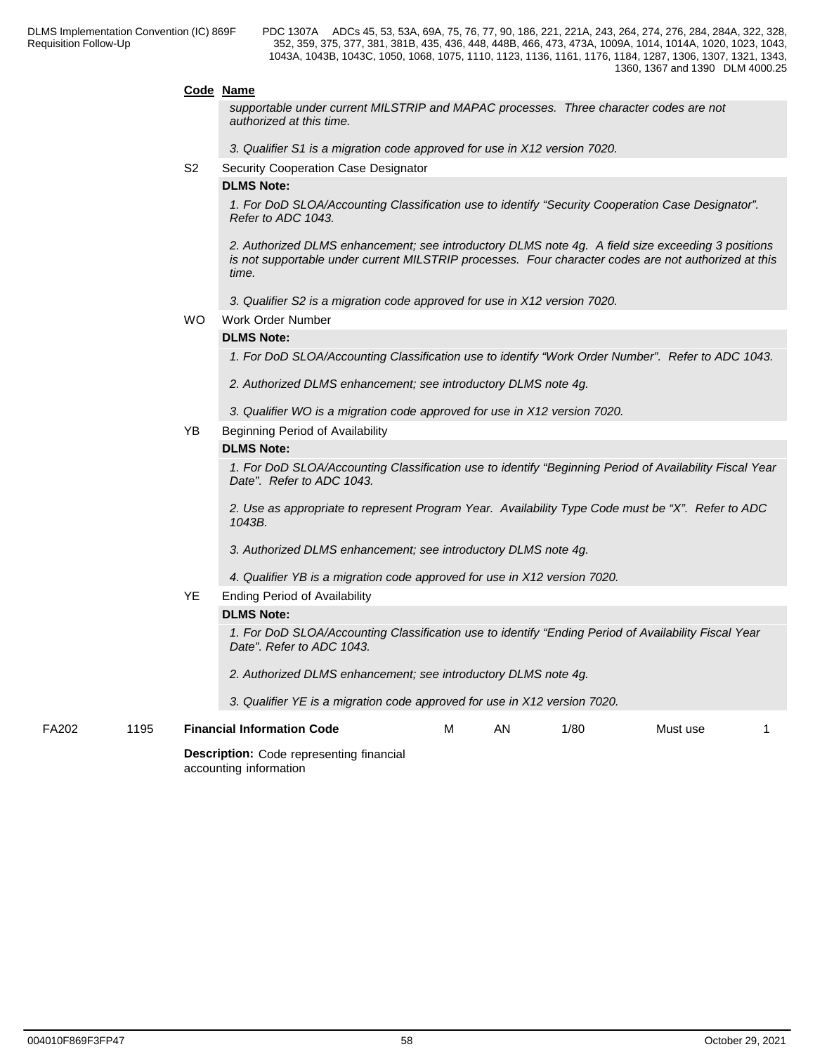**Code** **Name**

*supportable under current MILSTRIP and MAPAC processes. Three character codes are not authorized at this time.*

*3. Qualifier S1 is a migration code approved for use in X12 version 7020.*

S2 Security Cooperation Case Designator

**DLMS Note:**

*1. For DoD SLOA/Accounting Classification use to identify "Security Cooperation Case Designator". Refer to ADC 1043.*

*2. Authorized DLMS enhancement; see introductory DLMS note 4g. A field size exceeding 3 positions is not supportable under current MILSTRIP processes. Four character codes are not authorized at this time.*

*3. Qualifier S2 is a migration code approved for use in X12 version 7020.*

WO Work Order Number

**DLMS Note:**

*1. For DoD SLOA/Accounting Classification use to identify "Work Order Number". Refer to ADC 1043.*

*2. Authorized DLMS enhancement; see introductory DLMS note 4g.*

*3. Qualifier WO is a migration code approved for use in X12 version 7020.*

YB Beginning Period of Availability

**DLMS Note:**

*1. For DoD SLOA/Accounting Classification use to identify "Beginning Period of Availability Fiscal Year Date". Refer to ADC 1043.*

*2. Use as appropriate to represent Program Year. Availability Type Code must be "X". Refer to ADC 1043B.*

*3. Authorized DLMS enhancement; see introductory DLMS note 4g.*

*4. Qualifier YB is a migration code approved for use in X12 version 7020.*

YE Ending Period of Availability

**DLMS Note:**

*1. For DoD SLOA/Accounting Classification use to identify "Ending Period of Availability Fiscal Year Date". Refer to ADC 1043.*

*2. Authorized DLMS enhancement; see introductory DLMS note 4g.*

*3. Qualifier YE is a migration code approved for use in X12 version 7020.*

| FA202 | 1195 | **Financial Information Code** | M | AN | 1/80 | Must use | 1 |
|---|---|---|---|---|---|---|---|

**Description:** Code representing financial accounting information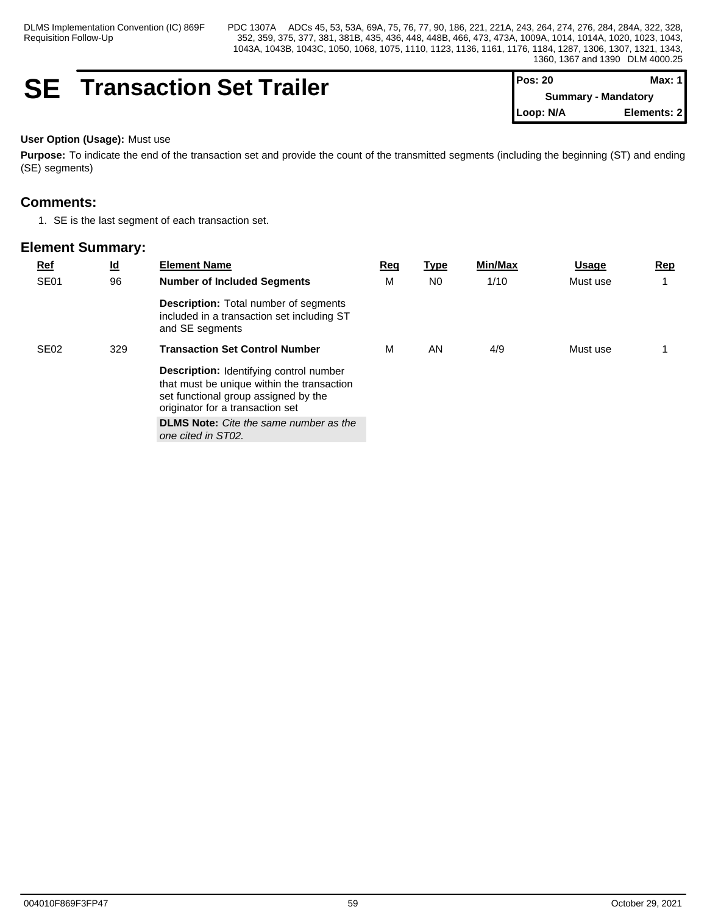# SE Transaction Set Trailer

| Pos: 20 | Max: 1 |
| --- | --- |
| Summary - Mandatory | |
| Loop: N/A | Elements: 2 |

**User Option (Usage):** Must use

**Purpose:** To indicate the end of the transaction set and provide the count of the transmitted segments (including the beginning (ST) and ending (SE) segments)

## Comments:

1. SE is the last segment of each transaction set.

## Element Summary:

| Ref | Id | Element Name | Req | Type | Min/Max | Usage | Rep |
| --- | --- | --- | --- | --- | --- | --- | --- |
| SE01 | 96 | **Number of Included Segments**<br>**Description:** Total number of segments included in a transaction set including ST and SE segments | M | N0 | 1/10 | Must use | 1 |
| SE02 | 329 | **Transaction Set Control Number**<br>**Description:** Identifying control number that must be unique within the transaction set functional group assigned by the originator for a transaction set<br>**DLMS Note:** *Cite the same number as the one cited in ST02.* | M | AN | 4/9 | Must use | 1 |